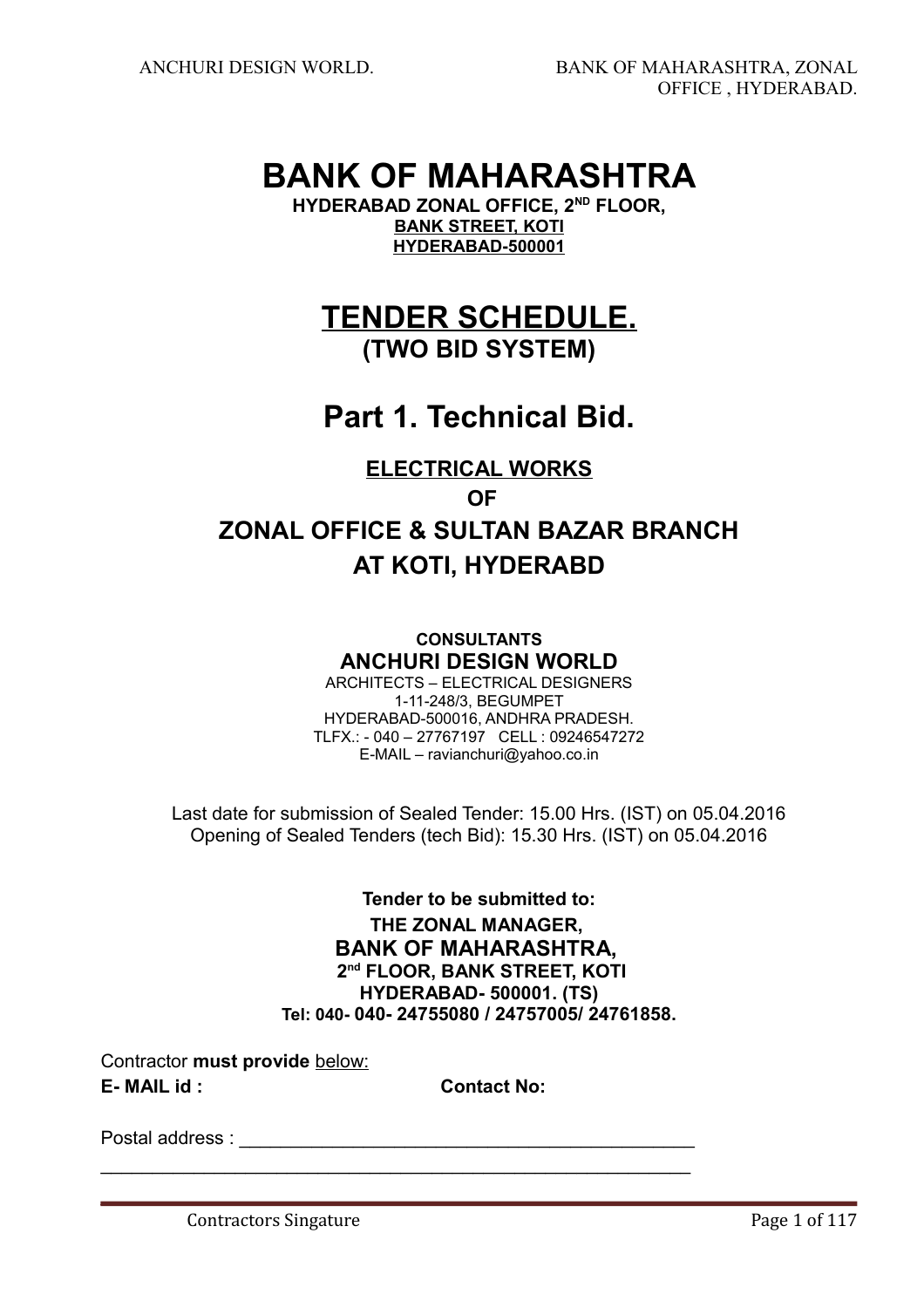# BANK OF MAHARASHTRA

**HYDERABAD ZONAL OFFICE, 2ND FLOOR,**
**BANK STREET, KOTI**
**HYDERABAD-500001**

# TENDER SCHEDULE.

## (TWO BID SYSTEM)

# Part 1. Technical Bid.

## ELECTRICAL WORKS

## OF

## ZONAL OFFICE & SULTAN BAZAR BRANCH AT KOTI, HYDERABD

**CONSULTANTS**

**ANCHURI DESIGN WORLD**

ARCHITECTS – ELECTRICAL DESIGNERS
1-11-248/3, BEGUMPET
HYDERABAD-500016, ANDHRA PRADESH.
TLFX.: - 040 – 27767197 CELL : 09246547272
E-MAIL – ravianchuri@yahoo.co.in

Last date for submission of Sealed Tender: 15.00 Hrs. (IST) on 05.04.2016
Opening of Sealed Tenders (tech Bid): 15.30 Hrs. (IST) on 05.04.2016

**Tender to be submitted to:**
**THE ZONAL MANAGER,**
**BANK OF MAHARASHTRA,**
**2nd FLOOR, BANK STREET, KOTI**
**HYDERABAD- 500001. (TS)**
**Tel: 040- 040- 24755080 / 24757005/ 24761858.**

Contractor **must provide** below:

**E- MAIL id :** **Contact No:**

Postal address : ______________________________________________

____________________________________________________________

Contractors Singature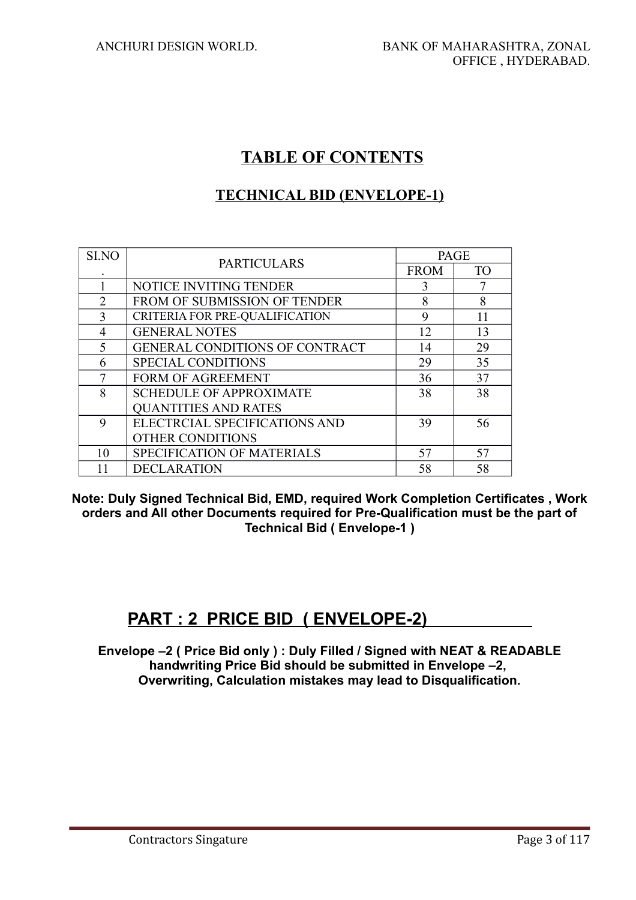# TABLE OF CONTENTS

## TECHNICAL BID (ENVELOPE-1)

| SI.NO. | PARTICULARS | PAGE | |
|---|---|---|---|
| | | FROM | TO |
| 1 | NOTICE INVITING TENDER | 3 | 7 |
| 2 | FROM OF SUBMISSION OF TENDER | 8 | 8 |
| 3 | CRITERIA FOR PRE-QUALIFICATION | 9 | 11 |
| 4 | GENERAL NOTES | 12 | 13 |
| 5 | GENERAL CONDITIONS OF CONTRACT | 14 | 29 |
| 6 | SPECIAL CONDITIONS | 29 | 35 |
| 7 | FORM OF AGREEMENT | 36 | 37 |
| 8 | SCHEDULE OF APPROXIMATE QUANTITIES AND RATES | 38 | 38 |
| 9 | ELECTRCIAL SPECIFICATIONS AND OTHER CONDITIONS | 39 | 56 |
| 10 | SPECIFICATION OF MATERIALS | 57 | 57 |
| 11 | DECLARATION | 58 | 58 |

**Note: Duly Signed Technical Bid, EMD, required Work Completion Certificates , Work orders and All other Documents required for Pre-Qualification must be the part of Technical Bid ( Envelope-1 )**

## PART : 2 PRICE BID ( ENVELOPE-2)

**Envelope –2 ( Price Bid only ) : Duly Filled / Signed with NEAT & READABLE handwriting Price Bid should be submitted in Envelope –2, Overwriting, Calculation mistakes may lead to Disqualification.**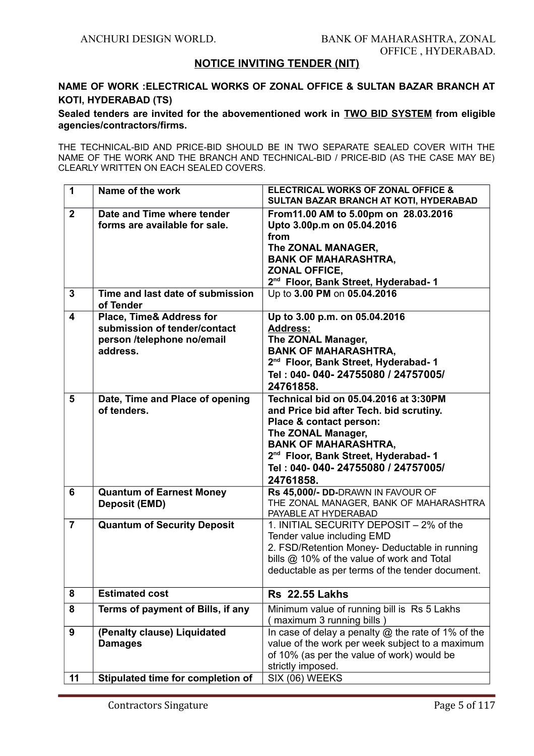## NOTICE INVITING TENDER (NIT)

**NAME OF WORK :ELECTRICAL WORKS OF ZONAL OFFICE & SULTAN BAZAR BRANCH AT KOTI, HYDERABAD (TS)**

**Sealed tenders are invited for the abovementioned work in TWO BID SYSTEM from eligible agencies/contractors/firms.**

THE TECHNICAL-BID AND PRICE-BID SHOULD BE IN TWO SEPARATE SEALED COVER WITH THE NAME OF THE WORK AND THE BRANCH AND TECHNICAL-BID / PRICE-BID (AS THE CASE MAY BE) CLEARLY WRITTEN ON EACH SEALED COVERS.

| | | |
|---|---|---|
| 1 | **Name of the work** | **ELECTRICAL WORKS OF ZONAL OFFICE & SULTAN BAZAR BRANCH AT KOTI, HYDERABAD** |
| 2 | **Date and Time where tender forms are available for sale.** | **From11.00 AM to 5.00pm on 28.03.2016 Upto 3.00p.m on 05.04.2016 from The ZONAL MANAGER, BANK OF MAHARASHTRA, ZONAL OFFICE, 2nd Floor, Bank Street, Hyderabad- 1** |
| 3 | **Time and last date of submission of Tender** | Up to **3.00 PM** on **05.04.2016** |
| 4 | **Place, Time& Address for submission of tender/contact person /telephone no/email address.** | **Up to 3.00 p.m. on 05.04.2016 Address: The ZONAL Manager, BANK OF MAHARASHTRA, 2nd Floor, Bank Street, Hyderabad- 1 Tel : 040- 040- 24755080 / 24757005/ 24761858.** |
| 5 | **Date, Time and Place of opening of tenders.** | **Technical bid on 05.04.2016 at 3:30PM and Price bid after Tech. bid scrutiny. Place & contact person: The ZONAL Manager, BANK OF MAHARASHTRA, 2nd Floor, Bank Street, Hyderabad- 1 Tel : 040- 040- 24755080 / 24757005/ 24761858.** |
| 6 | **Quantum of Earnest Money Deposit (EMD)** | **Rs 45,000/- DD-**DRAWN IN FAVOUR OF THE ZONAL MANAGER, BANK OF MAHARASHTRA PAYABLE AT HYDERABAD |
| 7 | **Quantum of Security Deposit** | 1. INITIAL SECURITY DEPOSIT – 2% of the Tender value including EMD<br>2. FSD/Retention Money- Deductable in running bills @ 10% of the value of work and Total deductable as per terms of the tender document. |
| 8 | **Estimated cost** | **Rs 22.55 Lakhs** |
| 8 | **Terms of payment of Bills, if any** | Minimum value of running bill is Rs 5 Lakhs ( maximum 3 running bills ) |
| 9 | **(Penalty clause) Liquidated Damages** | In case of delay a penalty @ the rate of 1% of the value of the work per week subject to a maximum of 10% (as per the value of work) would be strictly imposed. |
| 11 | **Stipulated time for completion of** | SIX (06) WEEKS |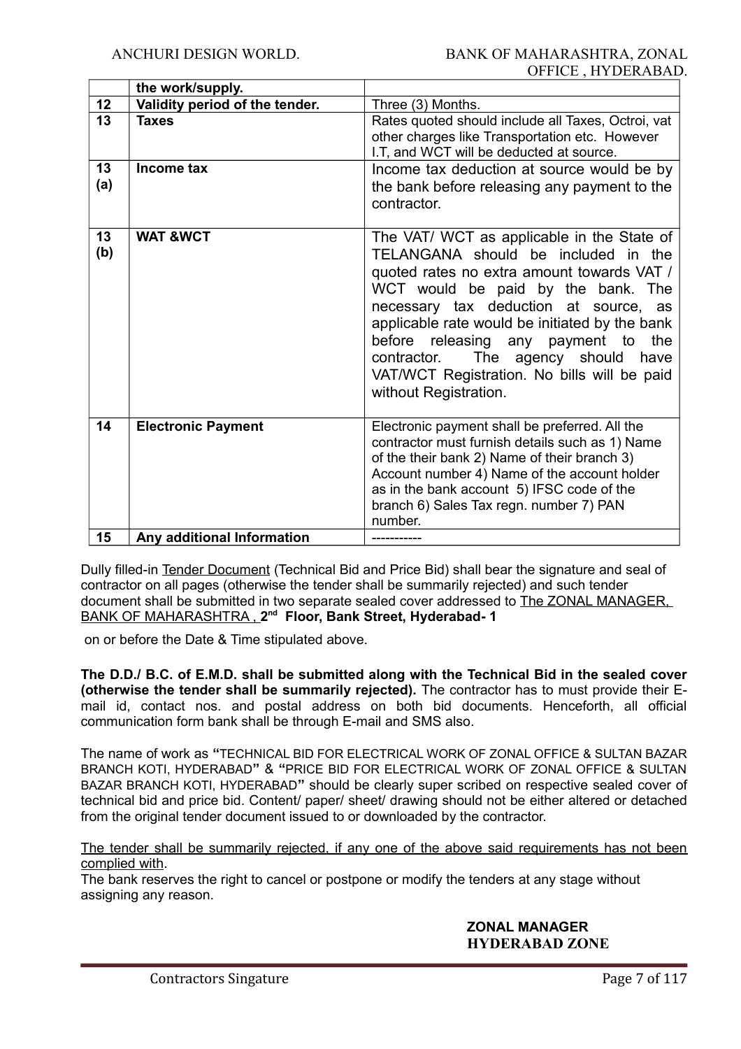|  | the work/supply. |  |
|---|---|---|
| 12 | Validity period of the tender. | Three (3) Months. |
| 13 | Taxes | Rates quoted should include all Taxes, Octroi, vat other charges like Transportation etc. However I.T, and WCT will be deducted at source. |
| 13 (a) | Income tax | Income tax deduction at source would be by the bank before releasing any payment to the contractor. |
| 13 (b) | WAT &WCT | The VAT/ WCT as applicable in the State of TELANGANA should be included in the quoted rates no extra amount towards VAT / WCT would be paid by the bank. The necessary tax deduction at source, as applicable rate would be initiated by the bank before releasing any payment to the contractor. The agency should have VAT/WCT Registration. No bills will be paid without Registration. |
| 14 | Electronic Payment | Electronic payment shall be preferred. All the contractor must furnish details such as 1) Name of the their bank 2) Name of their branch 3) Account number 4) Name of the account holder as in the bank account 5) IFSC code of the branch 6) Sales Tax regn. number 7) PAN number. |
| 15 | Any additional Information | ----------- |

Dully filled-in Tender Document (Technical Bid and Price Bid) shall bear the signature and seal of contractor on all pages (otherwise the tender shall be summarily rejected) and such tender document shall be submitted in two separate sealed cover addressed to The ZONAL MANAGER, BANK OF MAHARASHTRA , **2nd Floor, Bank Street, Hyderabad- 1**

on or before the Date & Time stipulated above.

**The D.D./ B.C. of E.M.D. shall be submitted along with the Technical Bid in the sealed cover (otherwise the tender shall be summarily rejected).** The contractor has to must provide their E-mail id, contact nos. and postal address on both bid documents. Henceforth, all official communication form bank shall be through E-mail and SMS also.

The name of work as **"**TECHNICAL BID FOR ELECTRICAL WORK OF ZONAL OFFICE & SULTAN BAZAR BRANCH KOTI, HYDERABAD**"** & **"**PRICE BID FOR ELECTRICAL WORK OF ZONAL OFFICE & SULTAN BAZAR BRANCH KOTI, HYDERABAD**"** should be clearly super scribed on respective sealed cover of technical bid and price bid. Content/ paper/ sheet/ drawing should not be either altered or detached from the original tender document issued to or downloaded by the contractor.

The tender shall be summarily rejected, if any one of the above said requirements has not been complied with.

The bank reserves the right to cancel or postpone or modify the tenders at any stage without assigning any reason.

**ZONAL MANAGER**
**HYDERABAD ZONE**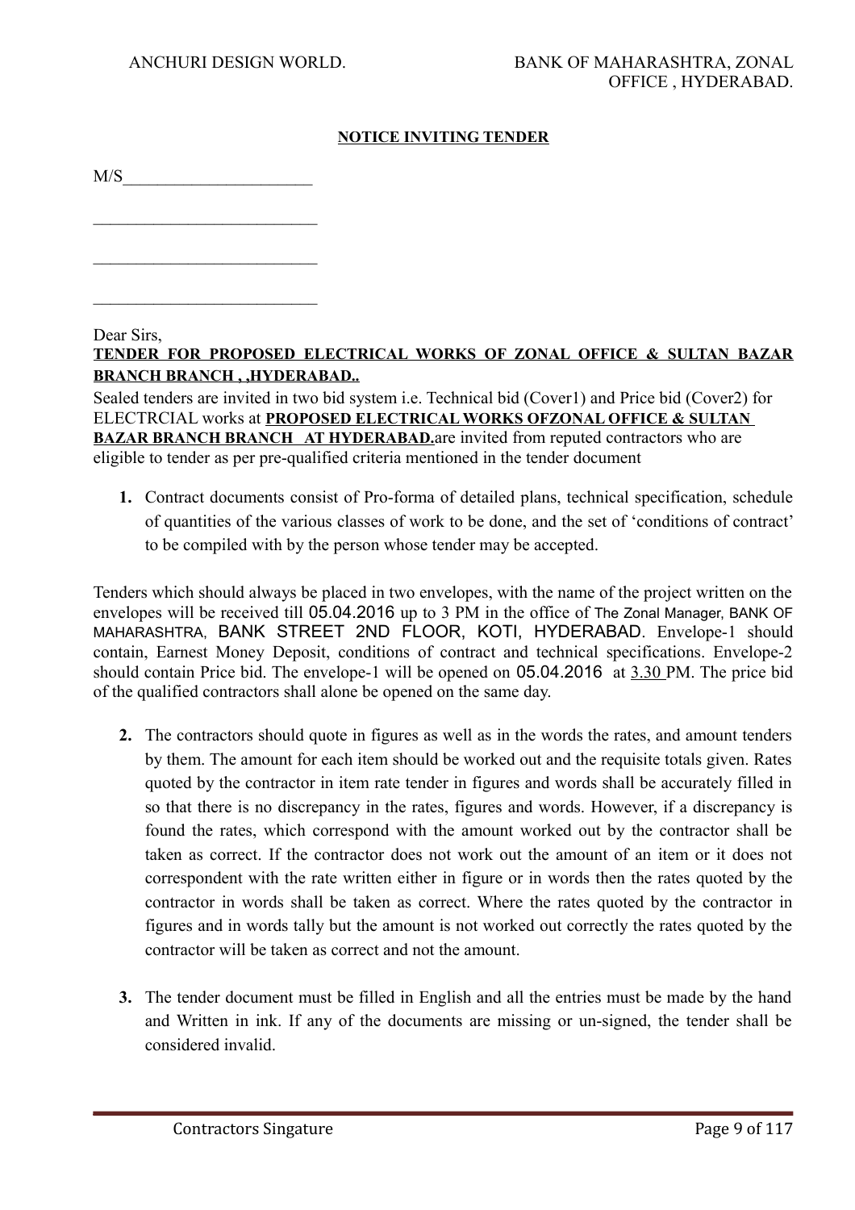**NOTICE INVITING TENDER**

M/S______________________

___________________________

___________________________

___________________________

Dear Sirs,

**TENDER FOR PROPOSED ELECTRICAL WORKS OF ZONAL OFFICE & SULTAN BAZAR BRANCH BRANCH , ,HYDERABAD..**

Sealed tenders are invited in two bid system i.e. Technical bid (Cover1) and Price bid (Cover2) for ELECTRCIAL works at **PROPOSED ELECTRICAL WORKS OFZONAL OFFICE & SULTAN BAZAR BRANCH BRANCH AT HYDERABAD.**are invited from reputed contractors who are eligible to tender as per pre-qualified criteria mentioned in the tender document

1. Contract documents consist of Pro-forma of detailed plans, technical specification, schedule of quantities of the various classes of work to be done, and the set of 'conditions of contract' to be compiled with by the person whose tender may be accepted.

Tenders which should always be placed in two envelopes, with the name of the project written on the envelopes will be received till 05.04.2016 up to 3 PM in the office of The Zonal Manager, BANK OF MAHARASHTRA, BANK STREET 2ND FLOOR, KOTI, HYDERABAD. Envelope-1 should contain, Earnest Money Deposit, conditions of contract and technical specifications. Envelope-2 should contain Price bid. The envelope-1 will be opened on 05.04.2016 at 3.30 PM. The price bid of the qualified contractors shall alone be opened on the same day.

2. The contractors should quote in figures as well as in the words the rates, and amount tenders by them. The amount for each item should be worked out and the requisite totals given. Rates quoted by the contractor in item rate tender in figures and words shall be accurately filled in so that there is no discrepancy in the rates, figures and words. However, if a discrepancy is found the rates, which correspond with the amount worked out by the contractor shall be taken as correct. If the contractor does not work out the amount of an item or it does not correspondent with the rate written either in figure or in words then the rates quoted by the contractor in words shall be taken as correct. Where the rates quoted by the contractor in figures and in words tally but the amount is not worked out correctly the rates quoted by the contractor will be taken as correct and not the amount.

3. The tender document must be filled in English and all the entries must be made by the hand and Written in ink. If any of the documents are missing or un-signed, the tender shall be considered invalid.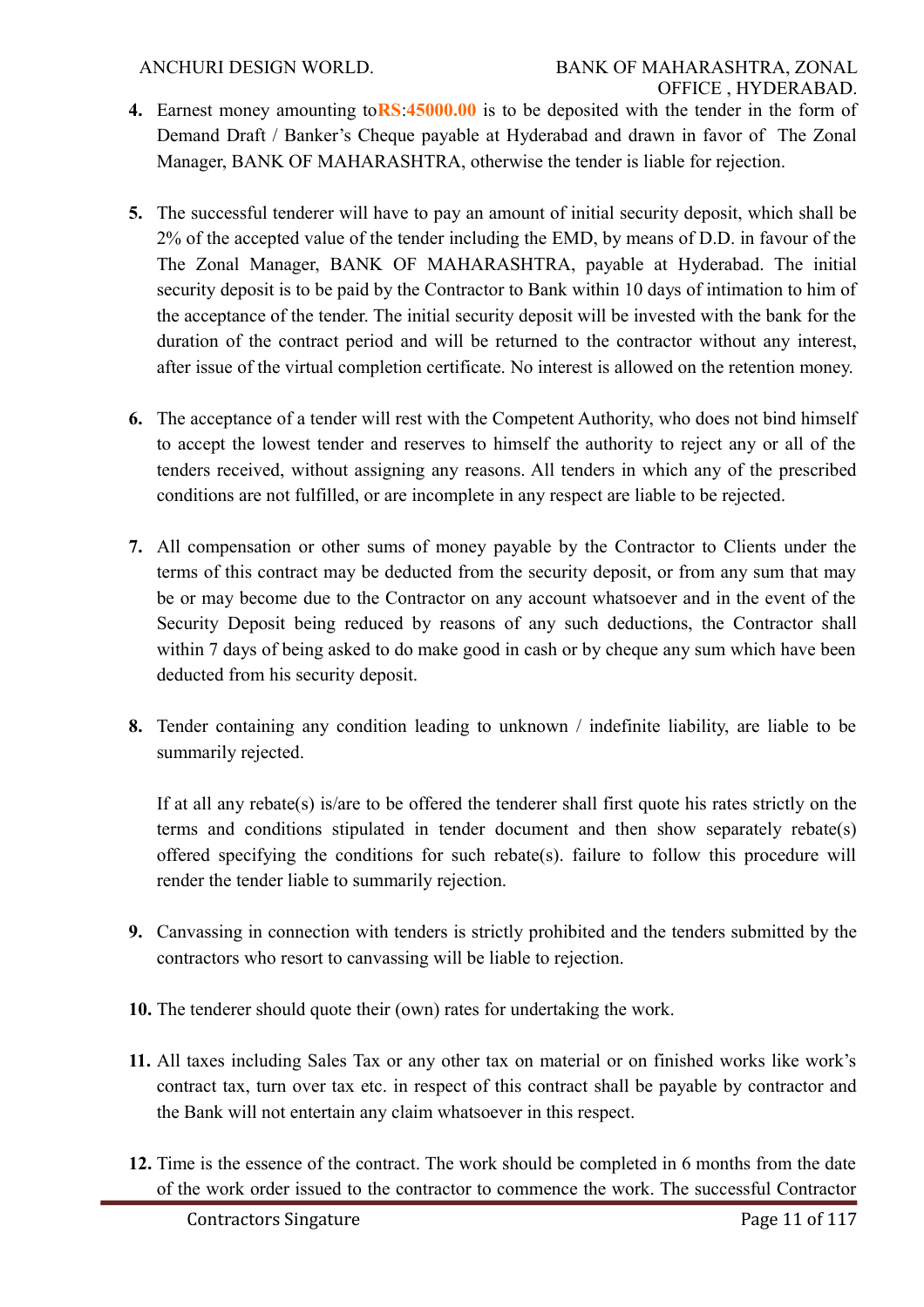4. Earnest money amounting to**RS**:**45000.00** is to be deposited with the tender in the form of Demand Draft / Banker's Cheque payable at Hyderabad and drawn in favor of The Zonal Manager, BANK OF MAHARASHTRA, otherwise the tender is liable for rejection.

5. The successful tenderer will have to pay an amount of initial security deposit, which shall be 2% of the accepted value of the tender including the EMD, by means of D.D. in favour of the The Zonal Manager, BANK OF MAHARASHTRA, payable at Hyderabad. The initial security deposit is to be paid by the Contractor to Bank within 10 days of intimation to him of the acceptance of the tender. The initial security deposit will be invested with the bank for the duration of the contract period and will be returned to the contractor without any interest, after issue of the virtual completion certificate. No interest is allowed on the retention money.

6. The acceptance of a tender will rest with the Competent Authority, who does not bind himself to accept the lowest tender and reserves to himself the authority to reject any or all of the tenders received, without assigning any reasons. All tenders in which any of the prescribed conditions are not fulfilled, or are incomplete in any respect are liable to be rejected.

7. All compensation or other sums of money payable by the Contractor to Clients under the terms of this contract may be deducted from the security deposit, or from any sum that may be or may become due to the Contractor on any account whatsoever and in the event of the Security Deposit being reduced by reasons of any such deductions, the Contractor shall within 7 days of being asked to do make good in cash or by cheque any sum which have been deducted from his security deposit.

8. Tender containing any condition leading to unknown / indefinite liability, are liable to be summarily rejected.

   If at all any rebate(s) is/are to be offered the tenderer shall first quote his rates strictly on the terms and conditions stipulated in tender document and then show separately rebate(s) offered specifying the conditions for such rebate(s). failure to follow this procedure will render the tender liable to summarily rejection.

9. Canvassing in connection with tenders is strictly prohibited and the tenders submitted by the contractors who resort to canvassing will be liable to rejection.

10. The tenderer should quote their (own) rates for undertaking the work.

11. All taxes including Sales Tax or any other tax on material or on finished works like work's contract tax, turn over tax etc. in respect of this contract shall be payable by contractor and the Bank will not entertain any claim whatsoever in this respect.

12. Time is the essence of the contract. The work should be completed in 6 months from the date of the work order issued to the contractor to commence the work. The successful Contractor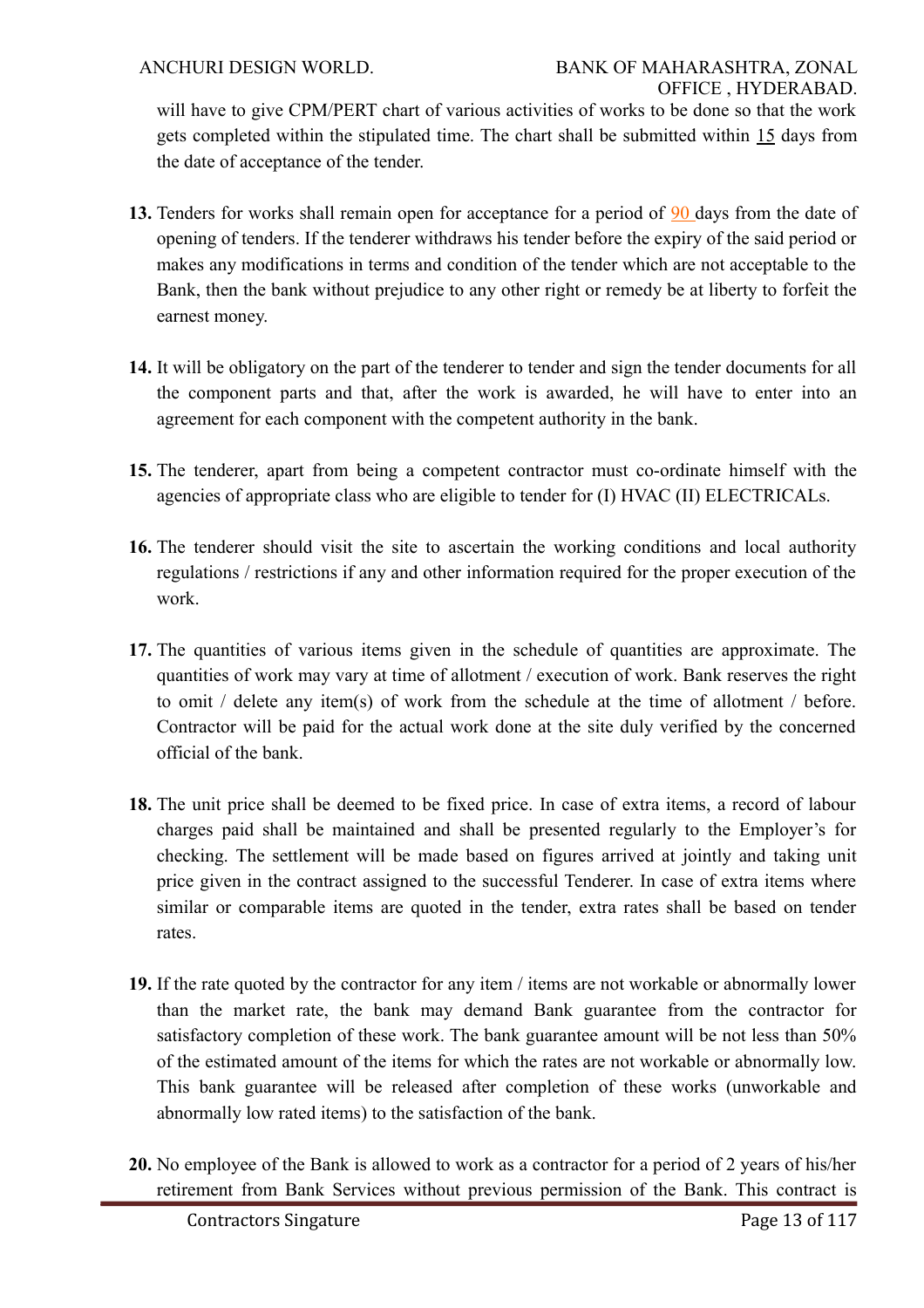will have to give CPM/PERT chart of various activities of works to be done so that the work gets completed within the stipulated time. The chart shall be submitted within 15 days from the date of acceptance of the tender.

**13.** Tenders for works shall remain open for acceptance for a period of 90 days from the date of opening of tenders. If the tenderer withdraws his tender before the expiry of the said period or makes any modifications in terms and condition of the tender which are not acceptable to the Bank, then the bank without prejudice to any other right or remedy be at liberty to forfeit the earnest money.

**14.** It will be obligatory on the part of the tenderer to tender and sign the tender documents for all the component parts and that, after the work is awarded, he will have to enter into an agreement for each component with the competent authority in the bank.

**15.** The tenderer, apart from being a competent contractor must co-ordinate himself with the agencies of appropriate class who are eligible to tender for (I) HVAC (II) ELECTRICALs.

**16.** The tenderer should visit the site to ascertain the working conditions and local authority regulations / restrictions if any and other information required for the proper execution of the work.

**17.** The quantities of various items given in the schedule of quantities are approximate. The quantities of work may vary at time of allotment / execution of work. Bank reserves the right to omit / delete any item(s) of work from the schedule at the time of allotment / before. Contractor will be paid for the actual work done at the site duly verified by the concerned official of the bank.

**18.** The unit price shall be deemed to be fixed price. In case of extra items, a record of labour charges paid shall be maintained and shall be presented regularly to the Employer's for checking. The settlement will be made based on figures arrived at jointly and taking unit price given in the contract assigned to the successful Tenderer. In case of extra items where similar or comparable items are quoted in the tender, extra rates shall be based on tender rates.

**19.** If the rate quoted by the contractor for any item / items are not workable or abnormally lower than the market rate, the bank may demand Bank guarantee from the contractor for satisfactory completion of these work. The bank guarantee amount will be not less than 50% of the estimated amount of the items for which the rates are not workable or abnormally low. This bank guarantee will be released after completion of these works (unworkable and abnormally low rated items) to the satisfaction of the bank.

**20.** No employee of the Bank is allowed to work as a contractor for a period of 2 years of his/her retirement from Bank Services without previous permission of the Bank. This contract is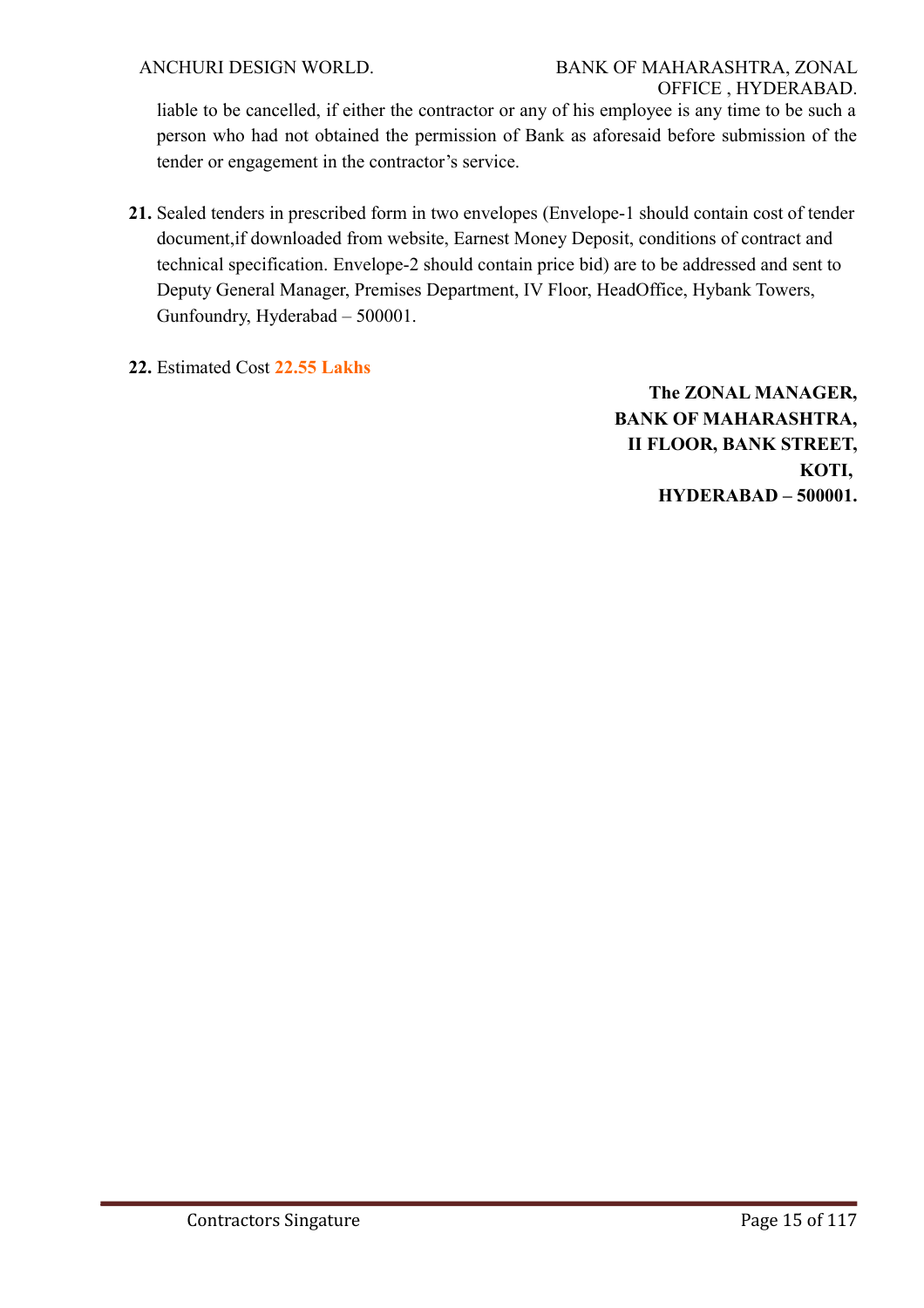liable to be cancelled, if either the contractor or any of his employee is any time to be such a person who had not obtained the permission of Bank as aforesaid before submission of the tender or engagement in the contractor's service.

**21.** Sealed tenders in prescribed form in two envelopes (Envelope-1 should contain cost of tender document,if downloaded from website, Earnest Money Deposit, conditions of contract and technical specification. Envelope-2 should contain price bid) are to be addressed and sent to Deputy General Manager, Premises Department, IV Floor, HeadOffice, Hybank Towers, Gunfoundry, Hyderabad – 500001.

**22.** Estimated Cost **22.55 Lakhs**

**The ZONAL MANAGER,**
**BANK OF MAHARASHTRA,**
**II FLOOR, BANK STREET,**
**KOTI,**
**HYDERABAD – 500001.**

Contractors Singature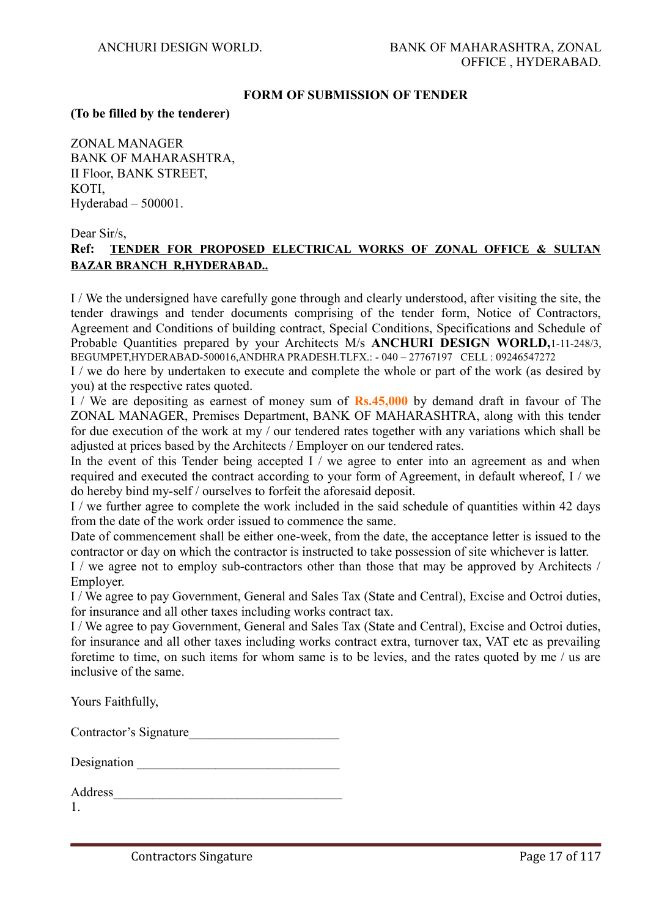## FORM OF SUBMISSION OF TENDER

**(To be filled by the tenderer)**

ZONAL MANAGER
BANK OF MAHARASHTRA,
II Floor, BANK STREET,
KOTI,
Hyderabad – 500001.

Dear Sir/s,

**Ref: TENDER FOR PROPOSED ELECTRICAL WORKS OF ZONAL OFFICE & SULTAN BAZAR BRANCH R,HYDERABAD..**

I / We the undersigned have carefully gone through and clearly understood, after visiting the site, the tender drawings and tender documents comprising of the tender form, Notice of Contractors, Agreement and Conditions of building contract, Special Conditions, Specifications and Schedule of Probable Quantities prepared by your Architects M/s **ANCHURI DESIGN WORLD,**1-11-248/3, BEGUMPET,HYDERABAD-500016,ANDHRA PRADESH.TLFX.: - 040 – 27767197 CELL : 09246547272

I / we do here by undertaken to execute and complete the whole or part of the work (as desired by you) at the respective rates quoted.

I / We are depositing as earnest of money sum of **Rs.45,000** by demand draft in favour of The ZONAL MANAGER, Premises Department, BANK OF MAHARASHTRA, along with this tender for due execution of the work at my / our tendered rates together with any variations which shall be adjusted at prices based by the Architects / Employer on our tendered rates.

In the event of this Tender being accepted I / we agree to enter into an agreement as and when required and executed the contract according to your form of Agreement, in default whereof, I / we do hereby bind my-self / ourselves to forfeit the aforesaid deposit.

I / we further agree to complete the work included in the said schedule of quantities within 42 days from the date of the work order issued to commence the same.

Date of commencement shall be either one-week, from the date, the acceptance letter is issued to the contractor or day on which the contractor is instructed to take possession of site whichever is latter.

I / we agree not to employ sub-contractors other than those that may be approved by Architects / Employer.

I / We agree to pay Government, General and Sales Tax (State and Central), Excise and Octroi duties, for insurance and all other taxes including works contract tax.

I / We agree to pay Government, General and Sales Tax (State and Central), Excise and Octroi duties, for insurance and all other taxes including works contract extra, turnover tax, VAT etc as prevailing foretime to time, on such items for whom same is to be levies, and the rates quoted by me / us are inclusive of the same.

Yours Faithfully,

Contractor's Signature______________________

Designation ______________________________

Address__________________________________

1.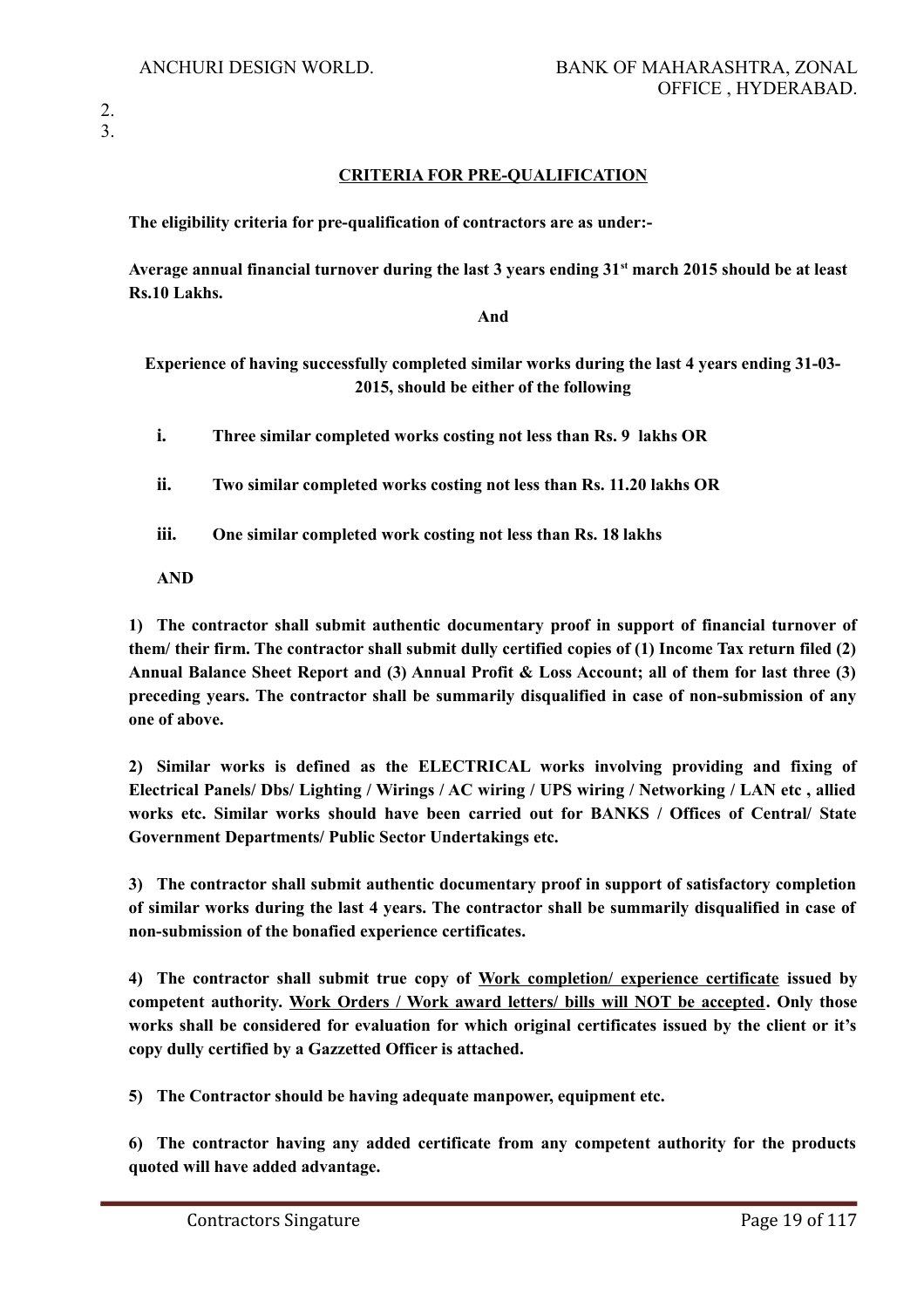2.
3.

## CRITERIA FOR PRE-QUALIFICATION

**The eligibility criteria for pre-qualification of contractors are as under:-**

**Average annual financial turnover during the last 3 years ending 31st march 2015 should be at least Rs.10 Lakhs.**

**And**

**Experience of having successfully completed similar works during the last 4 years ending 31-03-2015, should be either of the following**

- **i. Three similar completed works costing not less than Rs. 9 lakhs OR**
- **ii. Two similar completed works costing not less than Rs. 11.20 lakhs OR**
- **iii. One similar completed work costing not less than Rs. 18 lakhs**

**AND**

**1) The contractor shall submit authentic documentary proof in support of financial turnover of them/ their firm. The contractor shall submit dully certified copies of (1) Income Tax return filed (2) Annual Balance Sheet Report and (3) Annual Profit & Loss Account; all of them for last three (3) preceding years. The contractor shall be summarily disqualified in case of non-submission of any one of above.**

**2) Similar works is defined as the ELECTRICAL works involving providing and fixing of Electrical Panels/ Dbs/ Lighting / Wirings / AC wiring / UPS wiring / Networking / LAN etc , allied works etc. Similar works should have been carried out for BANKS / Offices of Central/ State Government Departments/ Public Sector Undertakings etc.**

**3) The contractor shall submit authentic documentary proof in support of satisfactory completion of similar works during the last 4 years. The contractor shall be summarily disqualified in case of non-submission of the bonafied experience certificates.**

**4) The contractor shall submit true copy of <u>Work completion/ experience certificate</u> issued by competent authority. <u>Work Orders / Work award letters/ bills will NOT be accepted</u>. Only those works shall be considered for evaluation for which original certificates issued by the client or it's copy dully certified by a Gazzetted Officer is attached.**

**5) The Contractor should be having adequate manpower, equipment etc.**

**6) The contractor having any added certificate from any competent authority for the products quoted will have added advantage.**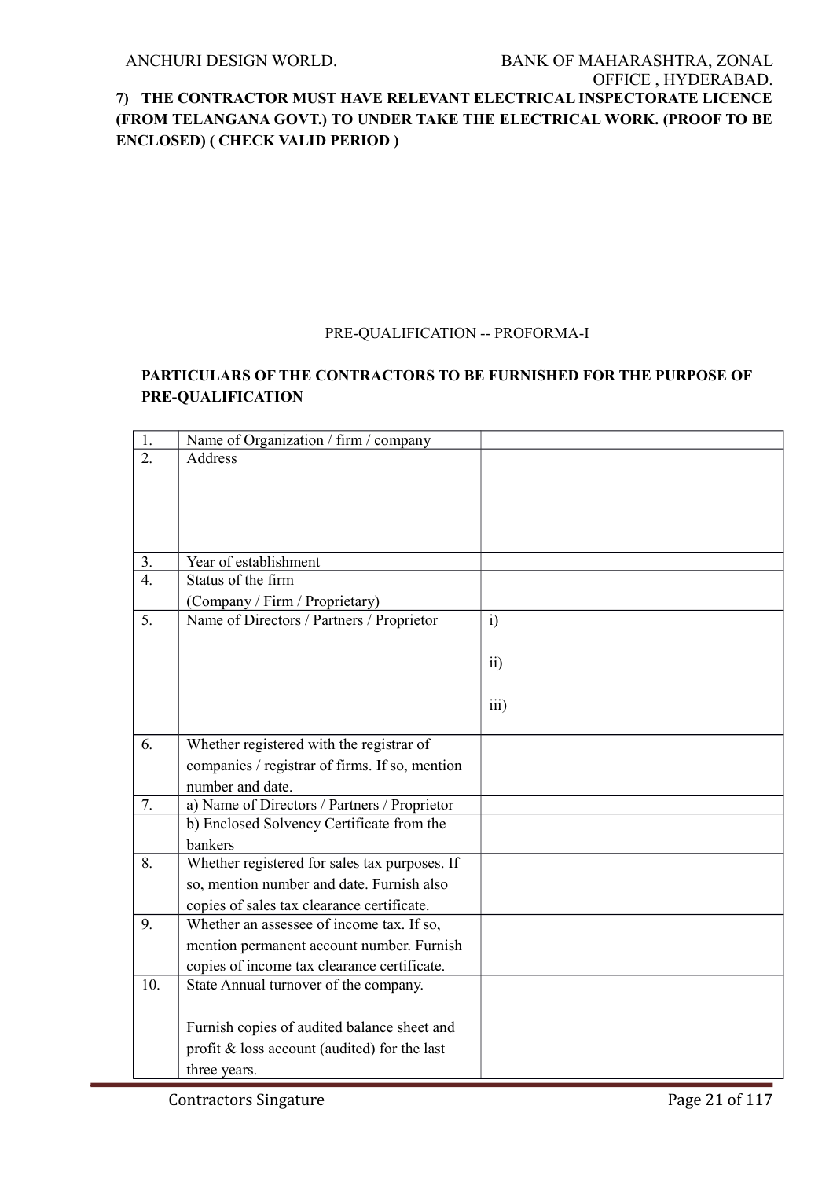**7) THE CONTRACTOR MUST HAVE RELEVANT ELECTRICAL INSPECTORATE LICENCE (FROM TELANGANA GOVT.) TO UNDER TAKE THE ELECTRICAL WORK. (PROOF TO BE ENCLOSED) ( CHECK VALID PERIOD )**

PRE-QUALIFICATION -- PROFORMA-I

**PARTICULARS OF THE CONTRACTORS TO BE FURNISHED FOR THE PURPOSE OF PRE-QUALIFICATION**

| | | |
|---|---|---|
| 1. | Name of Organization / firm / company | |
| 2. | Address | |
| 3. | Year of establishment | |
| 4. | Status of the firm (Company / Firm / Proprietary) | |
| 5. | Name of Directors / Partners / Proprietor | i)<br><br>ii)<br><br>iii) |
| 6. | Whether registered with the registrar of companies / registrar of firms. If so, mention number and date. | |
| 7. | a) Name of Directors / Partners / Proprietor | |
| | b) Enclosed Solvency Certificate from the bankers | |
| 8. | Whether registered for sales tax purposes. If so, mention number and date. Furnish also copies of sales tax clearance certificate. | |
| 9. | Whether an assessee of income tax. If so, mention permanent account number. Furnish copies of income tax clearance certificate. | |
| 10. | State Annual turnover of the company.<br><br>Furnish copies of audited balance sheet and profit & loss account (audited) for the last three years. | |

Contractors Singature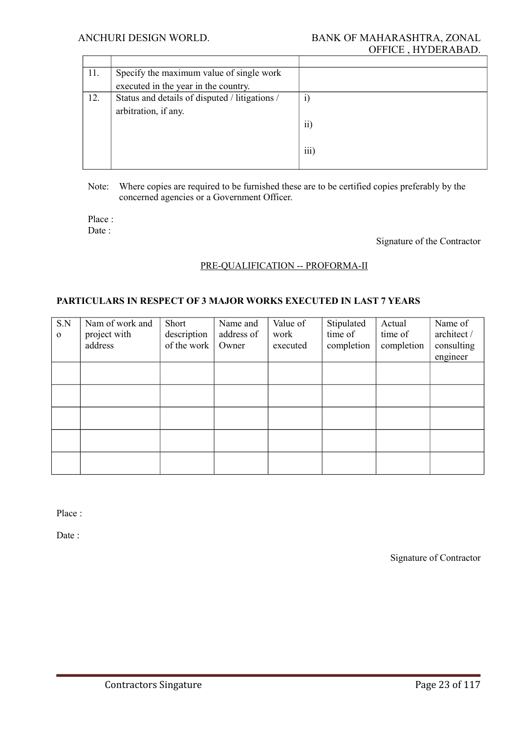| | | |
|---|---|---|
| 11. | Specify the maximum value of single work executed in the year in the country. | |
| 12. | Status and details of disputed / litigations / arbitration, if any. | i)<br><br>ii)<br><br>iii) |

Note: Where copies are required to be furnished these are to be certified copies preferably by the concerned agencies or a Government Officer.

Place :

Date :

Signature of the Contractor

PRE-QUALIFICATION -- PROFORMA-II

**PARTICULARS IN RESPECT OF 3 MAJOR WORKS EXECUTED IN LAST 7 YEARS**

| S.No | Nam of work and project with address | Short description of the work | Name and address of Owner | Value of work executed | Stipulated time of completion | Actual time of completion | Name of architect / consulting engineer |
|---|---|---|---|---|---|---|---|
| | | | | | | | |
| | | | | | | | |
| | | | | | | | |
| | | | | | | | |
| | | | | | | | |

Place :

Date :

Signature of Contractor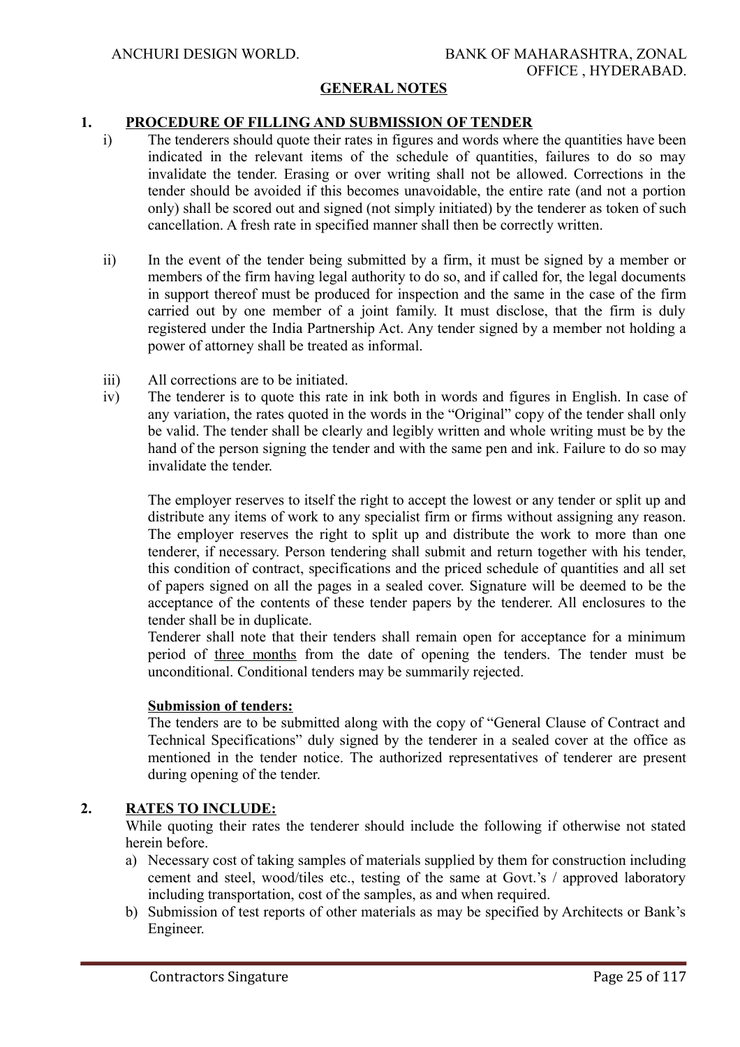## GENERAL NOTES

### 1. PROCEDURE OF FILLING AND SUBMISSION OF TENDER

i) The tenderers should quote their rates in figures and words where the quantities have been indicated in the relevant items of the schedule of quantities, failures to do so may invalidate the tender. Erasing or over writing shall not be allowed. Corrections in the tender should be avoided if this becomes unavoidable, the entire rate (and not a portion only) shall be scored out and signed (not simply initiated) by the tenderer as token of such cancellation. A fresh rate in specified manner shall then be correctly written.

ii) In the event of the tender being submitted by a firm, it must be signed by a member or members of the firm having legal authority to do so, and if called for, the legal documents in support thereof must be produced for inspection and the same in the case of the firm carried out by one member of a joint family. It must disclose, that the firm is duly registered under the India Partnership Act. Any tender signed by a member not holding a power of attorney shall be treated as informal.

iii) All corrections are to be initiated.

iv) The tenderer is to quote this rate in ink both in words and figures in English. In case of any variation, the rates quoted in the words in the "Original" copy of the tender shall only be valid. The tender shall be clearly and legibly written and whole writing must be by the hand of the person signing the tender and with the same pen and ink. Failure to do so may invalidate the tender.

The employer reserves to itself the right to accept the lowest or any tender or split up and distribute any items of work to any specialist firm or firms without assigning any reason. The employer reserves the right to split up and distribute the work to more than one tenderer, if necessary. Person tendering shall submit and return together with his tender, this condition of contract, specifications and the priced schedule of quantities and all set of papers signed on all the pages in a sealed cover. Signature will be deemed to be the acceptance of the contents of these tender papers by the tenderer. All enclosures to the tender shall be in duplicate.

Tenderer shall note that their tenders shall remain open for acceptance for a minimum period of three months from the date of opening the tenders. The tender must be unconditional. Conditional tenders may be summarily rejected.

**Submission of tenders:**

The tenders are to be submitted along with the copy of "General Clause of Contract and Technical Specifications" duly signed by the tenderer in a sealed cover at the office as mentioned in the tender notice. The authorized representatives of tenderer are present during opening of the tender.

### 2. RATES TO INCLUDE:

While quoting their rates the tenderer should include the following if otherwise not stated herein before.

a) Necessary cost of taking samples of materials supplied by them for construction including cement and steel, wood/tiles etc., testing of the same at Govt.'s / approved laboratory including transportation, cost of the samples, as and when required.

b) Submission of test reports of other materials as may be specified by Architects or Bank's Engineer.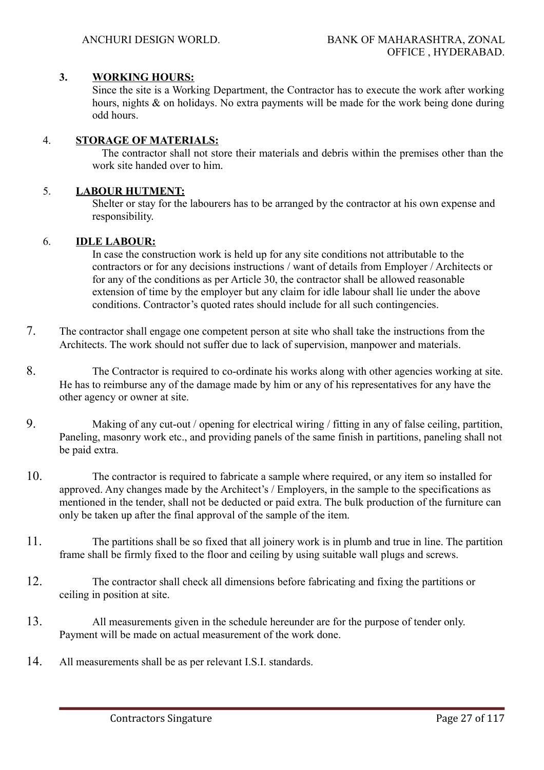3. **WORKING HOURS:**

   Since the site is a Working Department, the Contractor has to execute the work after working hours, nights & on holidays. No extra payments will be made for the work being done during odd hours.

4. **STORAGE OF MATERIALS:**

   The contractor shall not store their materials and debris within the premises other than the work site handed over to him.

5. **LABOUR HUTMENT:**

   Shelter or stay for the labourers has to be arranged by the contractor at his own expense and responsibility.

6. **IDLE LABOUR:**

   In case the construction work is held up for any site conditions not attributable to the contractors or for any decisions instructions / want of details from Employer / Architects or for any of the conditions as per Article 30, the contractor shall be allowed reasonable extension of time by the employer but any claim for idle labour shall lie under the above conditions. Contractor's quoted rates should include for all such contingencies.

7. The contractor shall engage one competent person at site who shall take the instructions from the Architects. The work should not suffer due to lack of supervision, manpower and materials.

8. The Contractor is required to co-ordinate his works along with other agencies working at site. He has to reimburse any of the damage made by him or any of his representatives for any have the other agency or owner at site.

9. Making of any cut-out / opening for electrical wiring / fitting in any of false ceiling, partition, Paneling, masonry work etc., and providing panels of the same finish in partitions, paneling shall not be paid extra.

10. The contractor is required to fabricate a sample where required, or any item so installed for approved. Any changes made by the Architect's / Employers, in the sample to the specifications as mentioned in the tender, shall not be deducted or paid extra. The bulk production of the furniture can only be taken up after the final approval of the sample of the item.

11. The partitions shall be so fixed that all joinery work is in plumb and true in line. The partition frame shall be firmly fixed to the floor and ceiling by using suitable wall plugs and screws.

12. The contractor shall check all dimensions before fabricating and fixing the partitions or ceiling in position at site.

13. All measurements given in the schedule hereunder are for the purpose of tender only. Payment will be made on actual measurement of the work done.

14. All measurements shall be as per relevant I.S.I. standards.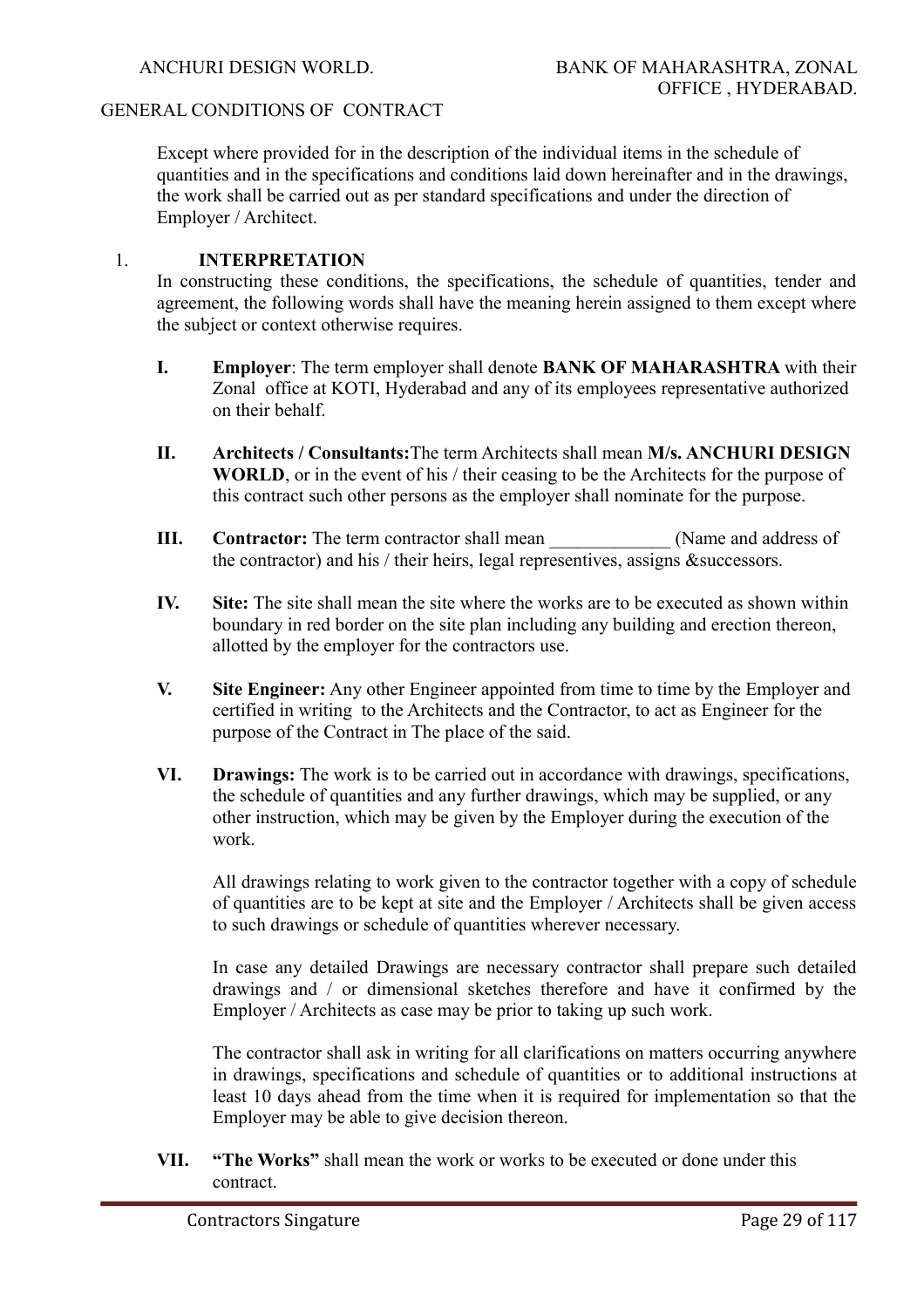GENERAL CONDITIONS OF CONTRACT

Except where provided for in the description of the individual items in the schedule of quantities and in the specifications and conditions laid down hereinafter and in the drawings, the work shall be carried out as per standard specifications and under the direction of Employer / Architect.

## 1. INTERPRETATION

In constructing these conditions, the specifications, the schedule of quantities, tender and agreement, the following words shall have the meaning herein assigned to them except where the subject or context otherwise requires.

**I. Employer**: The term employer shall denote **BANK OF MAHARASHTRA** with their Zonal office at KOTI, Hyderabad and any of its employees representative authorized on their behalf.

**II. Architects / Consultants:**The term Architects shall mean **M/s. ANCHURI DESIGN WORLD**, or in the event of his / their ceasing to be the Architects for the purpose of this contract such other persons as the employer shall nominate for the purpose.

**III. Contractor:** The term contractor shall mean _____________ (Name and address of the contractor) and his / their heirs, legal representives, assigns &successors.

**IV. Site:** The site shall mean the site where the works are to be executed as shown within boundary in red border on the site plan including any building and erection thereon, allotted by the employer for the contractors use.

**V. Site Engineer:** Any other Engineer appointed from time to time by the Employer and certified in writing to the Architects and the Contractor, to act as Engineer for the purpose of the Contract in The place of the said.

**VI. Drawings:** The work is to be carried out in accordance with drawings, specifications, the schedule of quantities and any further drawings, which may be supplied, or any other instruction, which may be given by the Employer during the execution of the work.

All drawings relating to work given to the contractor together with a copy of schedule of quantities are to be kept at site and the Employer / Architects shall be given access to such drawings or schedule of quantities wherever necessary.

In case any detailed Drawings are necessary contractor shall prepare such detailed drawings and / or dimensional sketches therefore and have it confirmed by the Employer / Architects as case may be prior to taking up such work.

The contractor shall ask in writing for all clarifications on matters occurring anywhere in drawings, specifications and schedule of quantities or to additional instructions at least 10 days ahead from the time when it is required for implementation so that the Employer may be able to give decision thereon.

**VII. "The Works"** shall mean the work or works to be executed or done under this contract.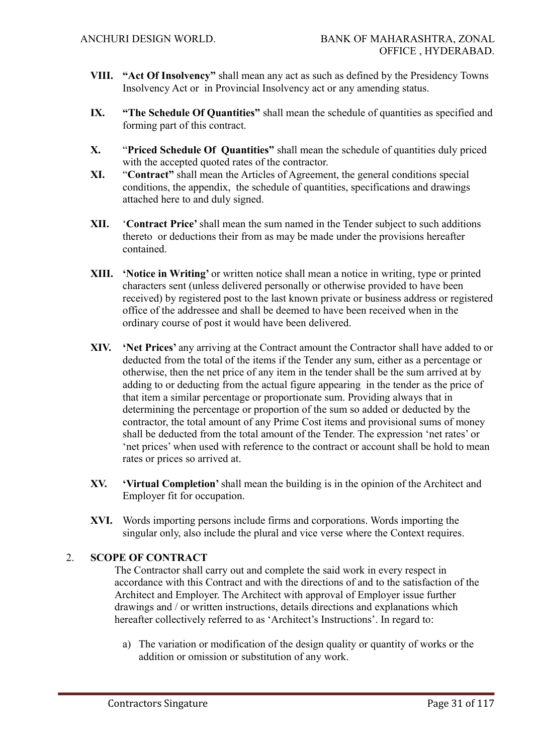**VIII.** **"Act Of Insolvency"** shall mean any act as such as defined by the Presidency Towns Insolvency Act or in Provincial Insolvency act or any amending status.

**IX.** **"The Schedule Of Quantities"** shall mean the schedule of quantities as specified and forming part of this contract.

**X.** "**Priced Schedule Of Quantities"** shall mean the schedule of quantities duly priced with the accepted quoted rates of the contractor.

**XI.** "**Contract"** shall mean the Articles of Agreement, the general conditions special conditions, the appendix, the schedule of quantities, specifications and drawings attached here to and duly signed.

**XII.** '**Contract Price'** shall mean the sum named in the Tender subject to such additions thereto or deductions their from as may be made under the provisions hereafter contained.

**XIII.** **'Notice in Writing'** or written notice shall mean a notice in writing, type or printed characters sent (unless delivered personally or otherwise provided to have been received) by registered post to the last known private or business address or registered office of the addressee and shall be deemed to have been received when in the ordinary course of post it would have been delivered.

**XIV.** **'Net Prices'** any arriving at the Contract amount the Contractor shall have added to or deducted from the total of the items if the Tender any sum, either as a percentage or otherwise, then the net price of any item in the tender shall be the sum arrived at by adding to or deducting from the actual figure appearing in the tender as the price of that item a similar percentage or proportionate sum. Providing always that in determining the percentage or proportion of the sum so added or deducted by the contractor, the total amount of any Prime Cost items and provisional sums of money shall be deducted from the total amount of the Tender. The expression 'net rates' or 'net prices' when used with reference to the contract or account shall be hold to mean rates or prices so arrived at.

**XV.** **'Virtual Completion'** shall mean the building is in the opinion of the Architect and Employer fit for occupation.

**XVI.** Words importing persons include firms and corporations. Words importing the singular only, also include the plural and vice verse where the Context requires.

2. **SCOPE OF CONTRACT**

The Contractor shall carry out and complete the said work in every respect in accordance with this Contract and with the directions of and to the satisfaction of the Architect and Employer. The Architect with approval of Employer issue further drawings and / or written instructions, details directions and explanations which hereafter collectively referred to as 'Architect's Instructions'. In regard to:

a) The variation or modification of the design quality or quantity of works or the addition or omission or substitution of any work.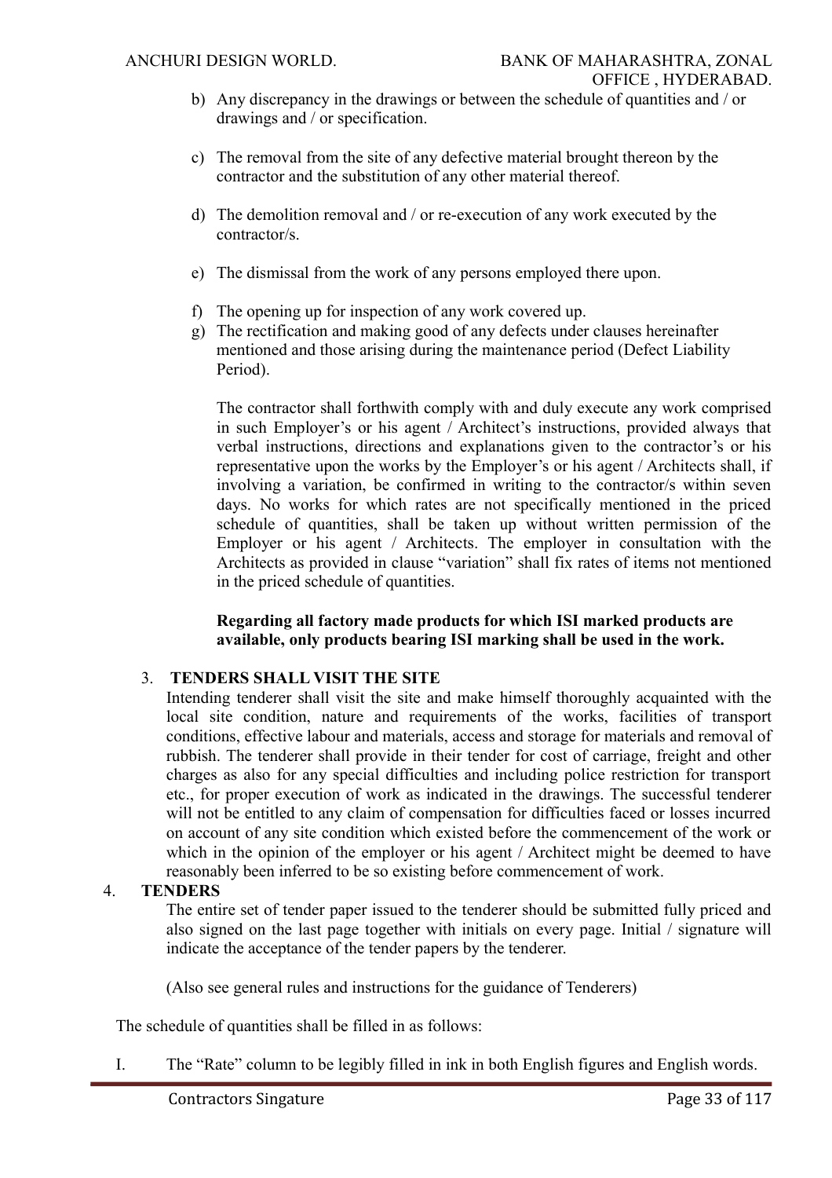b) Any discrepancy in the drawings or between the schedule of quantities and / or drawings and / or specification.

c) The removal from the site of any defective material brought thereon by the contractor and the substitution of any other material thereof.

d) The demolition removal and / or re-execution of any work executed by the contractor/s.

e) The dismissal from the work of any persons employed there upon.

f) The opening up for inspection of any work covered up.

g) The rectification and making good of any defects under clauses hereinafter mentioned and those arising during the maintenance period (Defect Liability Period).

The contractor shall forthwith comply with and duly execute any work comprised in such Employer's or his agent / Architect's instructions, provided always that verbal instructions, directions and explanations given to the contractor's or his representative upon the works by the Employer's or his agent / Architects shall, if involving a variation, be confirmed in writing to the contractor/s within seven days. No works for which rates are not specifically mentioned in the priced schedule of quantities, shall be taken up without written permission of the Employer or his agent / Architects. The employer in consultation with the Architects as provided in clause "variation" shall fix rates of items not mentioned in the priced schedule of quantities.

**Regarding all factory made products for which ISI marked products are available, only products bearing ISI marking shall be used in the work.**

3. **TENDERS SHALL VISIT THE SITE**

Intending tenderer shall visit the site and make himself thoroughly acquainted with the local site condition, nature and requirements of the works, facilities of transport conditions, effective labour and materials, access and storage for materials and removal of rubbish. The tenderer shall provide in their tender for cost of carriage, freight and other charges as also for any special difficulties and including police restriction for transport etc., for proper execution of work as indicated in the drawings. The successful tenderer will not be entitled to any claim of compensation for difficulties faced or losses incurred on account of any site condition which existed before the commencement of the work or which in the opinion of the employer or his agent / Architect might be deemed to have reasonably been inferred to be so existing before commencement of work.

4. **TENDERS**

The entire set of tender paper issued to the tenderer should be submitted fully priced and also signed on the last page together with initials on every page. Initial / signature will indicate the acceptance of the tender papers by the tenderer.

(Also see general rules and instructions for the guidance of Tenderers)

The schedule of quantities shall be filled in as follows:

I. The "Rate" column to be legibly filled in ink in both English figures and English words.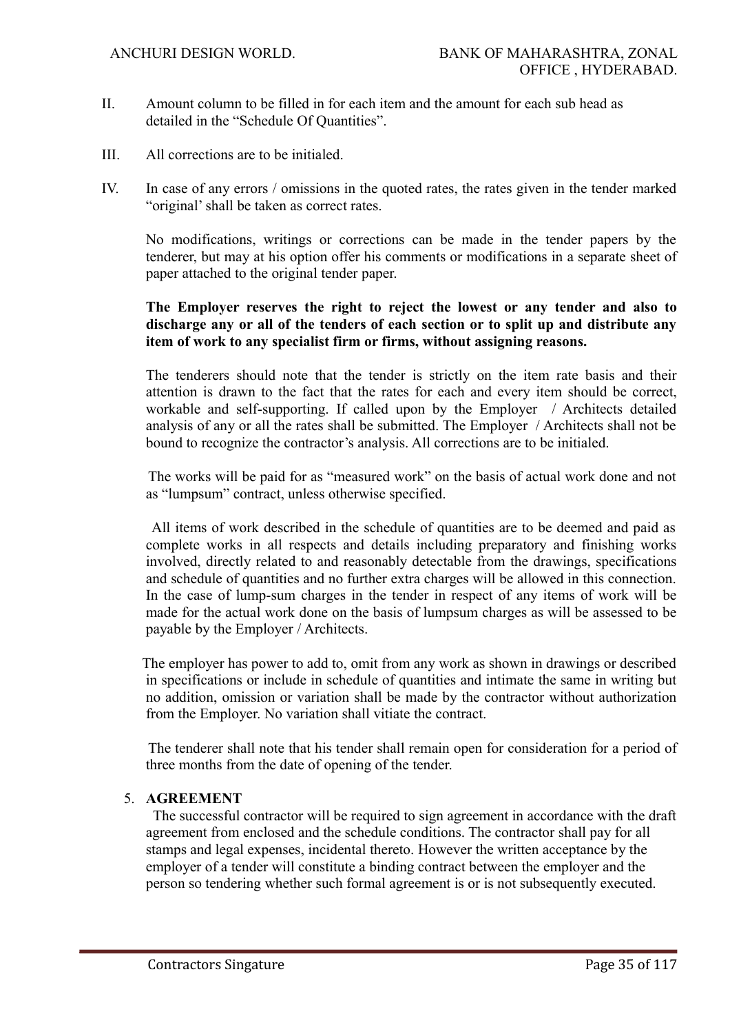II. Amount column to be filled in for each item and the amount for each sub head as detailed in the "Schedule Of Quantities".

III. All corrections are to be initialed.

IV. In case of any errors / omissions in the quoted rates, the rates given in the tender marked "original' shall be taken as correct rates.

No modifications, writings or corrections can be made in the tender papers by the tenderer, but may at his option offer his comments or modifications in a separate sheet of paper attached to the original tender paper.

**The Employer reserves the right to reject the lowest or any tender and also to discharge any or all of the tenders of each section or to split up and distribute any item of work to any specialist firm or firms, without assigning reasons.**

The tenderers should note that the tender is strictly on the item rate basis and their attention is drawn to the fact that the rates for each and every item should be correct, workable and self-supporting. If called upon by the Employer / Architects detailed analysis of any or all the rates shall be submitted. The Employer / Architects shall not be bound to recognize the contractor's analysis. All corrections are to be initialed.

The works will be paid for as "measured work" on the basis of actual work done and not as "lumpsum" contract, unless otherwise specified.

All items of work described in the schedule of quantities are to be deemed and paid as complete works in all respects and details including preparatory and finishing works involved, directly related to and reasonably detectable from the drawings, specifications and schedule of quantities and no further extra charges will be allowed in this connection. In the case of lump-sum charges in the tender in respect of any items of work will be made for the actual work done on the basis of lumpsum charges as will be assessed to be payable by the Employer / Architects.

The employer has power to add to, omit from any work as shown in drawings or described in specifications or include in schedule of quantities and intimate the same in writing but no addition, omission or variation shall be made by the contractor without authorization from the Employer. No variation shall vitiate the contract.

The tenderer shall note that his tender shall remain open for consideration for a period of three months from the date of opening of the tender.

5. **AGREEMENT**

The successful contractor will be required to sign agreement in accordance with the draft agreement from enclosed and the schedule conditions. The contractor shall pay for all stamps and legal expenses, incidental thereto. However the written acceptance by the employer of a tender will constitute a binding contract between the employer and the person so tendering whether such formal agreement is or is not subsequently executed.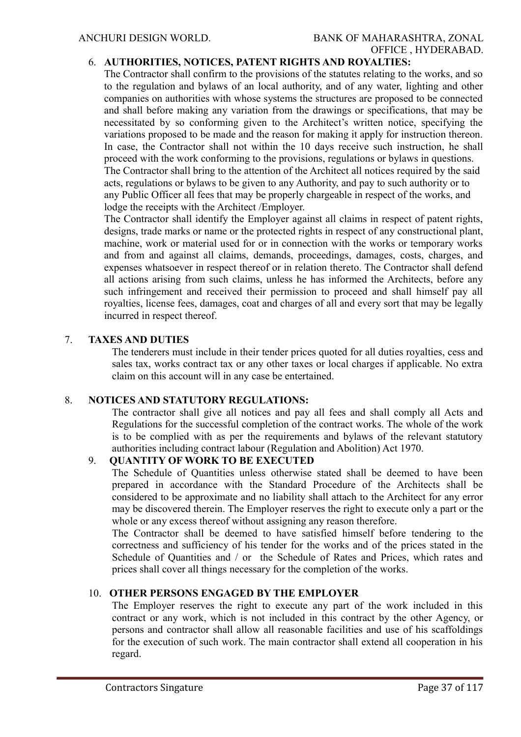6. **AUTHORITIES, NOTICES, PATENT RIGHTS AND ROYALTIES:**

The Contractor shall confirm to the provisions of the statutes relating to the works, and so to the regulation and bylaws of an local authority, and of any water, lighting and other companies on authorities with whose systems the structures are proposed to be connected and shall before making any variation from the drawings or specifications, that may be necessitated by so conforming given to the Architect's written notice, specifying the variations proposed to be made and the reason for making it apply for instruction thereon. In case, the Contractor shall not within the 10 days receive such instruction, he shall proceed with the work conforming to the provisions, regulations or bylaws in questions.

The Contractor shall bring to the attention of the Architect all notices required by the said acts, regulations or bylaws to be given to any Authority, and pay to such authority or to any Public Officer all fees that may be properly chargeable in respect of the works, and lodge the receipts with the Architect /Employer.

The Contractor shall identify the Employer against all claims in respect of patent rights, designs, trade marks or name or the protected rights in respect of any constructional plant, machine, work or material used for or in connection with the works or temporary works and from and against all claims, demands, proceedings, damages, costs, charges, and expenses whatsoever in respect thereof or in relation thereto. The Contractor shall defend all actions arising from such claims, unless he has informed the Architects, before any such infringement and received their permission to proceed and shall himself pay all royalties, license fees, damages, coat and charges of all and every sort that may be legally incurred in respect thereof.

7. **TAXES AND DUTIES**

The tenderers must include in their tender prices quoted for all duties royalties, cess and sales tax, works contract tax or any other taxes or local charges if applicable. No extra claim on this account will in any case be entertained.

8. **NOTICES AND STATUTORY REGULATIONS:**

The contractor shall give all notices and pay all fees and shall comply all Acts and Regulations for the successful completion of the contract works. The whole of the work is to be complied with as per the requirements and bylaws of the relevant statutory authorities including contract labour (Regulation and Abolition) Act 1970.

9. **QUANTITY OF WORK TO BE EXECUTED**

The Schedule of Quantities unless otherwise stated shall be deemed to have been prepared in accordance with the Standard Procedure of the Architects shall be considered to be approximate and no liability shall attach to the Architect for any error may be discovered therein. The Employer reserves the right to execute only a part or the whole or any excess thereof without assigning any reason therefore.

The Contractor shall be deemed to have satisfied himself before tendering to the correctness and sufficiency of his tender for the works and of the prices stated in the Schedule of Quantities and / or the Schedule of Rates and Prices, which rates and prices shall cover all things necessary for the completion of the works.

10. **OTHER PERSONS ENGAGED BY THE EMPLOYER**

The Employer reserves the right to execute any part of the work included in this contract or any work, which is not included in this contract by the other Agency, or persons and contractor shall allow all reasonable facilities and use of his scaffoldings for the execution of such work. The main contractor shall extend all cooperation in his regard.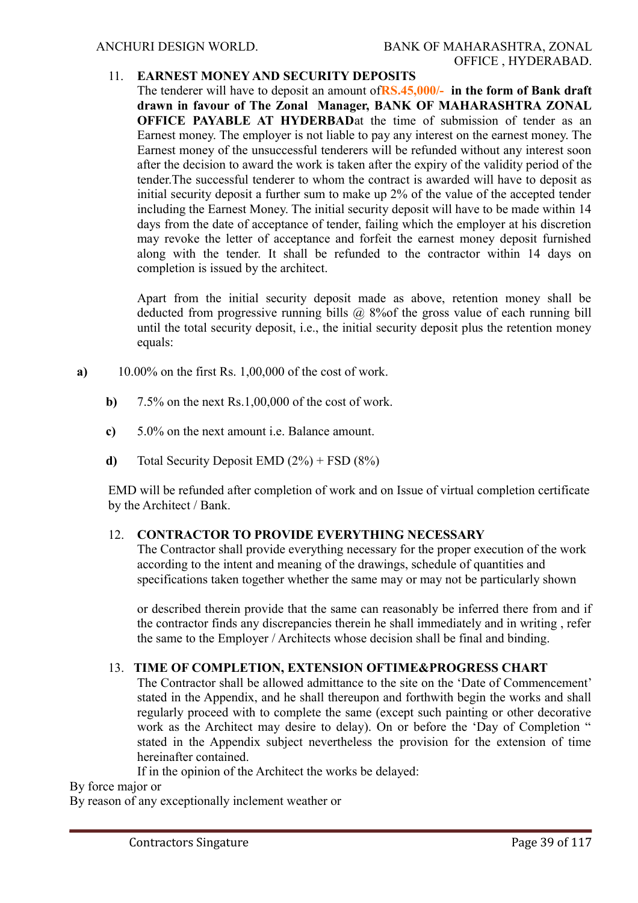11. **EARNEST MONEY AND SECURITY DEPOSITS**

The tenderer will have to deposit an amount of**RS.45,000/-** **in the form of Bank draft drawn in favour of The Zonal Manager, BANK OF MAHARASHTRA ZONAL OFFICE PAYABLE AT HYDERBAD**at the time of submission of tender as an Earnest money. The employer is not liable to pay any interest on the earnest money. The Earnest money of the unsuccessful tenderers will be refunded without any interest soon after the decision to award the work is taken after the expiry of the validity period of the tender.The successful tenderer to whom the contract is awarded will have to deposit as initial security deposit a further sum to make up 2% of the value of the accepted tender including the Earnest Money. The initial security deposit will have to be made within 14 days from the date of acceptance of tender, failing which the employer at his discretion may revoke the letter of acceptance and forfeit the earnest money deposit furnished along with the tender. It shall be refunded to the contractor within 14 days on completion is issued by the architect.

Apart from the initial security deposit made as above, retention money shall be deducted from progressive running bills @ 8%of the gross value of each running bill until the total security deposit, i.e., the initial security deposit plus the retention money equals:

**a)** 10.00% on the first Rs. 1,00,000 of the cost of work.

**b)** 7.5% on the next Rs.1,00,000 of the cost of work.

**c)** 5.0% on the next amount i.e. Balance amount.

**d)** Total Security Deposit EMD (2%) + FSD (8%)

EMD will be refunded after completion of work and on Issue of virtual completion certificate by the Architect / Bank.

12. **CONTRACTOR TO PROVIDE EVERYTHING NECESSARY**

The Contractor shall provide everything necessary for the proper execution of the work according to the intent and meaning of the drawings, schedule of quantities and specifications taken together whether the same may or may not be particularly shown

or described therein provide that the same can reasonably be inferred there from and if the contractor finds any discrepancies therein he shall immediately and in writing , refer the same to the Employer / Architects whose decision shall be final and binding.

13. **TIME OF COMPLETION, EXTENSION OFTIME&PROGRESS CHART**

The Contractor shall be allowed admittance to the site on the 'Date of Commencement' stated in the Appendix, and he shall thereupon and forthwith begin the works and shall regularly proceed with to complete the same (except such painting or other decorative work as the Architect may desire to delay). On or before the 'Day of Completion " stated in the Appendix subject nevertheless the provision for the extension of time hereinafter contained.

If in the opinion of the Architect the works be delayed:

By force major or

By reason of any exceptionally inclement weather or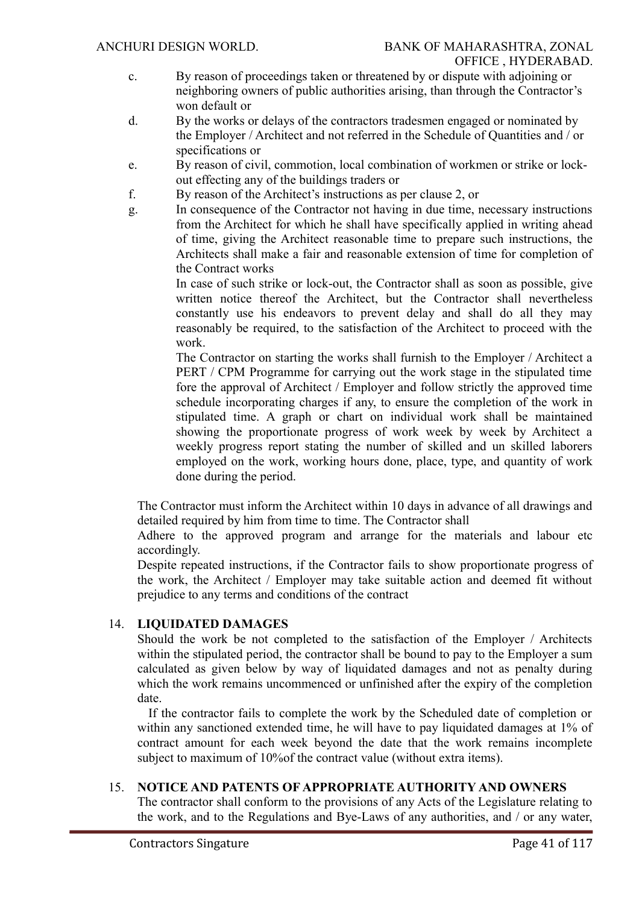c. By reason of proceedings taken or threatened by or dispute with adjoining or neighboring owners of public authorities arising, than through the Contractor's won default or

d. By the works or delays of the contractors tradesmen engaged or nominated by the Employer / Architect and not referred in the Schedule of Quantities and / or specifications or

e. By reason of civil, commotion, local combination of workmen or strike or lock-out effecting any of the buildings traders or

f. By reason of the Architect's instructions as per clause 2, or

g. In consequence of the Contractor not having in due time, necessary instructions from the Architect for which he shall have specifically applied in writing ahead of time, giving the Architect reasonable time to prepare such instructions, the Architects shall make a fair and reasonable extension of time for completion of the Contract works

In case of such strike or lock-out, the Contractor shall as soon as possible, give written notice thereof the Architect, but the Contractor shall nevertheless constantly use his endeavors to prevent delay and shall do all they may reasonably be required, to the satisfaction of the Architect to proceed with the work.

The Contractor on starting the works shall furnish to the Employer / Architect a PERT / CPM Programme for carrying out the work stage in the stipulated time fore the approval of Architect / Employer and follow strictly the approved time schedule incorporating charges if any, to ensure the completion of the work in stipulated time. A graph or chart on individual work shall be maintained showing the proportionate progress of work week by week by Architect a weekly progress report stating the number of skilled and un skilled laborers employed on the work, working hours done, place, type, and quantity of work done during the period.

The Contractor must inform the Architect within 10 days in advance of all drawings and detailed required by him from time to time. The Contractor shall

Adhere to the approved program and arrange for the materials and labour etc accordingly.

Despite repeated instructions, if the Contractor fails to show proportionate progress of the work, the Architect / Employer may take suitable action and deemed fit without prejudice to any terms and conditions of the contract

14. **LIQUIDATED DAMAGES**

Should the work be not completed to the satisfaction of the Employer / Architects within the stipulated period, the contractor shall be bound to pay to the Employer a sum calculated as given below by way of liquidated damages and not as penalty during which the work remains uncommenced or unfinished after the expiry of the completion date.

If the contractor fails to complete the work by the Scheduled date of completion or within any sanctioned extended time, he will have to pay liquidated damages at 1% of contract amount for each week beyond the date that the work remains incomplete subject to maximum of 10%of the contract value (without extra items).

15. **NOTICE AND PATENTS OF APPROPRIATE AUTHORITY AND OWNERS**

The contractor shall conform to the provisions of any Acts of the Legislature relating to the work, and to the Regulations and Bye-Laws of any authorities, and / or any water,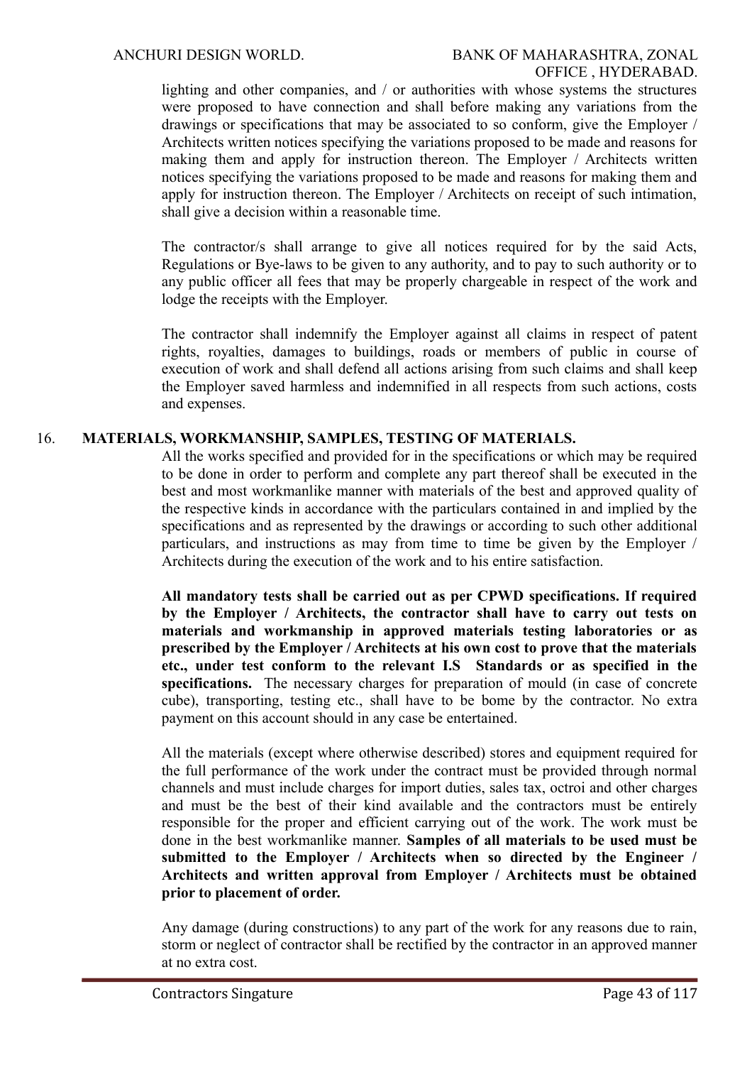lighting and other companies, and / or authorities with whose systems the structures were proposed to have connection and shall before making any variations from the drawings or specifications that may be associated to so conform, give the Employer / Architects written notices specifying the variations proposed to be made and reasons for making them and apply for instruction thereon. The Employer / Architects written notices specifying the variations proposed to be made and reasons for making them and apply for instruction thereon. The Employer / Architects on receipt of such intimation, shall give a decision within a reasonable time.

The contractor/s shall arrange to give all notices required for by the said Acts, Regulations or Bye-laws to be given to any authority, and to pay to such authority or to any public officer all fees that may be properly chargeable in respect of the work and lodge the receipts with the Employer.

The contractor shall indemnify the Employer against all claims in respect of patent rights, royalties, damages to buildings, roads or members of public in course of execution of work and shall defend all actions arising from such claims and shall keep the Employer saved harmless and indemnified in all respects from such actions, costs and expenses.

## 16. MATERIALS, WORKMANSHIP, SAMPLES, TESTING OF MATERIALS.

All the works specified and provided for in the specifications or which may be required to be done in order to perform and complete any part thereof shall be executed in the best and most workmanlike manner with materials of the best and approved quality of the respective kinds in accordance with the particulars contained in and implied by the specifications and as represented by the drawings or according to such other additional particulars, and instructions as may from time to time be given by the Employer / Architects during the execution of the work and to his entire satisfaction.

**All mandatory tests shall be carried out as per CPWD specifications. If required by the Employer / Architects, the contractor shall have to carry out tests on materials and workmanship in approved materials testing laboratories or as prescribed by the Employer / Architects at his own cost to prove that the materials etc., under test conform to the relevant I.S Standards or as specified in the specifications.** The necessary charges for preparation of mould (in case of concrete cube), transporting, testing etc., shall have to be bome by the contractor. No extra payment on this account should in any case be entertained.

All the materials (except where otherwise described) stores and equipment required for the full performance of the work under the contract must be provided through normal channels and must include charges for import duties, sales tax, octroi and other charges and must be the best of their kind available and the contractors must be entirely responsible for the proper and efficient carrying out of the work. The work must be done in the best workmanlike manner. **Samples of all materials to be used must be submitted to the Employer / Architects when so directed by the Engineer / Architects and written approval from Employer / Architects must be obtained prior to placement of order.**

Any damage (during constructions) to any part of the work for any reasons due to rain, storm or neglect of contractor shall be rectified by the contractor in an approved manner at no extra cost.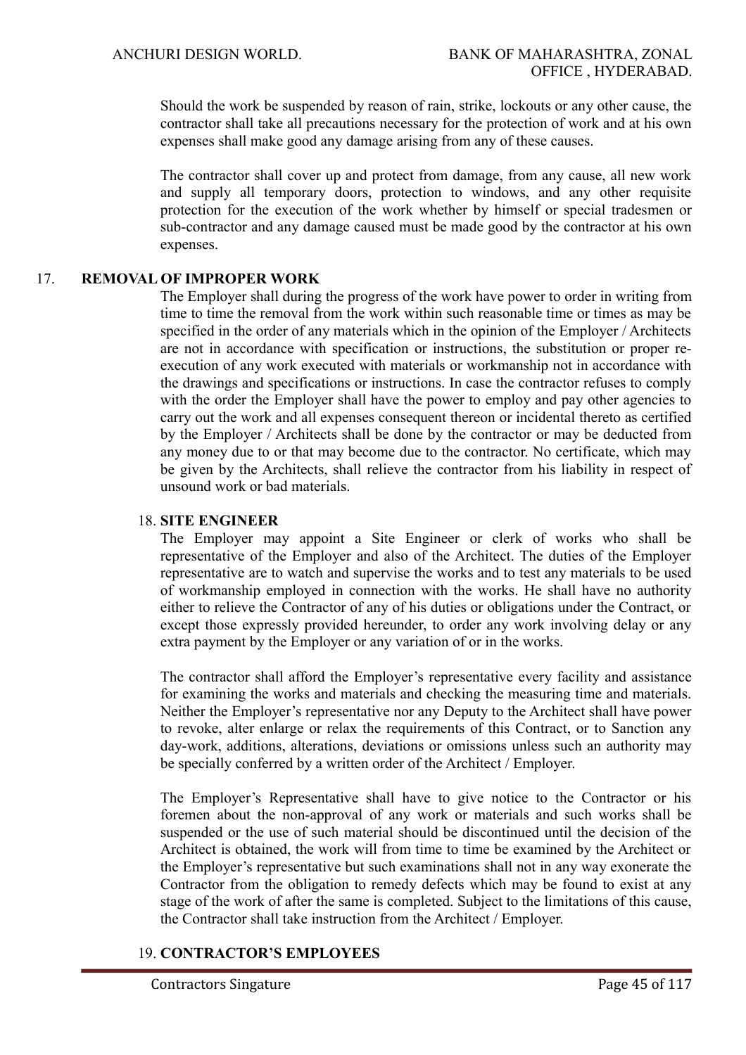Should the work be suspended by reason of rain, strike, lockouts or any other cause, the contractor shall take all precautions necessary for the protection of work and at his own expenses shall make good any damage arising from any of these causes.

The contractor shall cover up and protect from damage, from any cause, all new work and supply all temporary doors, protection to windows, and any other requisite protection for the execution of the work whether by himself or special tradesmen or sub-contractor and any damage caused must be made good by the contractor at his own expenses.

17. **REMOVAL OF IMPROPER WORK**

The Employer shall during the progress of the work have power to order in writing from time to time the removal from the work within such reasonable time or times as may be specified in the order of any materials which in the opinion of the Employer / Architects are not in accordance with specification or instructions, the substitution or proper re-execution of any work executed with materials or workmanship not in accordance with the drawings and specifications or instructions. In case the contractor refuses to comply with the order the Employer shall have the power to employ and pay other agencies to carry out the work and all expenses consequent thereon or incidental thereto as certified by the Employer / Architects shall be done by the contractor or may be deducted from any money due to or that may become due to the contractor. No certificate, which may be given by the Architects, shall relieve the contractor from his liability in respect of unsound work or bad materials.

18. **SITE ENGINEER**

The Employer may appoint a Site Engineer or clerk of works who shall be representative of the Employer and also of the Architect. The duties of the Employer representative are to watch and supervise the works and to test any materials to be used of workmanship employed in connection with the works. He shall have no authority either to relieve the Contractor of any of his duties or obligations under the Contract, or except those expressly provided hereunder, to order any work involving delay or any extra payment by the Employer or any variation of or in the works.

The contractor shall afford the Employer's representative every facility and assistance for examining the works and materials and checking the measuring time and materials. Neither the Employer's representative nor any Deputy to the Architect shall have power to revoke, alter enlarge or relax the requirements of this Contract, or to Sanction any day-work, additions, alterations, deviations or omissions unless such an authority may be specially conferred by a written order of the Architect / Employer.

The Employer's Representative shall have to give notice to the Contractor or his foremen about the non-approval of any work or materials and such works shall be suspended or the use of such material should be discontinued until the decision of the Architect is obtained, the work will from time to time be examined by the Architect or the Employer's representative but such examinations shall not in any way exonerate the Contractor from the obligation to remedy defects which may be found to exist at any stage of the work of after the same is completed. Subject to the limitations of this cause, the Contractor shall take instruction from the Architect / Employer.

19. **CONTRACTOR'S EMPLOYEES**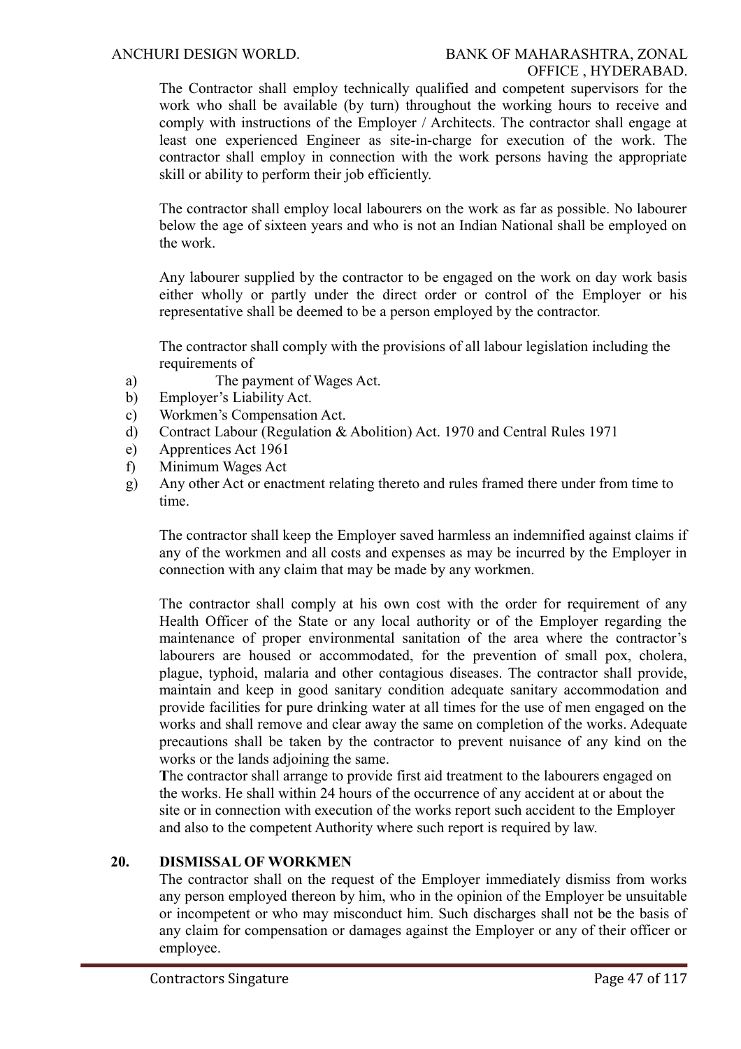The Contractor shall employ technically qualified and competent supervisors for the work who shall be available (by turn) throughout the working hours to receive and comply with instructions of the Employer / Architects. The contractor shall engage at least one experienced Engineer as site-in-charge for execution of the work. The contractor shall employ in connection with the work persons having the appropriate skill or ability to perform their job efficiently.

The contractor shall employ local labourers on the work as far as possible. No labourer below the age of sixteen years and who is not an Indian National shall be employed on the work.

Any labourer supplied by the contractor to be engaged on the work on day work basis either wholly or partly under the direct order or control of the Employer or his representative shall be deemed to be a person employed by the contractor.

The contractor shall comply with the provisions of all labour legislation including the requirements of

a) The payment of Wages Act.
b) Employer's Liability Act.
c) Workmen's Compensation Act.
d) Contract Labour (Regulation & Abolition) Act. 1970 and Central Rules 1971
e) Apprentices Act 1961
f) Minimum Wages Act
g) Any other Act or enactment relating thereto and rules framed there under from time to time.

The contractor shall keep the Employer saved harmless an indemnified against claims if any of the workmen and all costs and expenses as may be incurred by the Employer in connection with any claim that may be made by any workmen.

The contractor shall comply at his own cost with the order for requirement of any Health Officer of the State or any local authority or of the Employer regarding the maintenance of proper environmental sanitation of the area where the contractor's labourers are housed or accommodated, for the prevention of small pox, cholera, plague, typhoid, malaria and other contagious diseases. The contractor shall provide, maintain and keep in good sanitary condition adequate sanitary accommodation and provide facilities for pure drinking water at all times for the use of men engaged on the works and shall remove and clear away the same on completion of the works. Adequate precautions shall be taken by the contractor to prevent nuisance of any kind on the works or the lands adjoining the same.

The contractor shall arrange to provide first aid treatment to the labourers engaged on the works. He shall within 24 hours of the occurrence of any accident at or about the site or in connection with execution of the works report such accident to the Employer and also to the competent Authority where such report is required by law.

## 20. DISMISSAL OF WORKMEN

The contractor shall on the request of the Employer immediately dismiss from works any person employed thereon by him, who in the opinion of the Employer be unsuitable or incompetent or who may misconduct him. Such discharges shall not be the basis of any claim for compensation or damages against the Employer or any of their officer or employee.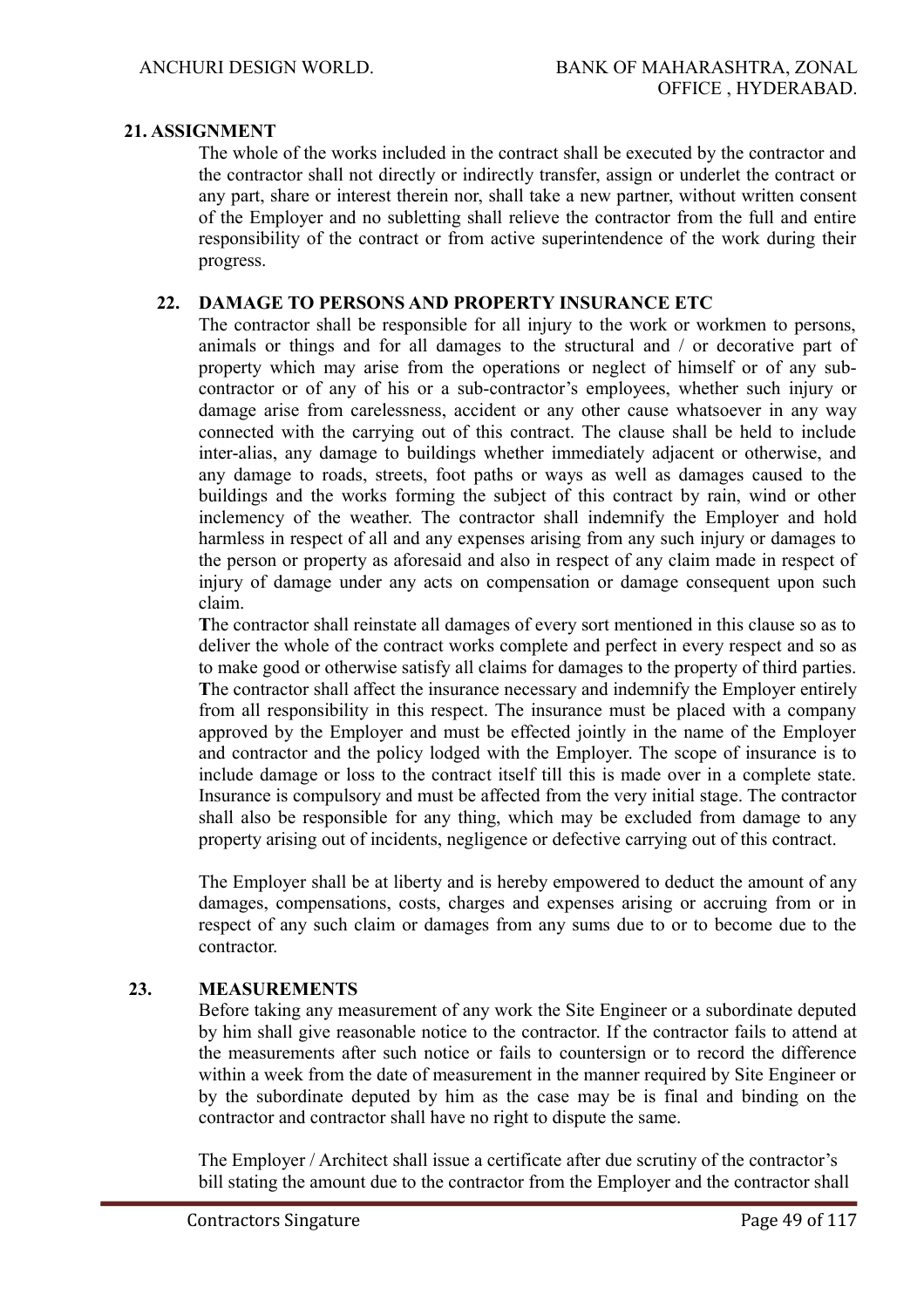## 21. ASSIGNMENT

The whole of the works included in the contract shall be executed by the contractor and the contractor shall not directly or indirectly transfer, assign or underlet the contract or any part, share or interest therein nor, shall take a new partner, without written consent of the Employer and no subletting shall relieve the contractor from the full and entire responsibility of the contract or from active superintendence of the work during their progress.

## 22. DAMAGE TO PERSONS AND PROPERTY INSURANCE ETC

The contractor shall be responsible for all injury to the work or workmen to persons, animals or things and for all damages to the structural and / or decorative part of property which may arise from the operations or neglect of himself or of any sub-contractor or of any of his or a sub-contractor's employees, whether such injury or damage arise from carelessness, accident or any other cause whatsoever in any way connected with the carrying out of this contract. The clause shall be held to include inter-alias, any damage to buildings whether immediately adjacent or otherwise, and any damage to roads, streets, foot paths or ways as well as damages caused to the buildings and the works forming the subject of this contract by rain, wind or other inclemency of the weather. The contractor shall indemnify the Employer and hold harmless in respect of all and any expenses arising from any such injury or damages to the person or property as aforesaid and also in respect of any claim made in respect of injury of damage under any acts on compensation or damage consequent upon such claim.

**T**he contractor shall reinstate all damages of every sort mentioned in this clause so as to deliver the whole of the contract works complete and perfect in every respect and so as to make good or otherwise satisfy all claims for damages to the property of third parties. **T**he contractor shall affect the insurance necessary and indemnify the Employer entirely from all responsibility in this respect. The insurance must be placed with a company approved by the Employer and must be effected jointly in the name of the Employer and contractor and the policy lodged with the Employer. The scope of insurance is to include damage or loss to the contract itself till this is made over in a complete state. Insurance is compulsory and must be affected from the very initial stage. The contractor shall also be responsible for any thing, which may be excluded from damage to any property arising out of incidents, negligence or defective carrying out of this contract.

The Employer shall be at liberty and is hereby empowered to deduct the amount of any damages, compensations, costs, charges and expenses arising or accruing from or in respect of any such claim or damages from any sums due to or to become due to the contractor.

## 23. MEASUREMENTS

Before taking any measurement of any work the Site Engineer or a subordinate deputed by him shall give reasonable notice to the contractor. If the contractor fails to attend at the measurements after such notice or fails to countersign or to record the difference within a week from the date of measurement in the manner required by Site Engineer or by the subordinate deputed by him as the case may be is final and binding on the contractor and contractor shall have no right to dispute the same.

The Employer / Architect shall issue a certificate after due scrutiny of the contractor's bill stating the amount due to the contractor from the Employer and the contractor shall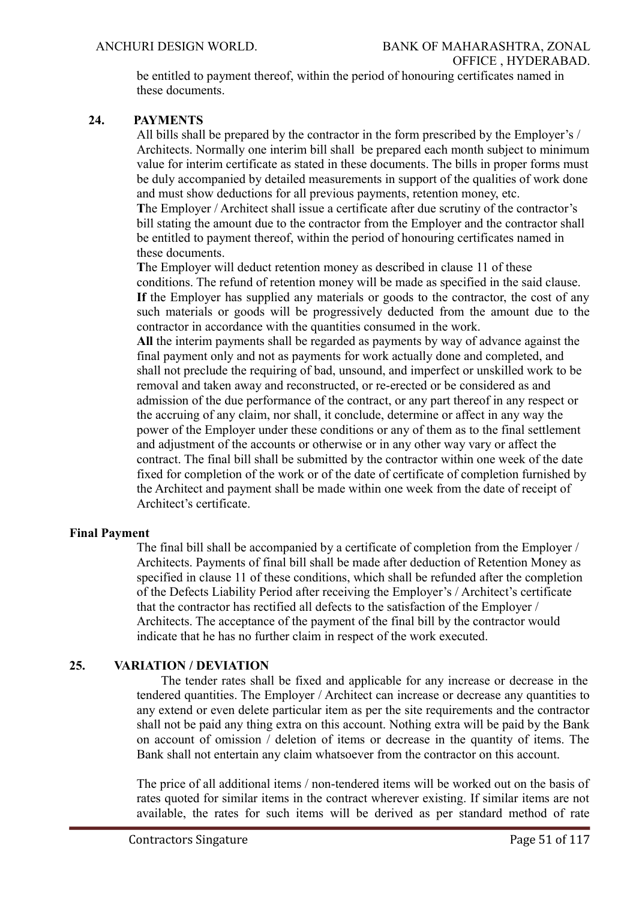be entitled to payment thereof, within the period of honouring certificates named in these documents.

## 24. PAYMENTS

All bills shall be prepared by the contractor in the form prescribed by the Employer's / Architects. Normally one interim bill shall be prepared each month subject to minimum value for interim certificate as stated in these documents. The bills in proper forms must be duly accompanied by detailed measurements in support of the qualities of work done and must show deductions for all previous payments, retention money, etc.

**T**he Employer / Architect shall issue a certificate after due scrutiny of the contractor's bill stating the amount due to the contractor from the Employer and the contractor shall be entitled to payment thereof, within the period of honouring certificates named in these documents.

**T**he Employer will deduct retention money as described in clause 11 of these conditions. The refund of retention money will be made as specified in the said clause.

**If** the Employer has supplied any materials or goods to the contractor, the cost of any such materials or goods will be progressively deducted from the amount due to the contractor in accordance with the quantities consumed in the work.

**All** the interim payments shall be regarded as payments by way of advance against the final payment only and not as payments for work actually done and completed, and shall not preclude the requiring of bad, unsound, and imperfect or unskilled work to be removal and taken away and reconstructed, or re-erected or be considered as and admission of the due performance of the contract, or any part thereof in any respect or the accruing of any claim, nor shall, it conclude, determine or affect in any way the power of the Employer under these conditions or any of them as to the final settlement and adjustment of the accounts or otherwise or in any other way vary or affect the contract. The final bill shall be submitted by the contractor within one week of the date fixed for completion of the work or of the date of certificate of completion furnished by the Architect and payment shall be made within one week from the date of receipt of Architect's certificate.

### Final Payment

The final bill shall be accompanied by a certificate of completion from the Employer / Architects. Payments of final bill shall be made after deduction of Retention Money as specified in clause 11 of these conditions, which shall be refunded after the completion of the Defects Liability Period after receiving the Employer's / Architect's certificate that the contractor has rectified all defects to the satisfaction of the Employer / Architects. The acceptance of the payment of the final bill by the contractor would indicate that he has no further claim in respect of the work executed.

## 25. VARIATION / DEVIATION

The tender rates shall be fixed and applicable for any increase or decrease in the tendered quantities. The Employer / Architect can increase or decrease any quantities to any extend or even delete particular item as per the site requirements and the contractor shall not be paid any thing extra on this account. Nothing extra will be paid by the Bank on account of omission / deletion of items or decrease in the quantity of items. The Bank shall not entertain any claim whatsoever from the contractor on this account.

The price of all additional items / non-tendered items will be worked out on the basis of rates quoted for similar items in the contract wherever existing. If similar items are not available, the rates for such items will be derived as per standard method of rate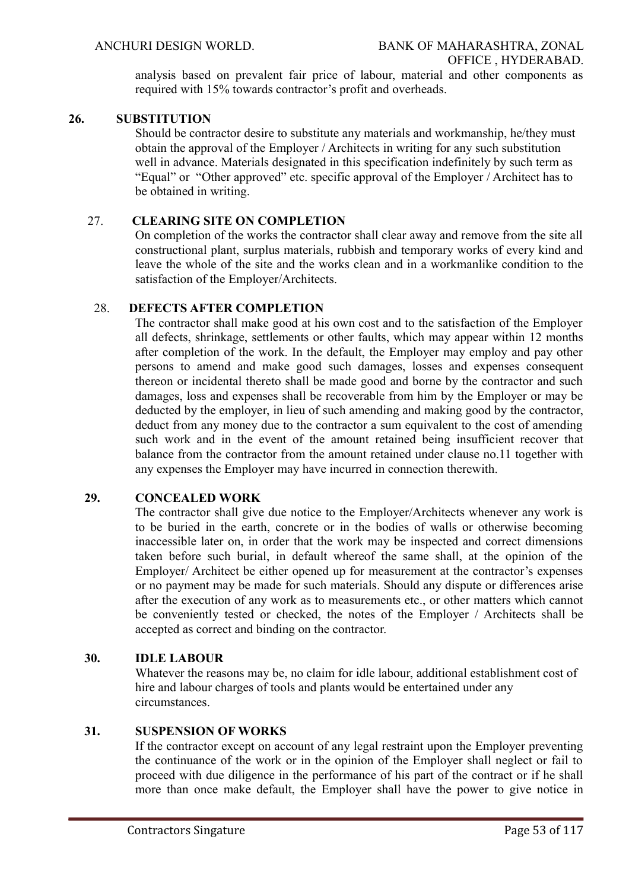analysis based on prevalent fair price of labour, material and other components as required with 15% towards contractor's profit and overheads.

**26. SUBSTITUTION**

Should be contractor desire to substitute any materials and workmanship, he/they must obtain the approval of the Employer / Architects in writing for any such substitution well in advance. Materials designated in this specification indefinitely by such term as "Equal" or "Other approved" etc. specific approval of the Employer / Architect has to be obtained in writing.

**27. CLEARING SITE ON COMPLETION**

On completion of the works the contractor shall clear away and remove from the site all constructional plant, surplus materials, rubbish and temporary works of every kind and leave the whole of the site and the works clean and in a workmanlike condition to the satisfaction of the Employer/Architects.

**28. DEFECTS AFTER COMPLETION**

The contractor shall make good at his own cost and to the satisfaction of the Employer all defects, shrinkage, settlements or other faults, which may appear within 12 months after completion of the work. In the default, the Employer may employ and pay other persons to amend and make good such damages, losses and expenses consequent thereon or incidental thereto shall be made good and borne by the contractor and such damages, loss and expenses shall be recoverable from him by the Employer or may be deducted by the employer, in lieu of such amending and making good by the contractor, deduct from any money due to the contractor a sum equivalent to the cost of amending such work and in the event of the amount retained being insufficient recover that balance from the contractor from the amount retained under clause no.11 together with any expenses the Employer may have incurred in connection therewith.

**29. CONCEALED WORK**

The contractor shall give due notice to the Employer/Architects whenever any work is to be buried in the earth, concrete or in the bodies of walls or otherwise becoming inaccessible later on, in order that the work may be inspected and correct dimensions taken before such burial, in default whereof the same shall, at the opinion of the Employer/ Architect be either opened up for measurement at the contractor's expenses or no payment may be made for such materials. Should any dispute or differences arise after the execution of any work as to measurements etc., or other matters which cannot be conveniently tested or checked, the notes of the Employer / Architects shall be accepted as correct and binding on the contractor.

**30. IDLE LABOUR**

Whatever the reasons may be, no claim for idle labour, additional establishment cost of hire and labour charges of tools and plants would be entertained under any circumstances.

**31. SUSPENSION OF WORKS**

If the contractor except on account of any legal restraint upon the Employer preventing the continuance of the work or in the opinion of the Employer shall neglect or fail to proceed with due diligence in the performance of his part of the contract or if he shall more than once make default, the Employer shall have the power to give notice in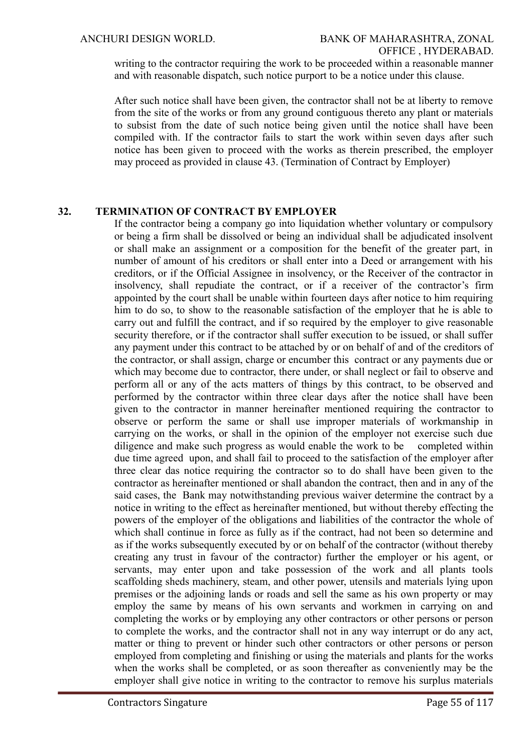writing to the contractor requiring the work to be proceeded within a reasonable manner and with reasonable dispatch, such notice purport to be a notice under this clause.

After such notice shall have been given, the contractor shall not be at liberty to remove from the site of the works or from any ground contiguous thereto any plant or materials to subsist from the date of such notice being given until the notice shall have been compiled with. If the contractor fails to start the work within seven days after such notice has been given to proceed with the works as therein prescribed, the employer may proceed as provided in clause 43. (Termination of Contract by Employer)

## 32. TERMINATION OF CONTRACT BY EMPLOYER

If the contractor being a company go into liquidation whether voluntary or compulsory or being a firm shall be dissolved or being an individual shall be adjudicated insolvent or shall make an assignment or a composition for the benefit of the greater part, in number of amount of his creditors or shall enter into a Deed or arrangement with his creditors, or if the Official Assignee in insolvency, or the Receiver of the contractor in insolvency, shall repudiate the contract, or if a receiver of the contractor's firm appointed by the court shall be unable within fourteen days after notice to him requiring him to do so, to show to the reasonable satisfaction of the employer that he is able to carry out and fulfill the contract, and if so required by the employer to give reasonable security therefore, or if the contractor shall suffer execution to be issued, or shall suffer any payment under this contract to be attached by or on behalf of and of the creditors of the contractor, or shall assign, charge or encumber this contract or any payments due or which may become due to contractor, there under, or shall neglect or fail to observe and perform all or any of the acts matters of things by this contract, to be observed and performed by the contractor within three clear days after the notice shall have been given to the contractor in manner hereinafter mentioned requiring the contractor to observe or perform the same or shall use improper materials of workmanship in carrying on the works, or shall in the opinion of the employer not exercise such due diligence and make such progress as would enable the work to be completed within due time agreed upon, and shall fail to proceed to the satisfaction of the employer after three clear das notice requiring the contractor so to do shall have been given to the contractor as hereinafter mentioned or shall abandon the contract, then and in any of the said cases, the Bank may notwithstanding previous waiver determine the contract by a notice in writing to the effect as hereinafter mentioned, but without thereby effecting the powers of the employer of the obligations and liabilities of the contractor the whole of which shall continue in force as fully as if the contract, had not been so determine and as if the works subsequently executed by or on behalf of the contractor (without thereby creating any trust in favour of the contractor) further the employer or his agent, or servants, may enter upon and take possession of the work and all plants tools scaffolding sheds machinery, steam, and other power, utensils and materials lying upon premises or the adjoining lands or roads and sell the same as his own property or may employ the same by means of his own servants and workmen in carrying on and completing the works or by employing any other contractors or other persons or person to complete the works, and the contractor shall not in any way interrupt or do any act, matter or thing to prevent or hinder such other contractors or other persons or person employed from completing and finishing or using the materials and plants for the works when the works shall be completed, or as soon thereafter as conveniently may be the employer shall give notice in writing to the contractor to remove his surplus materials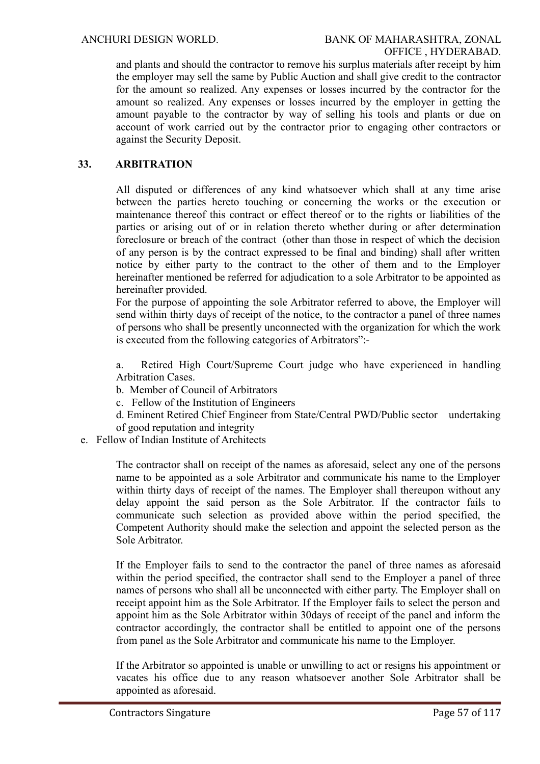and plants and should the contractor to remove his surplus materials after receipt by him the employer may sell the same by Public Auction and shall give credit to the contractor for the amount so realized. Any expenses or losses incurred by the contractor for the amount so realized. Any expenses or losses incurred by the employer in getting the amount payable to the contractor by way of selling his tools and plants or due on account of work carried out by the contractor prior to engaging other contractors or against the Security Deposit.

## 33. ARBITRATION

All disputed or differences of any kind whatsoever which shall at any time arise between the parties hereto touching or concerning the works or the execution or maintenance thereof this contract or effect thereof or to the rights or liabilities of the parties or arising out of or in relation thereto whether during or after determination foreclosure or breach of the contract (other than those in respect of which the decision of any person is by the contract expressed to be final and binding) shall after written notice by either party to the contract to the other of them and to the Employer hereinafter mentioned be referred for adjudication to a sole Arbitrator to be appointed as hereinafter provided.

For the purpose of appointing the sole Arbitrator referred to above, the Employer will send within thirty days of receipt of the notice, to the contractor a panel of three names of persons who shall be presently unconnected with the organization for which the work is executed from the following categories of Arbitrators":-

a. Retired High Court/Supreme Court judge who have experienced in handling Arbitration Cases.

b. Member of Council of Arbitrators

c. Fellow of the Institution of Engineers

d. Eminent Retired Chief Engineer from State/Central PWD/Public sector undertaking of good reputation and integrity

e. Fellow of Indian Institute of Architects

The contractor shall on receipt of the names as aforesaid, select any one of the persons name to be appointed as a sole Arbitrator and communicate his name to the Employer within thirty days of receipt of the names. The Employer shall thereupon without any delay appoint the said person as the Sole Arbitrator. If the contractor fails to communicate such selection as provided above within the period specified, the Competent Authority should make the selection and appoint the selected person as the Sole Arbitrator.

If the Employer fails to send to the contractor the panel of three names as aforesaid within the period specified, the contractor shall send to the Employer a panel of three names of persons who shall all be unconnected with either party. The Employer shall on receipt appoint him as the Sole Arbitrator. If the Employer fails to select the person and appoint him as the Sole Arbitrator within 30days of receipt of the panel and inform the contractor accordingly, the contractor shall be entitled to appoint one of the persons from panel as the Sole Arbitrator and communicate his name to the Employer.

If the Arbitrator so appointed is unable or unwilling to act or resigns his appointment or vacates his office due to any reason whatsoever another Sole Arbitrator shall be appointed as aforesaid.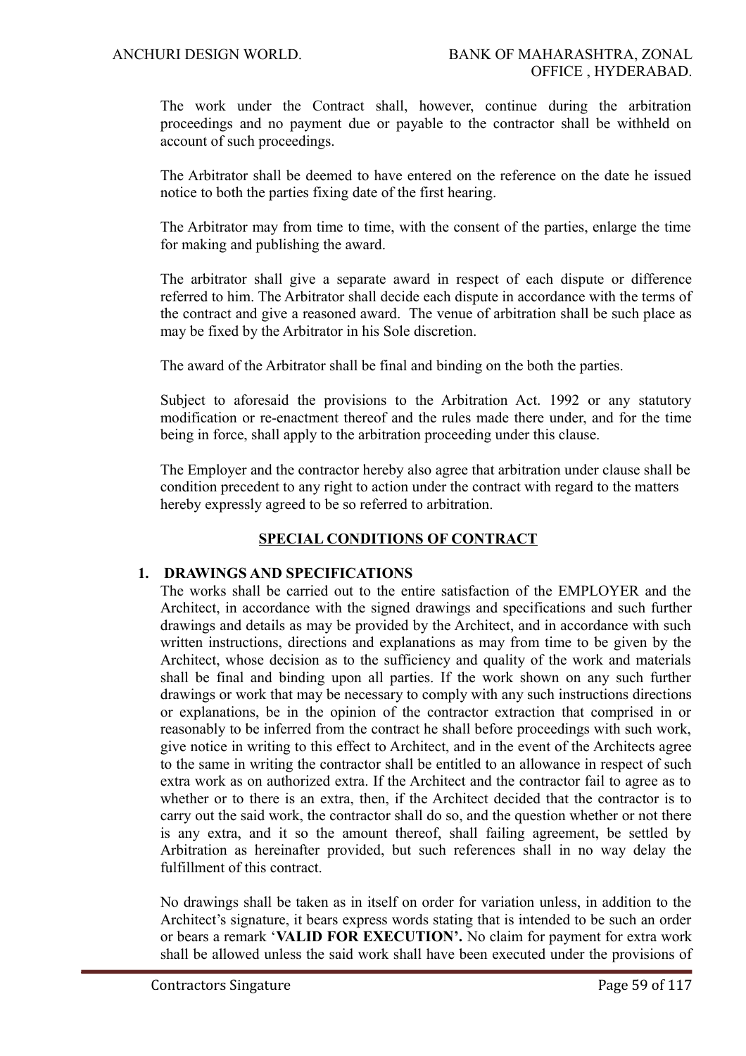The work under the Contract shall, however, continue during the arbitration proceedings and no payment due or payable to the contractor shall be withheld on account of such proceedings.

The Arbitrator shall be deemed to have entered on the reference on the date he issued notice to both the parties fixing date of the first hearing.

The Arbitrator may from time to time, with the consent of the parties, enlarge the time for making and publishing the award.

The arbitrator shall give a separate award in respect of each dispute or difference referred to him. The Arbitrator shall decide each dispute in accordance with the terms of the contract and give a reasoned award. The venue of arbitration shall be such place as may be fixed by the Arbitrator in his Sole discretion.

The award of the Arbitrator shall be final and binding on the both the parties.

Subject to aforesaid the provisions to the Arbitration Act. 1992 or any statutory modification or re-enactment thereof and the rules made there under, and for the time being in force, shall apply to the arbitration proceeding under this clause.

The Employer and the contractor hereby also agree that arbitration under clause shall be condition precedent to any right to action under the contract with regard to the matters hereby expressly agreed to be so referred to arbitration.

## SPECIAL CONDITIONS OF CONTRACT

**1. DRAWINGS AND SPECIFICATIONS**

The works shall be carried out to the entire satisfaction of the EMPLOYER and the Architect, in accordance with the signed drawings and specifications and such further drawings and details as may be provided by the Architect, and in accordance with such written instructions, directions and explanations as may from time to be given by the Architect, whose decision as to the sufficiency and quality of the work and materials shall be final and binding upon all parties. If the work shown on any such further drawings or work that may be necessary to comply with any such instructions directions or explanations, be in the opinion of the contractor extraction that comprised in or reasonably to be inferred from the contract he shall before proceedings with such work, give notice in writing to this effect to Architect, and in the event of the Architects agree to the same in writing the contractor shall be entitled to an allowance in respect of such extra work as on authorized extra. If the Architect and the contractor fail to agree as to whether or to there is an extra, then, if the Architect decided that the contractor is to carry out the said work, the contractor shall do so, and the question whether or not there is any extra, and it so the amount thereof, shall failing agreement, be settled by Arbitration as hereinafter provided, but such references shall in no way delay the fulfillment of this contract.

No drawings shall be taken as in itself on order for variation unless, in addition to the Architect's signature, it bears express words stating that is intended to be such an order or bears a remark '**VALID FOR EXECUTION'.** No claim for payment for extra work shall be allowed unless the said work shall have been executed under the provisions of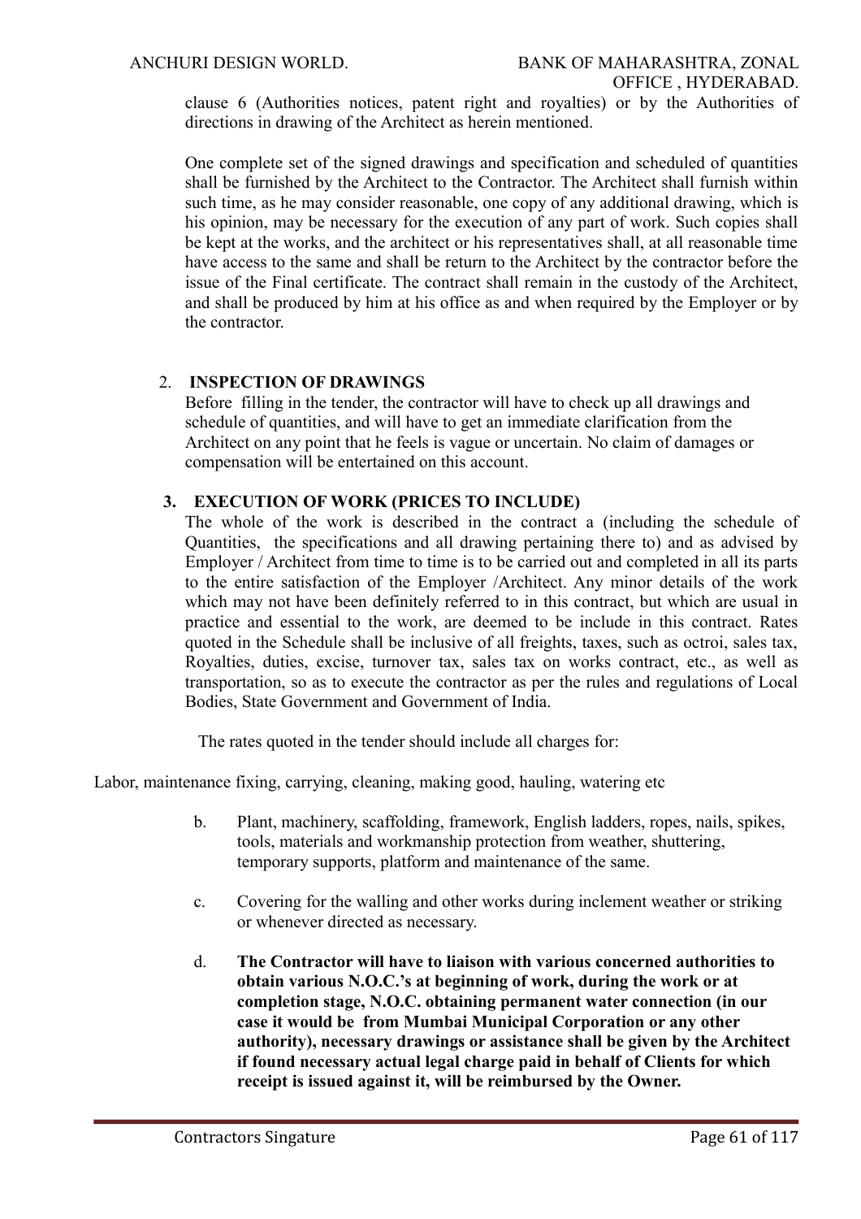clause 6 (Authorities notices, patent right and royalties) or by the Authorities of directions in drawing of the Architect as herein mentioned.

One complete set of the signed drawings and specification and scheduled of quantities shall be furnished by the Architect to the Contractor. The Architect shall furnish within such time, as he may consider reasonable, one copy of any additional drawing, which is his opinion, may be necessary for the execution of any part of work. Such copies shall be kept at the works, and the architect or his representatives shall, at all reasonable time have access to the same and shall be return to the Architect by the contractor before the issue of the Final certificate. The contract shall remain in the custody of the Architect, and shall be produced by him at his office as and when required by the Employer or by the contractor.

2. **INSPECTION OF DRAWINGS**

Before filling in the tender, the contractor will have to check up all drawings and schedule of quantities, and will have to get an immediate clarification from the Architect on any point that he feels is vague or uncertain. No claim of damages or compensation will be entertained on this account.

3. **EXECUTION OF WORK (PRICES TO INCLUDE)**

The whole of the work is described in the contract a (including the schedule of Quantities, the specifications and all drawing pertaining there to) and as advised by Employer / Architect from time to time is to be carried out and completed in all its parts to the entire satisfaction of the Employer /Architect. Any minor details of the work which may not have been definitely referred to in this contract, but which are usual in practice and essential to the work, are deemed to be include in this contract. Rates quoted in the Schedule shall be inclusive of all freights, taxes, such as octroi, sales tax, Royalties, duties, excise, turnover tax, sales tax on works contract, etc., as well as transportation, so as to execute the contractor as per the rules and regulations of Local Bodies, State Government and Government of India.

The rates quoted in the tender should include all charges for:

Labor, maintenance fixing, carrying, cleaning, making good, hauling, watering etc

b. Plant, machinery, scaffolding, framework, English ladders, ropes, nails, spikes, tools, materials and workmanship protection from weather, shuttering, temporary supports, platform and maintenance of the same.

c. Covering for the walling and other works during inclement weather or striking or whenever directed as necessary.

d. **The Contractor will have to liaison with various concerned authorities to obtain various N.O.C.'s at beginning of work, during the work or at completion stage, N.O.C. obtaining permanent water connection (in our case it would be from Mumbai Municipal Corporation or any other authority), necessary drawings or assistance shall be given by the Architect if found necessary actual legal charge paid in behalf of Clients for which receipt is issued against it, will be reimbursed by the Owner.**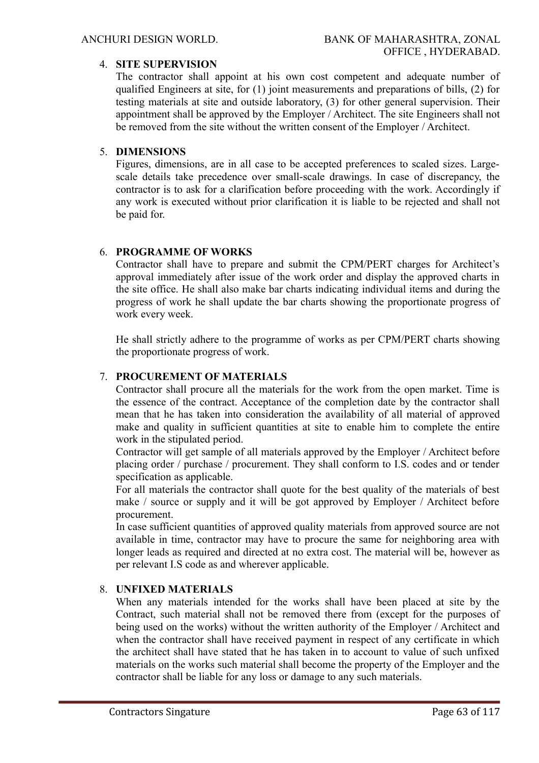4. **SITE SUPERVISION**

   The contractor shall appoint at his own cost competent and adequate number of qualified Engineers at site, for (1) joint measurements and preparations of bills, (2) for testing materials at site and outside laboratory, (3) for other general supervision. Their appointment shall be approved by the Employer / Architect. The site Engineers shall not be removed from the site without the written consent of the Employer / Architect.

5. **DIMENSIONS**

   Figures, dimensions, are in all case to be accepted preferences to scaled sizes. Large-scale details take precedence over small-scale drawings. In case of discrepancy, the contractor is to ask for a clarification before proceeding with the work. Accordingly if any work is executed without prior clarification it is liable to be rejected and shall not be paid for.

6. **PROGRAMME OF WORKS**

   Contractor shall have to prepare and submit the CPM/PERT charges for Architect's approval immediately after issue of the work order and display the approved charts in the site office. He shall also make bar charts indicating individual items and during the progress of work he shall update the bar charts showing the proportionate progress of work every week.

   He shall strictly adhere to the programme of works as per CPM/PERT charts showing the proportionate progress of work.

7. **PROCUREMENT OF MATERIALS**

   Contractor shall procure all the materials for the work from the open market. Time is the essence of the contract. Acceptance of the completion date by the contractor shall mean that he has taken into consideration the availability of all material of approved make and quality in sufficient quantities at site to enable him to complete the entire work in the stipulated period.

   Contractor will get sample of all materials approved by the Employer / Architect before placing order / purchase / procurement. They shall conform to I.S. codes and or tender specification as applicable.

   For all materials the contractor shall quote for the best quality of the materials of best make / source or supply and it will be got approved by Employer / Architect before procurement.

   In case sufficient quantities of approved quality materials from approved source are not available in time, contractor may have to procure the same for neighboring area with longer leads as required and directed at no extra cost. The material will be, however as per relevant I.S code as and wherever applicable.

8. **UNFIXED MATERIALS**

   When any materials intended for the works shall have been placed at site by the Contract, such material shall not be removed there from (except for the purposes of being used on the works) without the written authority of the Employer / Architect and when the contractor shall have received payment in respect of any certificate in which the architect shall have stated that he has taken in to account to value of such unfixed materials on the works such material shall become the property of the Employer and the contractor shall be liable for any loss or damage to any such materials.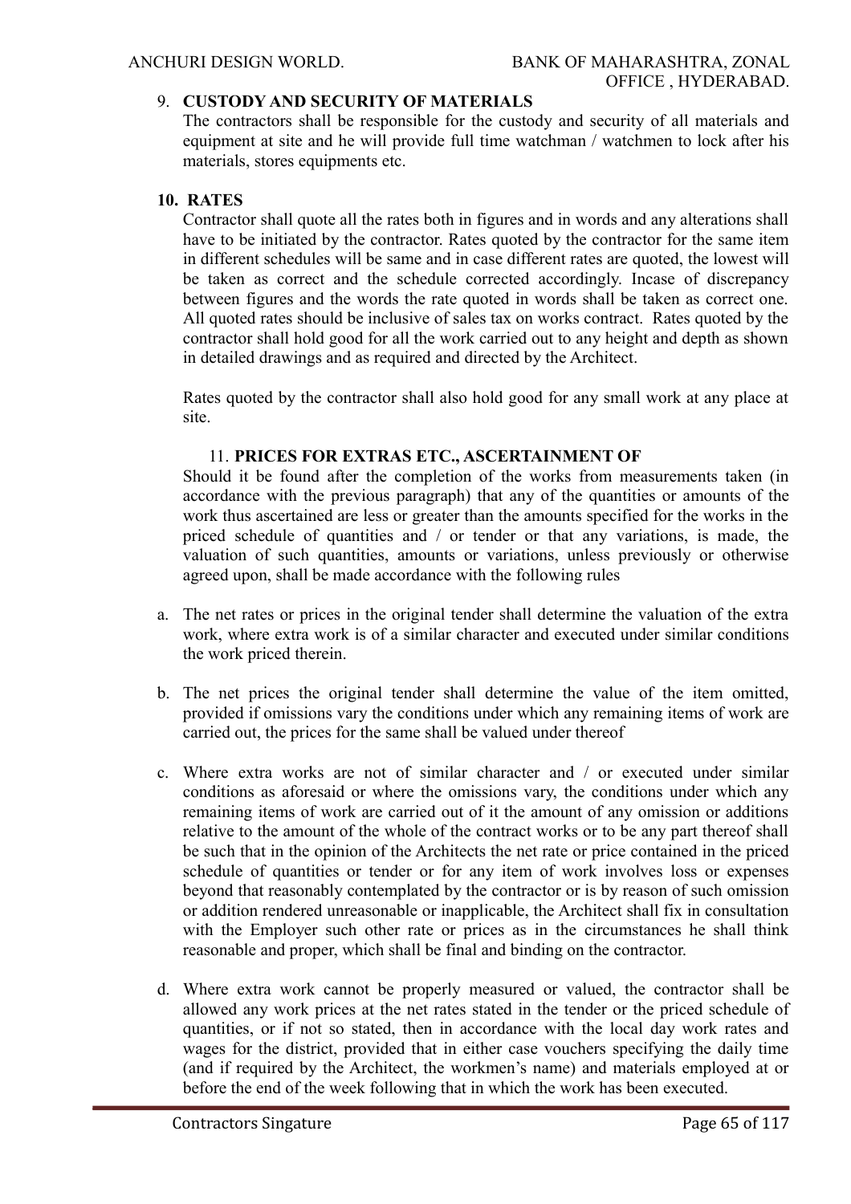## 9. CUSTODY AND SECURITY OF MATERIALS

The contractors shall be responsible for the custody and security of all materials and equipment at site and he will provide full time watchman / watchmen to lock after his materials, stores equipments etc.

## 10. RATES

Contractor shall quote all the rates both in figures and in words and any alterations shall have to be initiated by the contractor. Rates quoted by the contractor for the same item in different schedules will be same and in case different rates are quoted, the lowest will be taken as correct and the schedule corrected accordingly. Incase of discrepancy between figures and the words the rate quoted in words shall be taken as correct one. All quoted rates should be inclusive of sales tax on works contract. Rates quoted by the contractor shall hold good for all the work carried out to any height and depth as shown in detailed drawings and as required and directed by the Architect.

Rates quoted by the contractor shall also hold good for any small work at any place at site.

## 11. PRICES FOR EXTRAS ETC., ASCERTAINMENT OF

Should it be found after the completion of the works from measurements taken (in accordance with the previous paragraph) that any of the quantities or amounts of the work thus ascertained are less or greater than the amounts specified for the works in the priced schedule of quantities and / or tender or that any variations, is made, the valuation of such quantities, amounts or variations, unless previously or otherwise agreed upon, shall be made accordance with the following rules

a. The net rates or prices in the original tender shall determine the valuation of the extra work, where extra work is of a similar character and executed under similar conditions the work priced therein.

b. The net prices the original tender shall determine the value of the item omitted, provided if omissions vary the conditions under which any remaining items of work are carried out, the prices for the same shall be valued under thereof

c. Where extra works are not of similar character and / or executed under similar conditions as aforesaid or where the omissions vary, the conditions under which any remaining items of work are carried out of it the amount of any omission or additions relative to the amount of the whole of the contract works or to be any part thereof shall be such that in the opinion of the Architects the net rate or price contained in the priced schedule of quantities or tender or for any item of work involves loss or expenses beyond that reasonably contemplated by the contractor or is by reason of such omission or addition rendered unreasonable or inapplicable, the Architect shall fix in consultation with the Employer such other rate or prices as in the circumstances he shall think reasonable and proper, which shall be final and binding on the contractor.

d. Where extra work cannot be properly measured or valued, the contractor shall be allowed any work prices at the net rates stated in the tender or the priced schedule of quantities, or if not so stated, then in accordance with the local day work rates and wages for the district, provided that in either case vouchers specifying the daily time (and if required by the Architect, the workmen's name) and materials employed at or before the end of the week following that in which the work has been executed.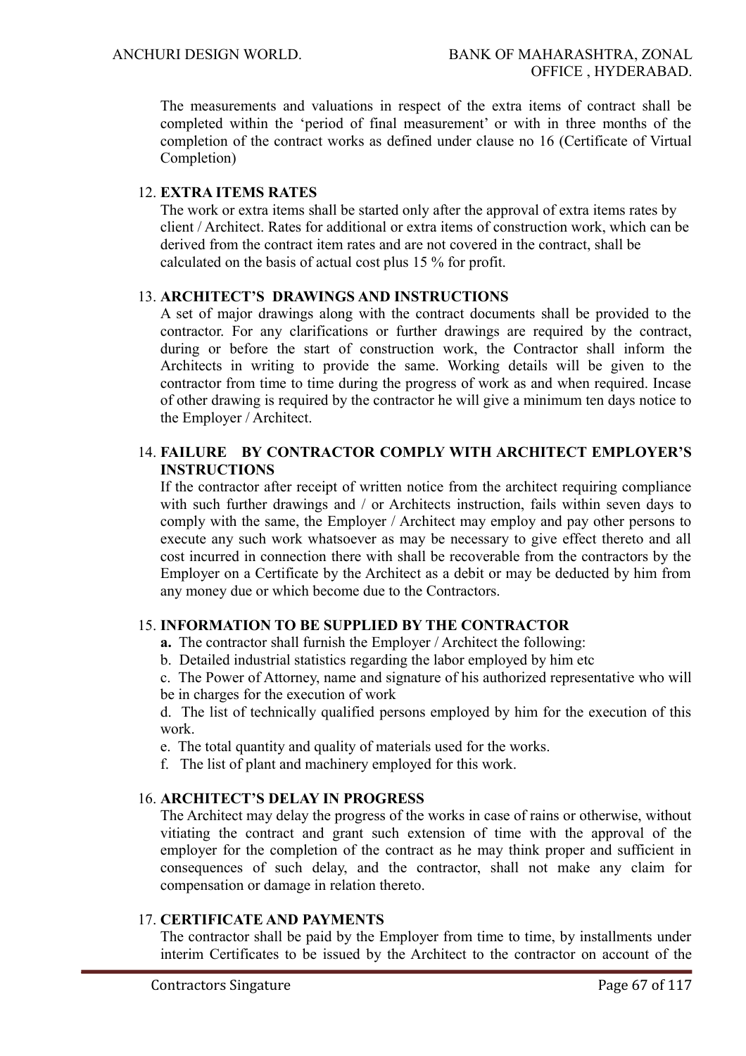The measurements and valuations in respect of the extra items of contract shall be completed within the 'period of final measurement' or with in three months of the completion of the contract works as defined under clause no 16 (Certificate of Virtual Completion)

12. **EXTRA ITEMS RATES**

The work or extra items shall be started only after the approval of extra items rates by client / Architect. Rates for additional or extra items of construction work, which can be derived from the contract item rates and are not covered in the contract, shall be calculated on the basis of actual cost plus 15 % for profit.

13. **ARCHITECT'S DRAWINGS AND INSTRUCTIONS**

A set of major drawings along with the contract documents shall be provided to the contractor. For any clarifications or further drawings are required by the contract, during or before the start of construction work, the Contractor shall inform the Architects in writing to provide the same. Working details will be given to the contractor from time to time during the progress of work as and when required. Incase of other drawing is required by the contractor he will give a minimum ten days notice to the Employer / Architect.

14. **FAILURE BY CONTRACTOR COMPLY WITH ARCHITECT EMPLOYER'S INSTRUCTIONS**

If the contractor after receipt of written notice from the architect requiring compliance with such further drawings and / or Architects instruction, fails within seven days to comply with the same, the Employer / Architect may employ and pay other persons to execute any such work whatsoever as may be necessary to give effect thereto and all cost incurred in connection there with shall be recoverable from the contractors by the Employer on a Certificate by the Architect as a debit or may be deducted by him from any money due or which become due to the Contractors.

15. **INFORMATION TO BE SUPPLIED BY THE CONTRACTOR**

**a.** The contractor shall furnish the Employer / Architect the following:

b. Detailed industrial statistics regarding the labor employed by him etc

c. The Power of Attorney, name and signature of his authorized representative who will be in charges for the execution of work

d. The list of technically qualified persons employed by him for the execution of this work.

e. The total quantity and quality of materials used for the works.

f. The list of plant and machinery employed for this work.

16. **ARCHITECT'S DELAY IN PROGRESS**

The Architect may delay the progress of the works in case of rains or otherwise, without vitiating the contract and grant such extension of time with the approval of the employer for the completion of the contract as he may think proper and sufficient in consequences of such delay, and the contractor, shall not make any claim for compensation or damage in relation thereto.

17. **CERTIFICATE AND PAYMENTS**

The contractor shall be paid by the Employer from time to time, by installments under interim Certificates to be issued by the Architect to the contractor on account of the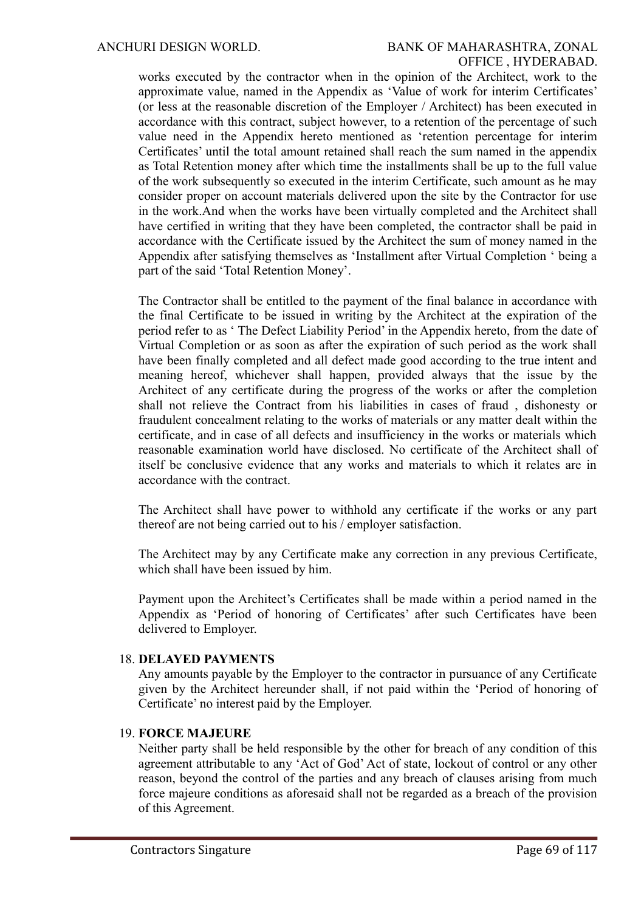works executed by the contractor when in the opinion of the Architect, work to the approximate value, named in the Appendix as 'Value of work for interim Certificates' (or less at the reasonable discretion of the Employer / Architect) has been executed in accordance with this contract, subject however, to a retention of the percentage of such value need in the Appendix hereto mentioned as 'retention percentage for interim Certificates' until the total amount retained shall reach the sum named in the appendix as Total Retention money after which time the installments shall be up to the full value of the work subsequently so executed in the interim Certificate, such amount as he may consider proper on account materials delivered upon the site by the Contractor for use in the work.And when the works have been virtually completed and the Architect shall have certified in writing that they have been completed, the contractor shall be paid in accordance with the Certificate issued by the Architect the sum of money named in the Appendix after satisfying themselves as 'Installment after Virtual Completion ' being a part of the said 'Total Retention Money'.

The Contractor shall be entitled to the payment of the final balance in accordance with the final Certificate to be issued in writing by the Architect at the expiration of the period refer to as ' The Defect Liability Period' in the Appendix hereto, from the date of Virtual Completion or as soon as after the expiration of such period as the work shall have been finally completed and all defect made good according to the true intent and meaning hereof, whichever shall happen, provided always that the issue by the Architect of any certificate during the progress of the works or after the completion shall not relieve the Contract from his liabilities in cases of fraud , dishonesty or fraudulent concealment relating to the works of materials or any matter dealt within the certificate, and in case of all defects and insufficiency in the works or materials which reasonable examination world have disclosed. No certificate of the Architect shall of itself be conclusive evidence that any works and materials to which it relates are in accordance with the contract.

The Architect shall have power to withhold any certificate if the works or any part thereof are not being carried out to his / employer satisfaction.

The Architect may by any Certificate make any correction in any previous Certificate, which shall have been issued by him.

Payment upon the Architect's Certificates shall be made within a period named in the Appendix as 'Period of honoring of Certificates' after such Certificates have been delivered to Employer.

18. **DELAYED PAYMENTS**

Any amounts payable by the Employer to the contractor in pursuance of any Certificate given by the Architect hereunder shall, if not paid within the 'Period of honoring of Certificate' no interest paid by the Employer.

19. **FORCE MAJEURE**

Neither party shall be held responsible by the other for breach of any condition of this agreement attributable to any 'Act of God' Act of state, lockout of control or any other reason, beyond the control of the parties and any breach of clauses arising from much force majeure conditions as aforesaid shall not be regarded as a breach of the provision of this Agreement.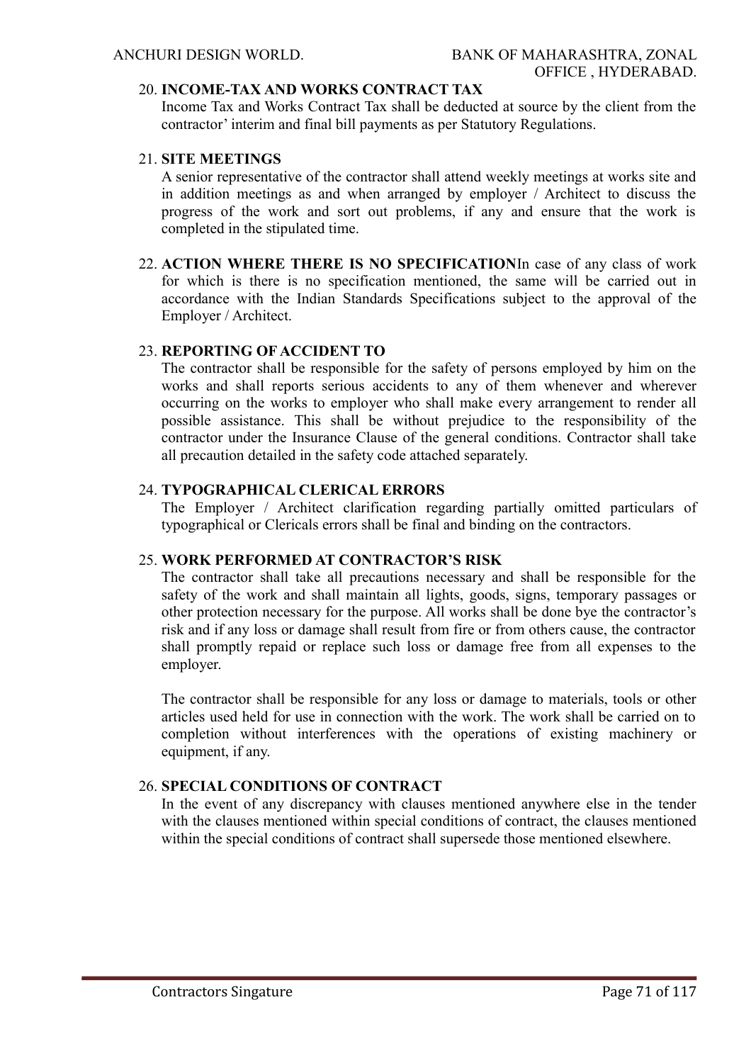20. **INCOME-TAX AND WORKS CONTRACT TAX**
    Income Tax and Works Contract Tax shall be deducted at source by the client from the contractor' interim and final bill payments as per Statutory Regulations.

21. **SITE MEETINGS**
    A senior representative of the contractor shall attend weekly meetings at works site and in addition meetings as and when arranged by employer / Architect to discuss the progress of the work and sort out problems, if any and ensure that the work is completed in the stipulated time.

22. **ACTION WHERE THERE IS NO SPECIFICATION**In case of any class of work for which is there is no specification mentioned, the same will be carried out in accordance with the Indian Standards Specifications subject to the approval of the Employer / Architect.

23. **REPORTING OF ACCIDENT TO**
    The contractor shall be responsible for the safety of persons employed by him on the works and shall reports serious accidents to any of them whenever and wherever occurring on the works to employer who shall make every arrangement to render all possible assistance. This shall be without prejudice to the responsibility of the contractor under the Insurance Clause of the general conditions. Contractor shall take all precaution detailed in the safety code attached separately.

24. **TYPOGRAPHICAL CLERICAL ERRORS**
    The Employer / Architect clarification regarding partially omitted particulars of typographical or Clericals errors shall be final and binding on the contractors.

25. **WORK PERFORMED AT CONTRACTOR'S RISK**
    The contractor shall take all precautions necessary and shall be responsible for the safety of the work and shall maintain all lights, goods, signs, temporary passages or other protection necessary for the purpose. All works shall be done bye the contractor's risk and if any loss or damage shall result from fire or from others cause, the contractor shall promptly repaid or replace such loss or damage free from all expenses to the employer.

    The contractor shall be responsible for any loss or damage to materials, tools or other articles used held for use in connection with the work. The work shall be carried on to completion without interferences with the operations of existing machinery or equipment, if any.

26. **SPECIAL CONDITIONS OF CONTRACT**
    In the event of any discrepancy with clauses mentioned anywhere else in the tender with the clauses mentioned within special conditions of contract, the clauses mentioned within the special conditions of contract shall supersede those mentioned elsewhere.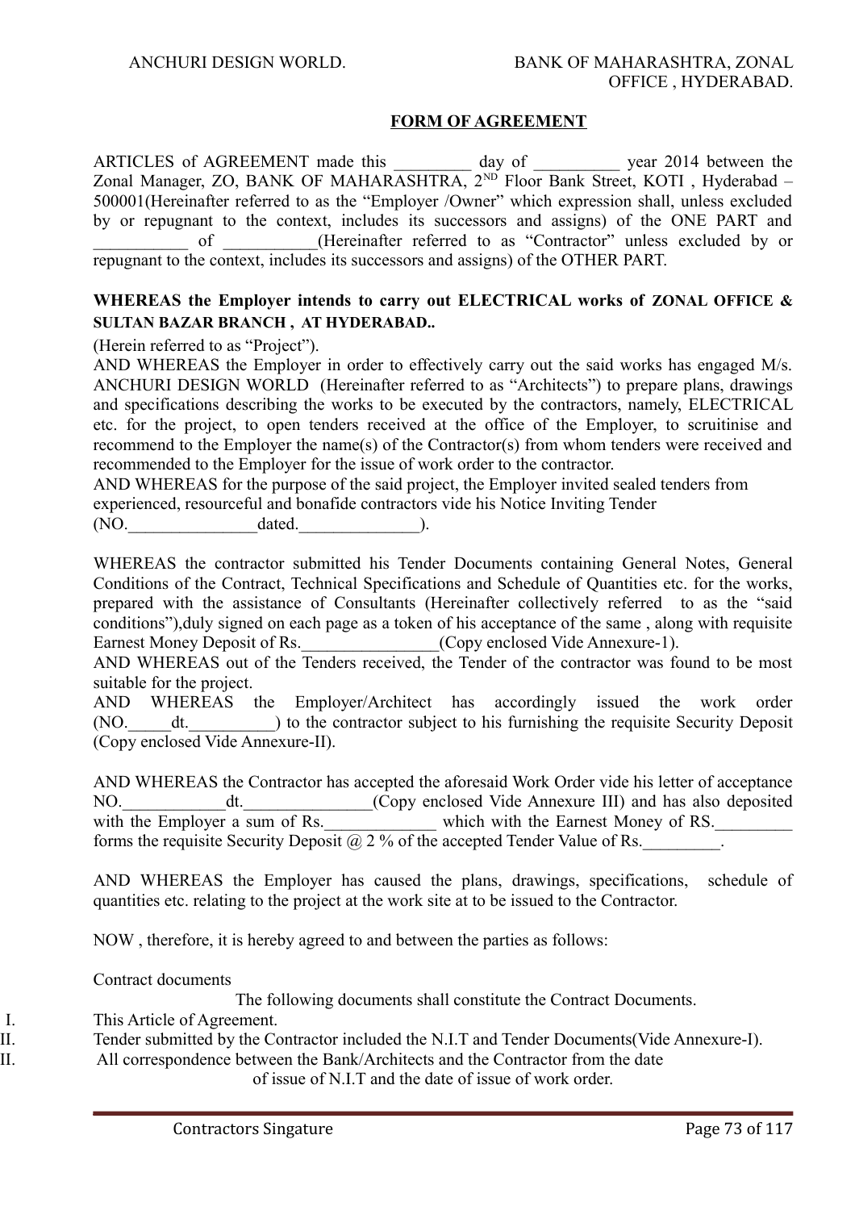## FORM OF AGREEMENT

ARTICLES of AGREEMENT made this _________ day of __________ year 2014 between the Zonal Manager, ZO, BANK OF MAHARASHTRA, 2ND Floor Bank Street, KOTI , Hyderabad – 500001(Hereinafter referred to as the "Employer /Owner" which expression shall, unless excluded by or repugnant to the context, includes its successors and assigns) of the ONE PART and ___________ of ___________(Hereinafter referred to as "Contractor" unless excluded by or repugnant to the context, includes its successors and assigns) of the OTHER PART.

**WHEREAS the Employer intends to carry out ELECTRICAL works of ZONAL OFFICE & SULTAN BAZAR BRANCH , AT HYDERABAD..**

(Herein referred to as "Project").

AND WHEREAS the Employer in order to effectively carry out the said works has engaged M/s. ANCHURI DESIGN WORLD (Hereinafter referred to as "Architects") to prepare plans, drawings and specifications describing the works to be executed by the contractors, namely, ELECTRICAL etc. for the project, to open tenders received at the office of the Employer, to scruitinise and recommend to the Employer the name(s) of the Contractor(s) from whom tenders were received and recommended to the Employer for the issue of work order to the contractor.

AND WHEREAS for the purpose of the said project, the Employer invited sealed tenders from experienced, resourceful and bonafide contractors vide his Notice Inviting Tender (NO._______________dated.______________).

WHEREAS the contractor submitted his Tender Documents containing General Notes, General Conditions of the Contract, Technical Specifications and Schedule of Quantities etc. for the works, prepared with the assistance of Consultants (Hereinafter collectively referred to as the "said conditions"),duly signed on each page as a token of his acceptance of the same , along with requisite Earnest Money Deposit of Rs.________________(Copy enclosed Vide Annexure-1).

AND WHEREAS out of the Tenders received, the Tender of the contractor was found to be most suitable for the project.

AND WHEREAS the Employer/Architect has accordingly issued the work order (NO._____dt.__________) to the contractor subject to his furnishing the requisite Security Deposit (Copy enclosed Vide Annexure-II).

AND WHEREAS the Contractor has accepted the aforesaid Work Order vide his letter of acceptance NO.____________dt._______________(Copy enclosed Vide Annexure III) and has also deposited with the Employer a sum of Rs._____________ which with the Earnest Money of RS._________ forms the requisite Security Deposit @ 2 % of the accepted Tender Value of Rs._________.

AND WHEREAS the Employer has caused the plans, drawings, specifications, schedule of quantities etc. relating to the project at the work site at to be issued to the Contractor.

NOW , therefore, it is hereby agreed to and between the parties as follows:

Contract documents

The following documents shall constitute the Contract Documents.

I. This Article of Agreement.
II. Tender submitted by the Contractor included the N.I.T and Tender Documents(Vide Annexure-I).
II. All correspondence between the Bank/Architects and the Contractor from the date of issue of N.I.T and the date of issue of work order.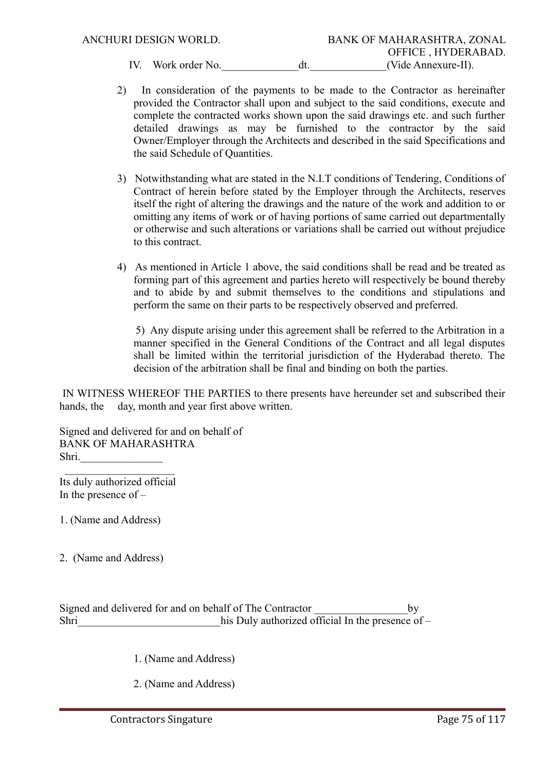IV. Work order No.______________dt.______________(Vide Annexure-II).

2) In consideration of the payments to be made to the Contractor as hereinafter provided the Contractor shall upon and subject to the said conditions, execute and complete the contracted works shown upon the said drawings etc. and such further detailed drawings as may be furnished to the contractor by the said Owner/Employer through the Architects and described in the said Specifications and the said Schedule of Quantities.

3) Notwithstanding what are stated in the N.I.T conditions of Tendering, Conditions of Contract of herein before stated by the Employer through the Architects, reserves itself the right of altering the drawings and the nature of the work and addition to or omitting any items of work or of having portions of same carried out departmentally or otherwise and such alterations or variations shall be carried out without prejudice to this contract.

4) As mentioned in Article 1 above, the said conditions shall be read and be treated as forming part of this agreement and parties hereto will respectively be bound thereby and to abide by and submit themselves to the conditions and stipulations and perform the same on their parts to be respectively observed and preferred.

5) Any dispute arising under this agreement shall be referred to the Arbitration in a manner specified in the General Conditions of the Contract and all legal disputes shall be limited within the territorial jurisdiction of the Hyderabad thereto. The decision of the arbitration shall be final and binding on both the parties.

IN WITNESS WHEREOF THE PARTIES to there presents have hereunder set and subscribed their hands, the day, month and year first above written.

Signed and delivered for and on behalf of
BANK OF MAHARASHTRA
Shri._______________
____________________
Its duly authorized official
In the presence of –

1. (Name and Address)

2. (Name and Address)

Signed and delivered for and on behalf of The Contractor _________________by
Shri__________________________his Duly authorized official In the presence of –

1. (Name and Address)

2. (Name and Address)

Contractors Singature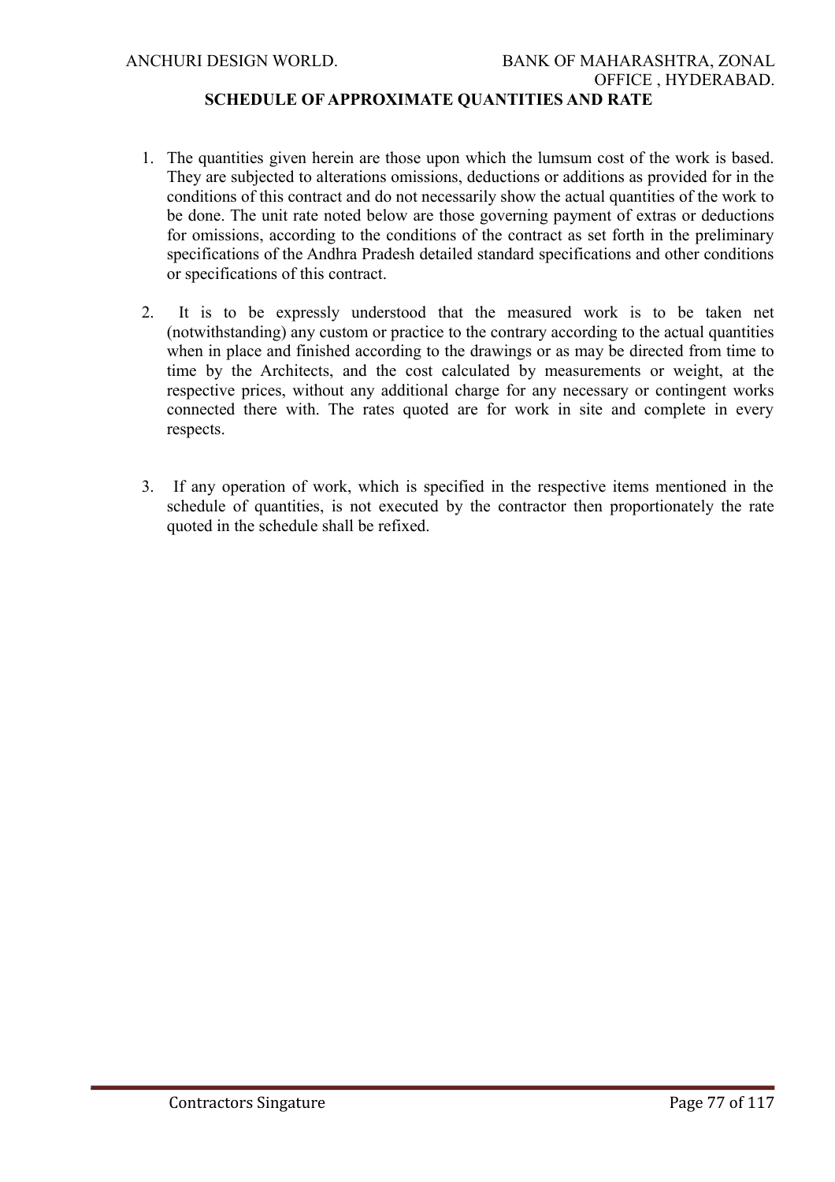## SCHEDULE OF APPROXIMATE QUANTITIES AND RATE

1. The quantities given herein are those upon which the lumsum cost of the work is based. They are subjected to alterations omissions, deductions or additions as provided for in the conditions of this contract and do not necessarily show the actual quantities of the work to be done. The unit rate noted below are those governing payment of extras or deductions for omissions, according to the conditions of the contract as set forth in the preliminary specifications of the Andhra Pradesh detailed standard specifications and other conditions or specifications of this contract.

2. It is to be expressly understood that the measured work is to be taken net (notwithstanding) any custom or practice to the contrary according to the actual quantities when in place and finished according to the drawings or as may be directed from time to time by the Architects, and the cost calculated by measurements or weight, at the respective prices, without any additional charge for any necessary or contingent works connected there with. The rates quoted are for work in site and complete in every respects.

3. If any operation of work, which is specified in the respective items mentioned in the schedule of quantities, is not executed by the contractor then proportionately the rate quoted in the schedule shall be refixed.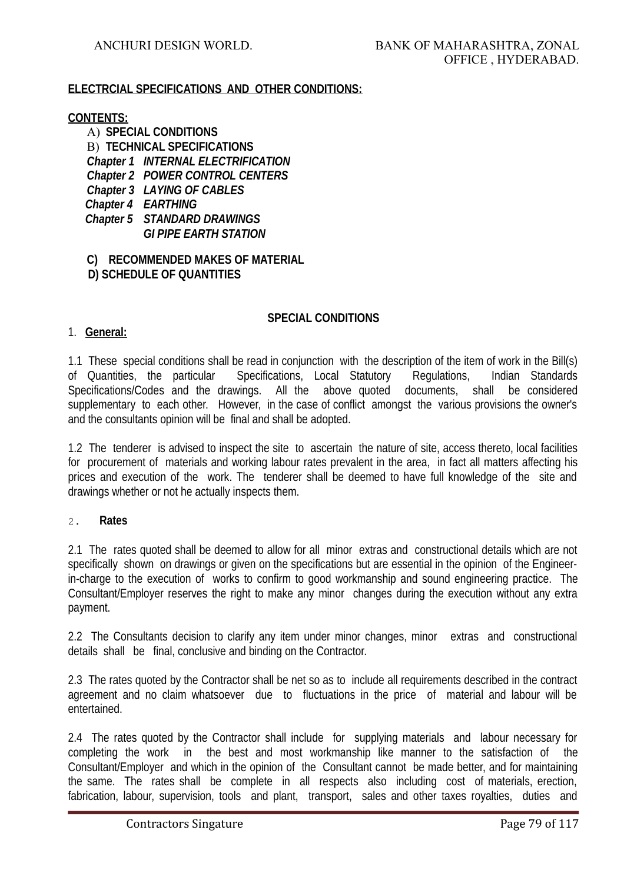**ELECTRCIAL SPECIFICATIONS AND OTHER CONDITIONS:**

**CONTENTS:**

A) **SPECIAL CONDITIONS**

B) **TECHNICAL SPECIFICATIONS**

***Chapter 1 INTERNAL ELECTRIFICATION***

***Chapter 2 POWER CONTROL CENTERS***

***Chapter 3 LAYING OF CABLES***

***Chapter 4 EARTHING***

***Chapter 5 STANDARD DRAWINGS***

***GI PIPE EARTH STATION***

**C) RECOMMENDED MAKES OF MATERIAL**

**D) SCHEDULE OF QUANTITIES**

## SPECIAL CONDITIONS

1. **General:**

1.1 These special conditions shall be read in conjunction with the description of the item of work in the Bill(s) of Quantities, the particular Specifications, Local Statutory Regulations, Indian Standards Specifications/Codes and the drawings. All the above quoted documents, shall be considered supplementary to each other. However, in the case of conflict amongst the various provisions the owner's and the consultants opinion will be final and shall be adopted.

1.2 The tenderer is advised to inspect the site to ascertain the nature of site, access thereto, local facilities for procurement of materials and working labour rates prevalent in the area, in fact all matters affecting his prices and execution of the work. The tenderer shall be deemed to have full knowledge of the site and drawings whether or not he actually inspects them.

2. **Rates**

2.1 The rates quoted shall be deemed to allow for all minor extras and constructional details which are not specifically shown on drawings or given on the specifications but are essential in the opinion of the Engineer-in-charge to the execution of works to confirm to good workmanship and sound engineering practice. The Consultant/Employer reserves the right to make any minor changes during the execution without any extra payment.

2.2 The Consultants decision to clarify any item under minor changes, minor extras and constructional details shall be final, conclusive and binding on the Contractor.

2.3 The rates quoted by the Contractor shall be net so as to include all requirements described in the contract agreement and no claim whatsoever due to fluctuations in the price of material and labour will be entertained.

2.4 The rates quoted by the Contractor shall include for supplying materials and labour necessary for completing the work in the best and most workmanship like manner to the satisfaction of the Consultant/Employer and which in the opinion of the Consultant cannot be made better, and for maintaining the same. The rates shall be complete in all respects also including cost of materials, erection, fabrication, labour, supervision, tools and plant, transport, sales and other taxes royalties, duties and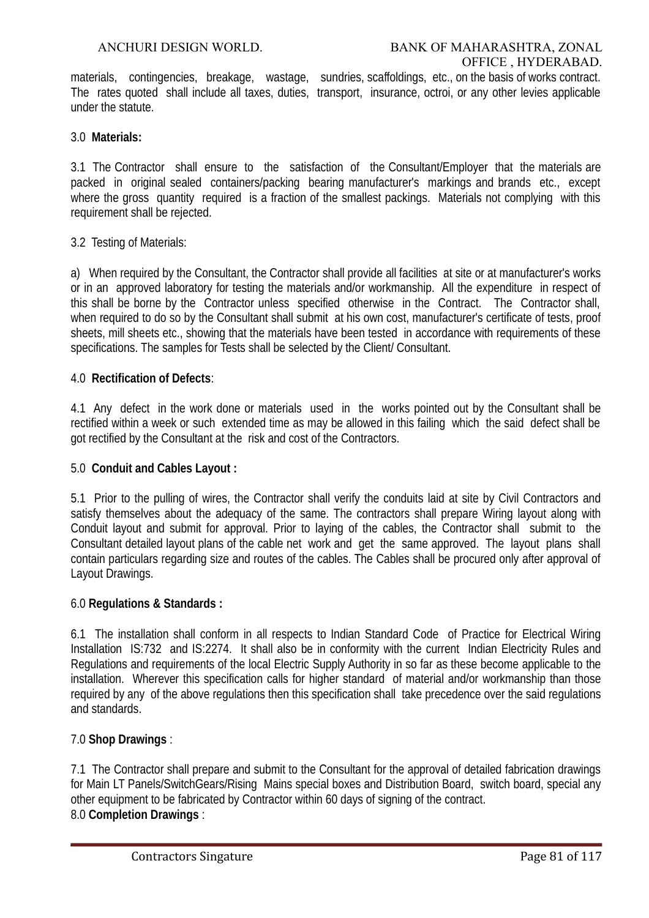materials, contingencies, breakage, wastage, sundries, scaffoldings, etc., on the basis of works contract. The rates quoted shall include all taxes, duties, transport, insurance, octroi, or any other levies applicable under the statute.

3.0 **Materials:**

3.1 The Contractor shall ensure to the satisfaction of the Consultant/Employer that the materials are packed in original sealed containers/packing bearing manufacturer's markings and brands etc., except where the gross quantity required is a fraction of the smallest packings. Materials not complying with this requirement shall be rejected.

3.2 Testing of Materials:

a) When required by the Consultant, the Contractor shall provide all facilities at site or at manufacturer's works or in an approved laboratory for testing the materials and/or workmanship. All the expenditure in respect of this shall be borne by the Contractor unless specified otherwise in the Contract. The Contractor shall, when required to do so by the Consultant shall submit at his own cost, manufacturer's certificate of tests, proof sheets, mill sheets etc., showing that the materials have been tested in accordance with requirements of these specifications. The samples for Tests shall be selected by the Client/ Consultant.

4.0 **Rectification of Defects**:

4.1 Any defect in the work done or materials used in the works pointed out by the Consultant shall be rectified within a week or such extended time as may be allowed in this failing which the said defect shall be got rectified by the Consultant at the risk and cost of the Contractors.

5.0 **Conduit and Cables Layout :**

5.1 Prior to the pulling of wires, the Contractor shall verify the conduits laid at site by Civil Contractors and satisfy themselves about the adequacy of the same. The contractors shall prepare Wiring layout along with Conduit layout and submit for approval. Prior to laying of the cables, the Contractor shall submit to the Consultant detailed layout plans of the cable net work and get the same approved. The layout plans shall contain particulars regarding size and routes of the cables. The Cables shall be procured only after approval of Layout Drawings.

6.0 **Regulations & Standards :**

6.1 The installation shall conform in all respects to Indian Standard Code of Practice for Electrical Wiring Installation IS:732 and IS:2274. It shall also be in conformity with the current Indian Electricity Rules and Regulations and requirements of the local Electric Supply Authority in so far as these become applicable to the installation. Wherever this specification calls for higher standard of material and/or workmanship than those required by any of the above regulations then this specification shall take precedence over the said regulations and standards.

7.0 **Shop Drawings** :

7.1 The Contractor shall prepare and submit to the Consultant for the approval of detailed fabrication drawings for Main LT Panels/SwitchGears/Rising Mains special boxes and Distribution Board, switch board, special any other equipment to be fabricated by Contractor within 60 days of signing of the contract.

8.0 **Completion Drawings** :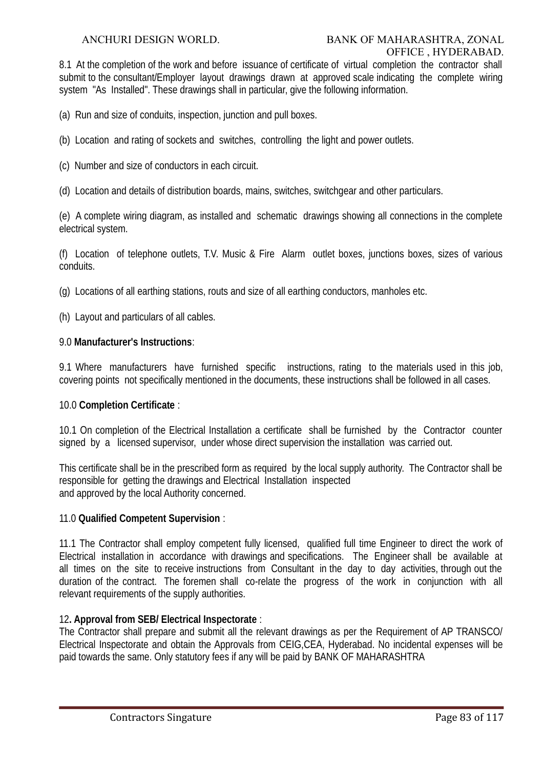8.1 At the completion of the work and before issuance of certificate of virtual completion the contractor shall submit to the consultant/Employer layout drawings drawn at approved scale indicating the complete wiring system "As Installed". These drawings shall in particular, give the following information.

(a) Run and size of conduits, inspection, junction and pull boxes.

(b) Location and rating of sockets and switches, controlling the light and power outlets.

(c) Number and size of conductors in each circuit.

(d) Location and details of distribution boards, mains, switches, switchgear and other particulars.

(e) A complete wiring diagram, as installed and schematic drawings showing all connections in the complete electrical system.

(f) Location of telephone outlets, T.V. Music & Fire Alarm outlet boxes, junctions boxes, sizes of various conduits.

(g) Locations of all earthing stations, routs and size of all earthing conductors, manholes etc.

(h) Layout and particulars of all cables.

9.0 **Manufacturer's Instructions**:

9.1 Where manufacturers have furnished specific instructions, rating to the materials used in this job, covering points not specifically mentioned in the documents, these instructions shall be followed in all cases.

10.0 **Completion Certificate** :

10.1 On completion of the Electrical Installation a certificate shall be furnished by the Contractor counter signed by a licensed supervisor, under whose direct supervision the installation was carried out.

This certificate shall be in the prescribed form as required by the local supply authority. The Contractor shall be responsible for getting the drawings and Electrical Installation inspected and approved by the local Authority concerned.

11.0 **Qualified Competent Supervision** :

11.1 The Contractor shall employ competent fully licensed, qualified full time Engineer to direct the work of Electrical installation in accordance with drawings and specifications. The Engineer shall be available at all times on the site to receive instructions from Consultant in the day to day activities, through out the duration of the contract. The foremen shall co-relate the progress of the work in conjunction with all relevant requirements of the supply authorities.

12**. Approval from SEB/ Electrical Inspectorate** :

The Contractor shall prepare and submit all the relevant drawings as per the Requirement of AP TRANSCO/ Electrical Inspectorate and obtain the Approvals from CEIG,CEA, Hyderabad. No incidental expenses will be paid towards the same. Only statutory fees if any will be paid by BANK OF MAHARASHTRA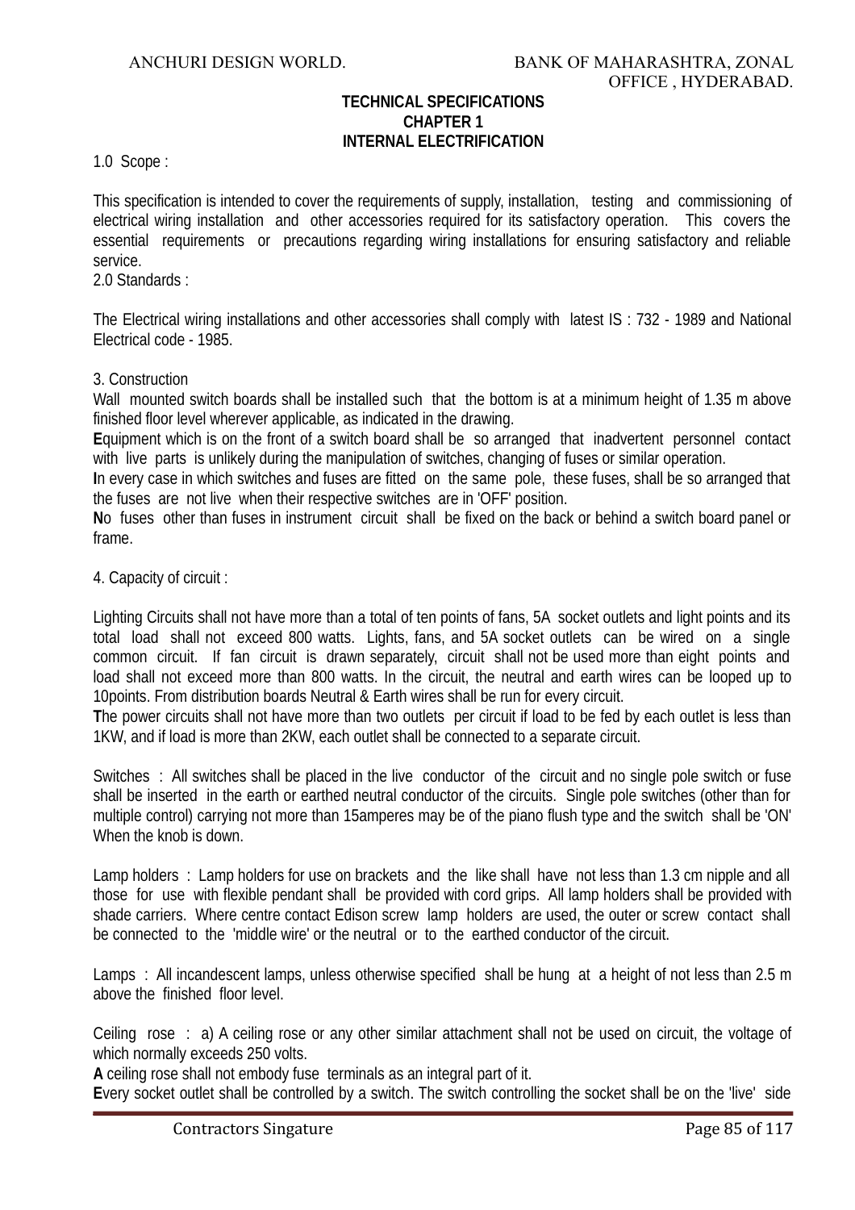## TECHNICAL SPECIFICATIONS
## CHAPTER 1
## INTERNAL ELECTRIFICATION

1.0 Scope :

This specification is intended to cover the requirements of supply, installation, testing and commissioning of electrical wiring installation and other accessories required for its satisfactory operation. This covers the essential requirements or precautions regarding wiring installations for ensuring satisfactory and reliable service.

2.0 Standards :

The Electrical wiring installations and other accessories shall comply with latest IS : 732 - 1989 and National Electrical code - 1985.

3. Construction

Wall mounted switch boards shall be installed such that the bottom is at a minimum height of 1.35 m above finished floor level wherever applicable, as indicated in the drawing.

**E**quipment which is on the front of a switch board shall be so arranged that inadvertent personnel contact with live parts is unlikely during the manipulation of switches, changing of fuses or similar operation.

**I**n every case in which switches and fuses are fitted on the same pole, these fuses, shall be so arranged that the fuses are not live when their respective switches are in 'OFF' position.

**N**o fuses other than fuses in instrument circuit shall be fixed on the back or behind a switch board panel or frame.

4. Capacity of circuit :

Lighting Circuits shall not have more than a total of ten points of fans, 5A socket outlets and light points and its total load shall not exceed 800 watts. Lights, fans, and 5A socket outlets can be wired on a single common circuit. If fan circuit is drawn separately, circuit shall not be used more than eight points and load shall not exceed more than 800 watts. In the circuit, the neutral and earth wires can be looped up to 10points. From distribution boards Neutral & Earth wires shall be run for every circuit.

**T**he power circuits shall not have more than two outlets per circuit if load to be fed by each outlet is less than 1KW, and if load is more than 2KW, each outlet shall be connected to a separate circuit.

Switches : All switches shall be placed in the live conductor of the circuit and no single pole switch or fuse shall be inserted in the earth or earthed neutral conductor of the circuits. Single pole switches (other than for multiple control) carrying not more than 15amperes may be of the piano flush type and the switch shall be 'ON' When the knob is down.

Lamp holders : Lamp holders for use on brackets and the like shall have not less than 1.3 cm nipple and all those for use with flexible pendant shall be provided with cord grips. All lamp holders shall be provided with shade carriers. Where centre contact Edison screw lamp holders are used, the outer or screw contact shall be connected to the 'middle wire' or the neutral or to the earthed conductor of the circuit.

Lamps : All incandescent lamps, unless otherwise specified shall be hung at a height of not less than 2.5 m above the finished floor level.

Ceiling rose : a) A ceiling rose or any other similar attachment shall not be used on circuit, the voltage of which normally exceeds 250 volts.

**A** ceiling rose shall not embody fuse terminals as an integral part of it.

**E**very socket outlet shall be controlled by a switch. The switch controlling the socket shall be on the 'live' side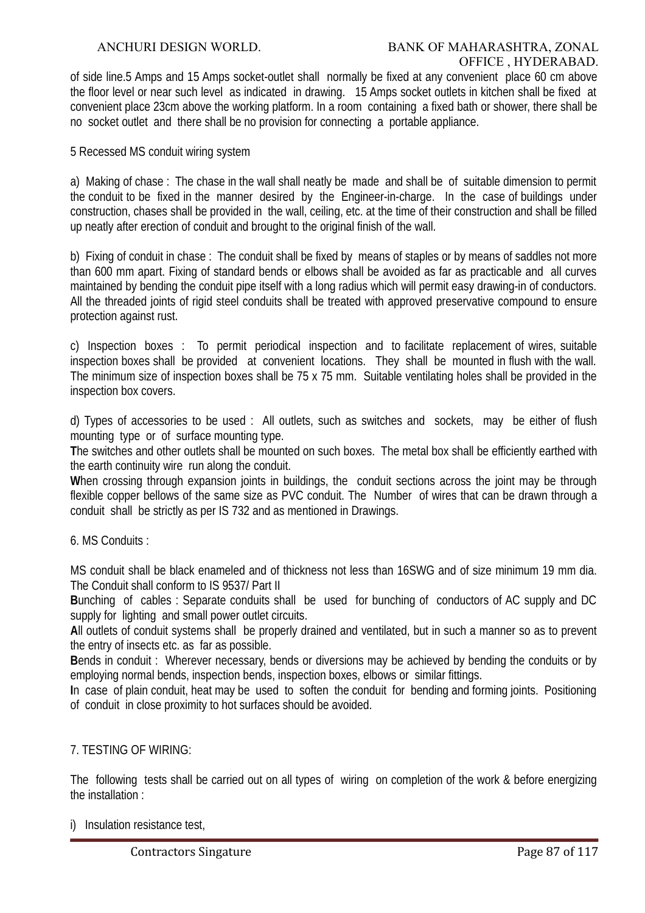of side line.5 Amps and 15 Amps socket-outlet shall normally be fixed at any convenient place 60 cm above the floor level or near such level as indicated in drawing. 15 Amps socket outlets in kitchen shall be fixed at convenient place 23cm above the working platform. In a room containing a fixed bath or shower, there shall be no socket outlet and there shall be no provision for connecting a portable appliance.

5 Recessed MS conduit wiring system

a) Making of chase : The chase in the wall shall neatly be made and shall be of suitable dimension to permit the conduit to be fixed in the manner desired by the Engineer-in-charge. In the case of buildings under construction, chases shall be provided in the wall, ceiling, etc. at the time of their construction and shall be filled up neatly after erection of conduit and brought to the original finish of the wall.

b) Fixing of conduit in chase : The conduit shall be fixed by means of staples or by means of saddles not more than 600 mm apart. Fixing of standard bends or elbows shall be avoided as far as practicable and all curves maintained by bending the conduit pipe itself with a long radius which will permit easy drawing-in of conductors. All the threaded joints of rigid steel conduits shall be treated with approved preservative compound to ensure protection against rust.

c) Inspection boxes : To permit periodical inspection and to facilitate replacement of wires, suitable inspection boxes shall be provided at convenient locations. They shall be mounted in flush with the wall. The minimum size of inspection boxes shall be 75 x 75 mm. Suitable ventilating holes shall be provided in the inspection box covers.

d) Types of accessories to be used : All outlets, such as switches and sockets, may be either of flush mounting type or of surface mounting type.

**T**he switches and other outlets shall be mounted on such boxes. The metal box shall be efficiently earthed with the earth continuity wire run along the conduit.

**W**hen crossing through expansion joints in buildings, the conduit sections across the joint may be through flexible copper bellows of the same size as PVC conduit. The Number of wires that can be drawn through a conduit shall be strictly as per IS 732 and as mentioned in Drawings.

6. MS Conduits :

MS conduit shall be black enameled and of thickness not less than 16SWG and of size minimum 19 mm dia. The Conduit shall conform to IS 9537/ Part II

**B**unching of cables : Separate conduits shall be used for bunching of conductors of AC supply and DC supply for lighting and small power outlet circuits.

**A**ll outlets of conduit systems shall be properly drained and ventilated, but in such a manner so as to prevent the entry of insects etc. as far as possible.

**B**ends in conduit : Wherever necessary, bends or diversions may be achieved by bending the conduits or by employing normal bends, inspection bends, inspection boxes, elbows or similar fittings.

**I**n case of plain conduit, heat may be used to soften the conduit for bending and forming joints. Positioning of conduit in close proximity to hot surfaces should be avoided.

7. TESTING OF WIRING:

The following tests shall be carried out on all types of wiring on completion of the work & before energizing the installation :

i) Insulation resistance test,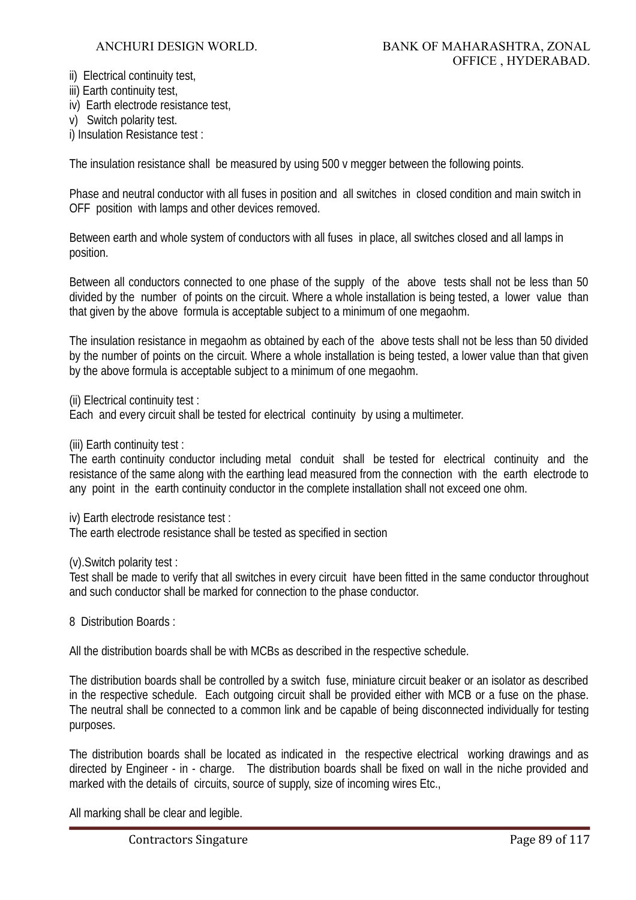ii) Electrical continuity test,
iii) Earth continuity test,
iv) Earth electrode resistance test,
v) Switch polarity test.
i) Insulation Resistance test :

The insulation resistance shall be measured by using 500 v megger between the following points.

Phase and neutral conductor with all fuses in position and all switches in closed condition and main switch in OFF position with lamps and other devices removed.

Between earth and whole system of conductors with all fuses in place, all switches closed and all lamps in position.

Between all conductors connected to one phase of the supply of the above tests shall not be less than 50 divided by the number of points on the circuit. Where a whole installation is being tested, a lower value than that given by the above formula is acceptable subject to a minimum of one megaohm.

The insulation resistance in megaohm as obtained by each of the above tests shall not be less than 50 divided by the number of points on the circuit. Where a whole installation is being tested, a lower value than that given by the above formula is acceptable subject to a minimum of one megaohm.

(ii) Electrical continuity test :
Each and every circuit shall be tested for electrical continuity by using a multimeter.

(iii) Earth continuity test :
The earth continuity conductor including metal conduit shall be tested for electrical continuity and the resistance of the same along with the earthing lead measured from the connection with the earth electrode to any point in the earth continuity conductor in the complete installation shall not exceed one ohm.

iv) Earth electrode resistance test :
The earth electrode resistance shall be tested as specified in section

(v).Switch polarity test :
Test shall be made to verify that all switches in every circuit have been fitted in the same conductor throughout and such conductor shall be marked for connection to the phase conductor.

8 Distribution Boards :

All the distribution boards shall be with MCBs as described in the respective schedule.

The distribution boards shall be controlled by a switch fuse, miniature circuit beaker or an isolator as described in the respective schedule. Each outgoing circuit shall be provided either with MCB or a fuse on the phase. The neutral shall be connected to a common link and be capable of being disconnected individually for testing purposes.

The distribution boards shall be located as indicated in the respective electrical working drawings and as directed by Engineer - in - charge. The distribution boards shall be fixed on wall in the niche provided and marked with the details of circuits, source of supply, size of incoming wires Etc.,

All marking shall be clear and legible.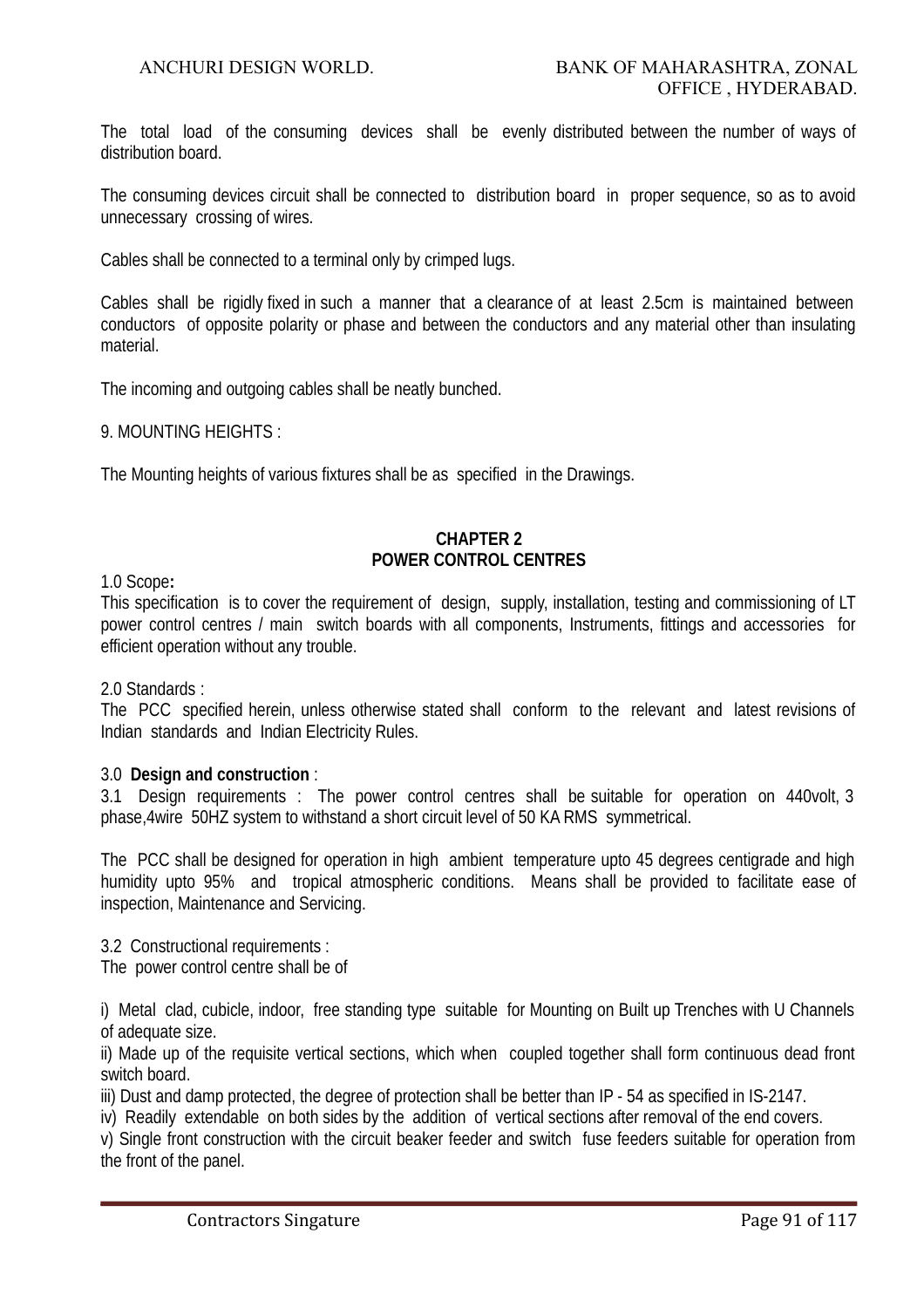The total load of the consuming devices shall be evenly distributed between the number of ways of distribution board.

The consuming devices circuit shall be connected to distribution board in proper sequence, so as to avoid unnecessary crossing of wires.

Cables shall be connected to a terminal only by crimped lugs.

Cables shall be rigidly fixed in such a manner that a clearance of at least 2.5cm is maintained between conductors of opposite polarity or phase and between the conductors and any material other than insulating material.

The incoming and outgoing cables shall be neatly bunched.

9. MOUNTING HEIGHTS :

The Mounting heights of various fixtures shall be as specified in the Drawings.

## CHAPTER 2
## POWER CONTROL CENTRES

1.0 Scope**:**
This specification is to cover the requirement of design, supply, installation, testing and commissioning of LT power control centres / main switch boards with all components, Instruments, fittings and accessories for efficient operation without any trouble.

2.0 Standards :
The PCC specified herein, unless otherwise stated shall conform to the relevant and latest revisions of Indian standards and Indian Electricity Rules.

3.0 **Design and construction** :
3.1 Design requirements : The power control centres shall be suitable for operation on 440volt, 3 phase,4wire 50HZ system to withstand a short circuit level of 50 KA RMS symmetrical.

The PCC shall be designed for operation in high ambient temperature upto 45 degrees centigrade and high humidity upto 95% and tropical atmospheric conditions. Means shall be provided to facilitate ease of inspection, Maintenance and Servicing.

3.2 Constructional requirements :
The power control centre shall be of

i) Metal clad, cubicle, indoor, free standing type suitable for Mounting on Built up Trenches with U Channels of adequate size.
ii) Made up of the requisite vertical sections, which when coupled together shall form continuous dead front switch board.
iii) Dust and damp protected, the degree of protection shall be better than IP - 54 as specified in IS-2147.
iv) Readily extendable on both sides by the addition of vertical sections after removal of the end covers.
v) Single front construction with the circuit beaker feeder and switch fuse feeders suitable for operation from the front of the panel.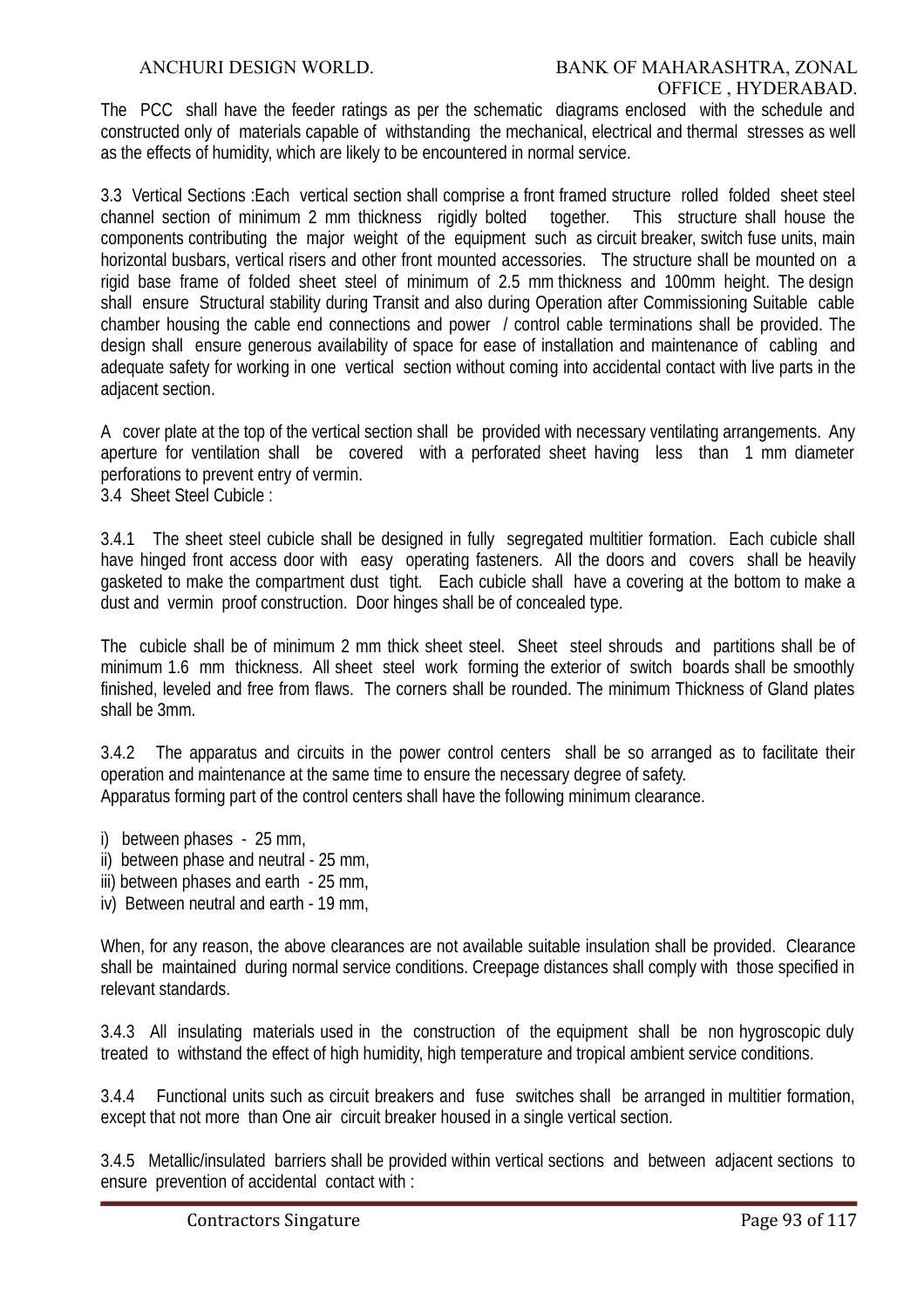The PCC shall have the feeder ratings as per the schematic diagrams enclosed with the schedule and constructed only of materials capable of withstanding the mechanical, electrical and thermal stresses as well as the effects of humidity, which are likely to be encountered in normal service.

3.3 Vertical Sections :Each vertical section shall comprise a front framed structure rolled folded sheet steel channel section of minimum 2 mm thickness rigidly bolted together. This structure shall house the components contributing the major weight of the equipment such as circuit breaker, switch fuse units, main horizontal busbars, vertical risers and other front mounted accessories. The structure shall be mounted on a rigid base frame of folded sheet steel of minimum of 2.5 mm thickness and 100mm height. The design shall ensure Structural stability during Transit and also during Operation after Commissioning Suitable cable chamber housing the cable end connections and power / control cable terminations shall be provided. The design shall ensure generous availability of space for ease of installation and maintenance of cabling and adequate safety for working in one vertical section without coming into accidental contact with live parts in the adjacent section.

A cover plate at the top of the vertical section shall be provided with necessary ventilating arrangements. Any aperture for ventilation shall be covered with a perforated sheet having less than 1 mm diameter perforations to prevent entry of vermin.

3.4 Sheet Steel Cubicle :

3.4.1 The sheet steel cubicle shall be designed in fully segregated multitier formation. Each cubicle shall have hinged front access door with easy operating fasteners. All the doors and covers shall be heavily gasketed to make the compartment dust tight. Each cubicle shall have a covering at the bottom to make a dust and vermin proof construction. Door hinges shall be of concealed type.

The cubicle shall be of minimum 2 mm thick sheet steel. Sheet steel shrouds and partitions shall be of minimum 1.6 mm thickness. All sheet steel work forming the exterior of switch boards shall be smoothly finished, leveled and free from flaws. The corners shall be rounded. The minimum Thickness of Gland plates shall be 3mm.

3.4.2 The apparatus and circuits in the power control centers shall be so arranged as to facilitate their operation and maintenance at the same time to ensure the necessary degree of safety.
Apparatus forming part of the control centers shall have the following minimum clearance.

i) between phases - 25 mm,
ii) between phase and neutral - 25 mm,
iii) between phases and earth - 25 mm,
iv) Between neutral and earth - 19 mm,

When, for any reason, the above clearances are not available suitable insulation shall be provided. Clearance shall be maintained during normal service conditions. Creepage distances shall comply with those specified in relevant standards.

3.4.3 All insulating materials used in the construction of the equipment shall be non hygroscopic duly treated to withstand the effect of high humidity, high temperature and tropical ambient service conditions.

3.4.4 Functional units such as circuit breakers and fuse switches shall be arranged in multitier formation, except that not more than One air circuit breaker housed in a single vertical section.

3.4.5 Metallic/insulated barriers shall be provided within vertical sections and between adjacent sections to ensure prevention of accidental contact with :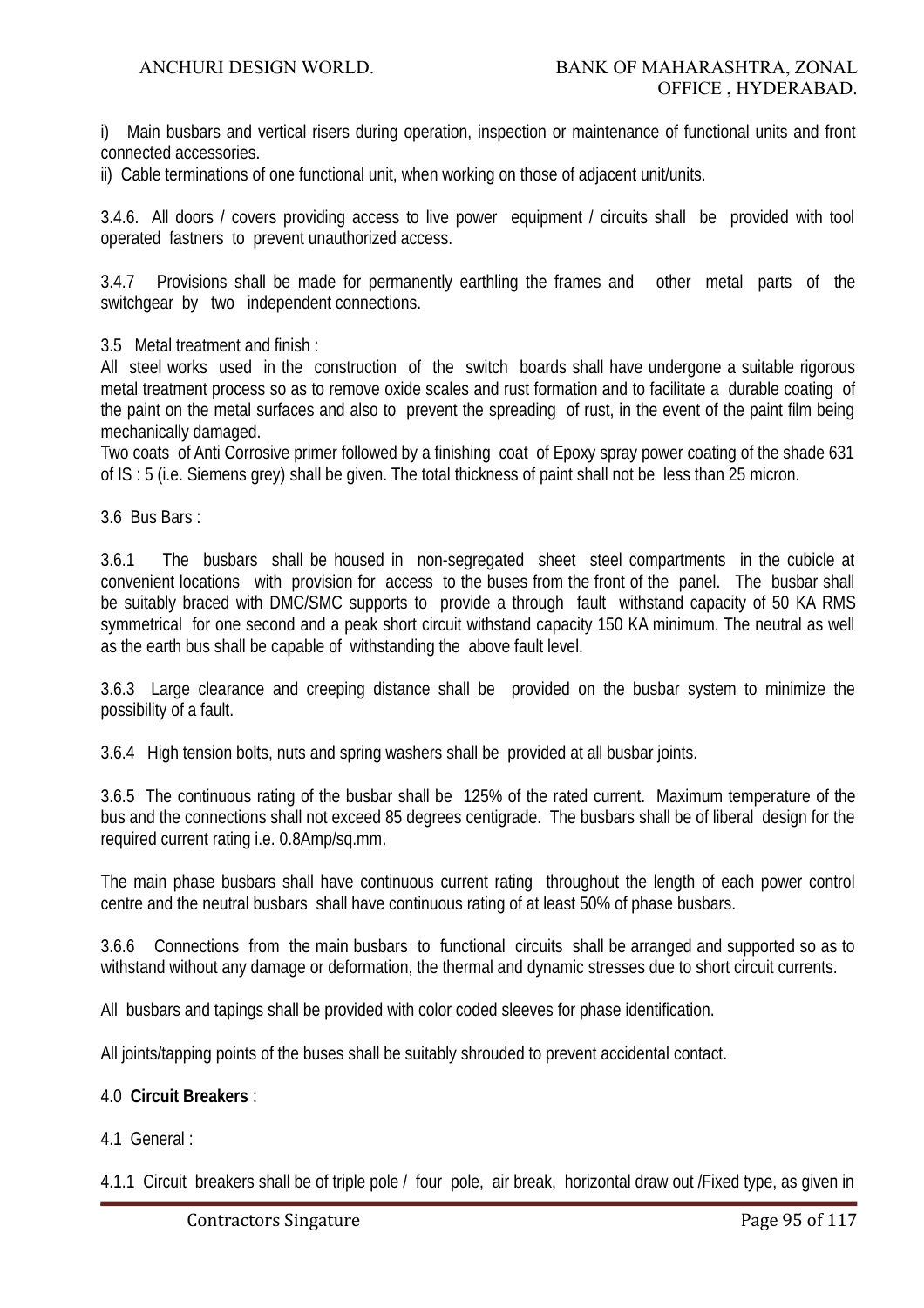i) Main busbars and vertical risers during operation, inspection or maintenance of functional units and front connected accessories.
ii) Cable terminations of one functional unit, when working on those of adjacent unit/units.

3.4.6. All doors / covers providing access to live power equipment / circuits shall be provided with tool operated fastners to prevent unauthorized access.

3.4.7 Provisions shall be made for permanently earthling the frames and other metal parts of the switchgear by two independent connections.

3.5 Metal treatment and finish :

All steel works used in the construction of the switch boards shall have undergone a suitable rigorous metal treatment process so as to remove oxide scales and rust formation and to facilitate a durable coating of the paint on the metal surfaces and also to prevent the spreading of rust, in the event of the paint film being mechanically damaged.

Two coats of Anti Corrosive primer followed by a finishing coat of Epoxy spray power coating of the shade 631 of IS : 5 (i.e. Siemens grey) shall be given. The total thickness of paint shall not be less than 25 micron.

3.6 Bus Bars :

3.6.1 The busbars shall be housed in non-segregated sheet steel compartments in the cubicle at convenient locations with provision for access to the buses from the front of the panel. The busbar shall be suitably braced with DMC/SMC supports to provide a through fault withstand capacity of 50 KA RMS symmetrical for one second and a peak short circuit withstand capacity 150 KA minimum. The neutral as well as the earth bus shall be capable of withstanding the above fault level.

3.6.3 Large clearance and creeping distance shall be provided on the busbar system to minimize the possibility of a fault.

3.6.4 High tension bolts, nuts and spring washers shall be provided at all busbar joints.

3.6.5 The continuous rating of the busbar shall be 125% of the rated current. Maximum temperature of the bus and the connections shall not exceed 85 degrees centigrade. The busbars shall be of liberal design for the required current rating i.e. 0.8Amp/sq.mm.

The main phase busbars shall have continuous current rating throughout the length of each power control centre and the neutral busbars shall have continuous rating of at least 50% of phase busbars.

3.6.6 Connections from the main busbars to functional circuits shall be arranged and supported so as to withstand without any damage or deformation, the thermal and dynamic stresses due to short circuit currents.

All busbars and tapings shall be provided with color coded sleeves for phase identification.

All joints/tapping points of the buses shall be suitably shrouded to prevent accidental contact.

4.0 **Circuit Breakers** :

4.1 General :

4.1.1 Circuit breakers shall be of triple pole / four pole, air break, horizontal draw out /Fixed type, as given in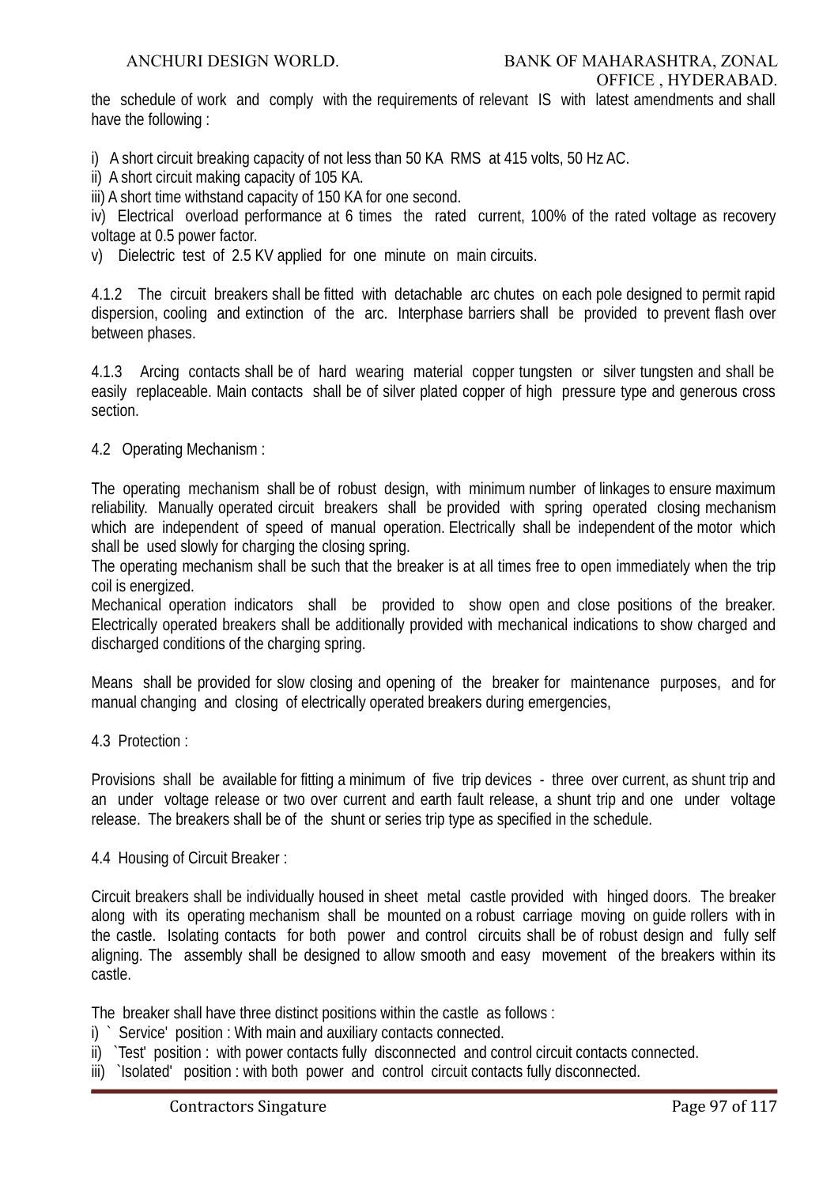the schedule of work and comply with the requirements of relevant IS with latest amendments and shall have the following :

i) A short circuit breaking capacity of not less than 50 KA RMS at 415 volts, 50 Hz AC.
ii) A short circuit making capacity of 105 KA.
iii) A short time withstand capacity of 150 KA for one second.
iv) Electrical overload performance at 6 times the rated current, 100% of the rated voltage as recovery voltage at 0.5 power factor.
v) Dielectric test of 2.5 KV applied for one minute on main circuits.

4.1.2 The circuit breakers shall be fitted with detachable arc chutes on each pole designed to permit rapid dispersion, cooling and extinction of the arc. Interphase barriers shall be provided to prevent flash over between phases.

4.1.3 Arcing contacts shall be of hard wearing material copper tungsten or silver tungsten and shall be easily replaceable. Main contacts shall be of silver plated copper of high pressure type and generous cross section.

4.2 Operating Mechanism :

The operating mechanism shall be of robust design, with minimum number of linkages to ensure maximum reliability. Manually operated circuit breakers shall be provided with spring operated closing mechanism which are independent of speed of manual operation. Electrically shall be independent of the motor which shall be used slowly for charging the closing spring.
The operating mechanism shall be such that the breaker is at all times free to open immediately when the trip coil is energized.
Mechanical operation indicators shall be provided to show open and close positions of the breaker. Electrically operated breakers shall be additionally provided with mechanical indications to show charged and discharged conditions of the charging spring.

Means shall be provided for slow closing and opening of the breaker for maintenance purposes, and for manual changing and closing of electrically operated breakers during emergencies,

4.3 Protection :

Provisions shall be available for fitting a minimum of five trip devices - three over current, as shunt trip and an under voltage release or two over current and earth fault release, a shunt trip and one under voltage release. The breakers shall be of the shunt or series trip type as specified in the schedule.

4.4 Housing of Circuit Breaker :

Circuit breakers shall be individually housed in sheet metal castle provided with hinged doors. The breaker along with its operating mechanism shall be mounted on a robust carriage moving on guide rollers with in the castle. Isolating contacts for both power and control circuits shall be of robust design and fully self aligning. The assembly shall be designed to allow smooth and easy movement of the breakers within its castle.

The breaker shall have three distinct positions within the castle as follows :
i) ` Service' position : With main and auxiliary contacts connected.
ii) `Test' position : with power contacts fully disconnected and control circuit contacts connected.
iii) `Isolated' position : with both power and control circuit contacts fully disconnected.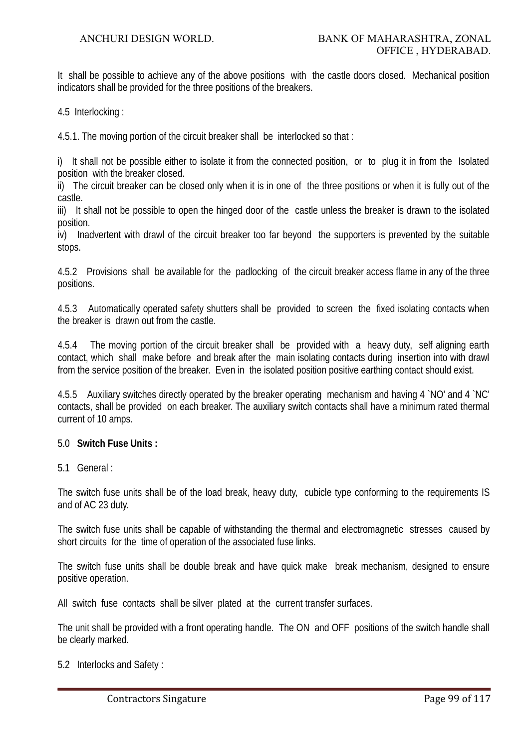It shall be possible to achieve any of the above positions with the castle doors closed. Mechanical position indicators shall be provided for the three positions of the breakers.

4.5 Interlocking :

4.5.1. The moving portion of the circuit breaker shall be interlocked so that :

i) It shall not be possible either to isolate it from the connected position, or to plug it in from the Isolated position with the breaker closed.
ii) The circuit breaker can be closed only when it is in one of the three positions or when it is fully out of the castle.
iii) It shall not be possible to open the hinged door of the castle unless the breaker is drawn to the isolated position.
iv) Inadvertent with drawl of the circuit breaker too far beyond the supporters is prevented by the suitable stops.

4.5.2 Provisions shall be available for the padlocking of the circuit breaker access flame in any of the three positions.

4.5.3 Automatically operated safety shutters shall be provided to screen the fixed isolating contacts when the breaker is drawn out from the castle.

4.5.4 The moving portion of the circuit breaker shall be provided with a heavy duty, self aligning earth contact, which shall make before and break after the main isolating contacts during insertion into with drawl from the service position of the breaker. Even in the isolated position positive earthing contact should exist.

4.5.5 Auxiliary switches directly operated by the breaker operating mechanism and having 4 `NO' and 4 `NC' contacts, shall be provided on each breaker. The auxiliary switch contacts shall have a minimum rated thermal current of 10 amps.

5.0 **Switch Fuse Units :**

5.1 General :

The switch fuse units shall be of the load break, heavy duty, cubicle type conforming to the requirements IS and of AC 23 duty.

The switch fuse units shall be capable of withstanding the thermal and electromagnetic stresses caused by short circuits for the time of operation of the associated fuse links.

The switch fuse units shall be double break and have quick make break mechanism, designed to ensure positive operation.

All switch fuse contacts shall be silver plated at the current transfer surfaces.

The unit shall be provided with a front operating handle. The ON and OFF positions of the switch handle shall be clearly marked.

5.2 Interlocks and Safety :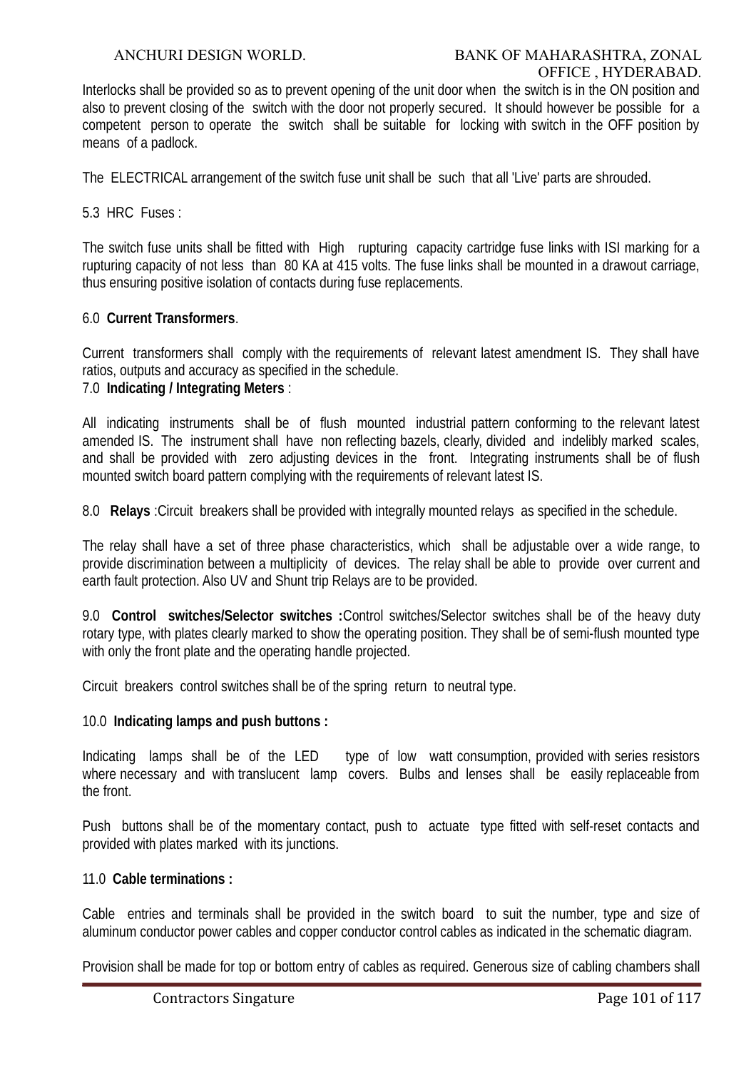Interlocks shall be provided so as to prevent opening of the unit door when the switch is in the ON position and also to prevent closing of the switch with the door not properly secured. It should however be possible for a competent person to operate the switch shall be suitable for locking with switch in the OFF position by means of a padlock.

The ELECTRICAL arrangement of the switch fuse unit shall be such that all 'Live' parts are shrouded.

5.3 HRC Fuses :

The switch fuse units shall be fitted with High rupturing capacity cartridge fuse links with ISI marking for a rupturing capacity of not less than 80 KA at 415 volts. The fuse links shall be mounted in a drawout carriage, thus ensuring positive isolation of contacts during fuse replacements.

6.0 **Current Transformers**.

Current transformers shall comply with the requirements of relevant latest amendment IS. They shall have ratios, outputs and accuracy as specified in the schedule.

7.0 **Indicating / Integrating Meters** :

All indicating instruments shall be of flush mounted industrial pattern conforming to the relevant latest amended IS. The instrument shall have non reflecting bazels, clearly, divided and indelibly marked scales, and shall be provided with zero adjusting devices in the front. Integrating instruments shall be of flush mounted switch board pattern complying with the requirements of relevant latest IS.

8.0 **Relays** :Circuit breakers shall be provided with integrally mounted relays as specified in the schedule.

The relay shall have a set of three phase characteristics, which shall be adjustable over a wide range, to provide discrimination between a multiplicity of devices. The relay shall be able to provide over current and earth fault protection. Also UV and Shunt trip Relays are to be provided.

9.0 **Control switches/Selector switches :**Control switches/Selector switches shall be of the heavy duty rotary type, with plates clearly marked to show the operating position. They shall be of semi-flush mounted type with only the front plate and the operating handle projected.

Circuit breakers control switches shall be of the spring return to neutral type.

10.0 **Indicating lamps and push buttons :**

Indicating lamps shall be of the LED type of low watt consumption, provided with series resistors where necessary and with translucent lamp covers. Bulbs and lenses shall be easily replaceable from the front.

Push buttons shall be of the momentary contact, push to actuate type fitted with self-reset contacts and provided with plates marked with its junctions.

11.0 **Cable terminations :**

Cable entries and terminals shall be provided in the switch board to suit the number, type and size of aluminum conductor power cables and copper conductor control cables as indicated in the schematic diagram.

Provision shall be made for top or bottom entry of cables as required. Generous size of cabling chambers shall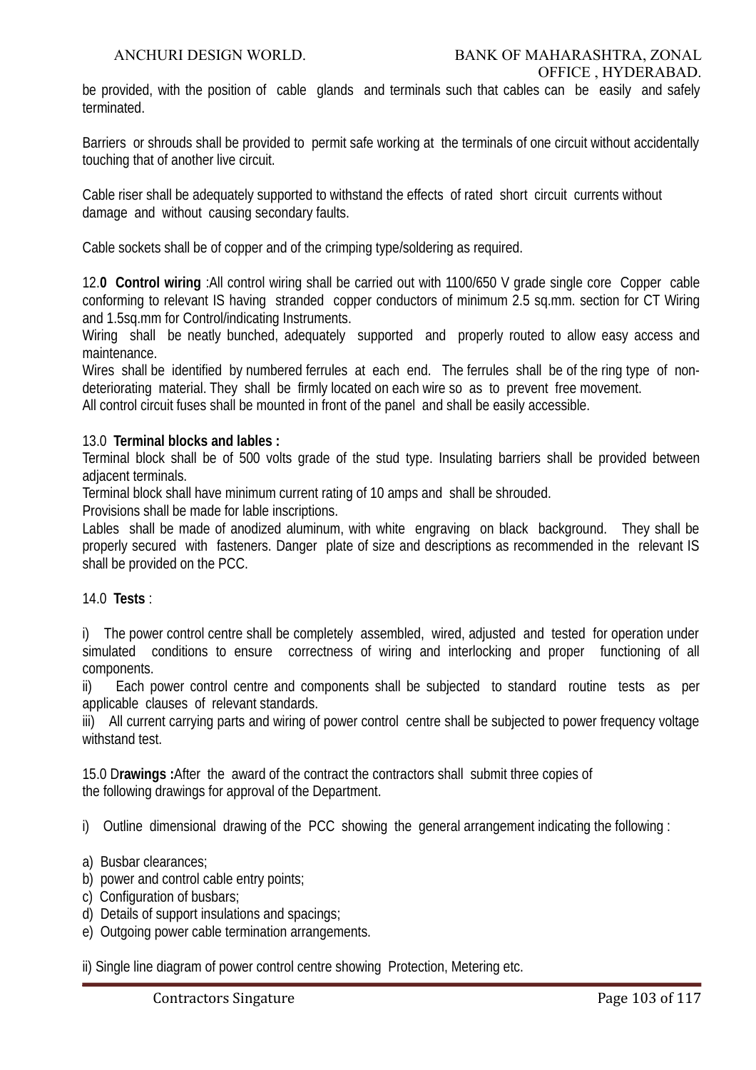be provided, with the position of cable glands and terminals such that cables can be easily and safely terminated.

Barriers or shrouds shall be provided to permit safe working at the terminals of one circuit without accidentally touching that of another live circuit.

Cable riser shall be adequately supported to withstand the effects of rated short circuit currents without damage and without causing secondary faults.

Cable sockets shall be of copper and of the crimping type/soldering as required.

12.**0 Control wiring** :All control wiring shall be carried out with 1100/650 V grade single core Copper cable conforming to relevant IS having stranded copper conductors of minimum 2.5 sq.mm. section for CT Wiring and 1.5sq.mm for Control/indicating Instruments.
Wiring shall be neatly bunched, adequately supported and properly routed to allow easy access and maintenance.
Wires shall be identified by numbered ferrules at each end. The ferrules shall be of the ring type of non-deteriorating material. They shall be firmly located on each wire so as to prevent free movement.
All control circuit fuses shall be mounted in front of the panel and shall be easily accessible.

13.0 **Terminal blocks and lables :**
Terminal block shall be of 500 volts grade of the stud type. Insulating barriers shall be provided between adjacent terminals.
Terminal block shall have minimum current rating of 10 amps and shall be shrouded.
Provisions shall be made for lable inscriptions.
Lables shall be made of anodized aluminum, with white engraving on black background. They shall be properly secured with fasteners. Danger plate of size and descriptions as recommended in the relevant IS shall be provided on the PCC.

14.0 **Tests** :

i) The power control centre shall be completely assembled, wired, adjusted and tested for operation under simulated conditions to ensure correctness of wiring and interlocking and proper functioning of all components.
ii) Each power control centre and components shall be subjected to standard routine tests as per applicable clauses of relevant standards.
iii) All current carrying parts and wiring of power control centre shall be subjected to power frequency voltage withstand test.

15.0 D**rawings :**After the award of the contract the contractors shall submit three copies of the following drawings for approval of the Department.

i) Outline dimensional drawing of the PCC showing the general arrangement indicating the following :

a) Busbar clearances;
b) power and control cable entry points;
c) Configuration of busbars;
d) Details of support insulations and spacings;
e) Outgoing power cable termination arrangements.

ii) Single line diagram of power control centre showing Protection, Metering etc.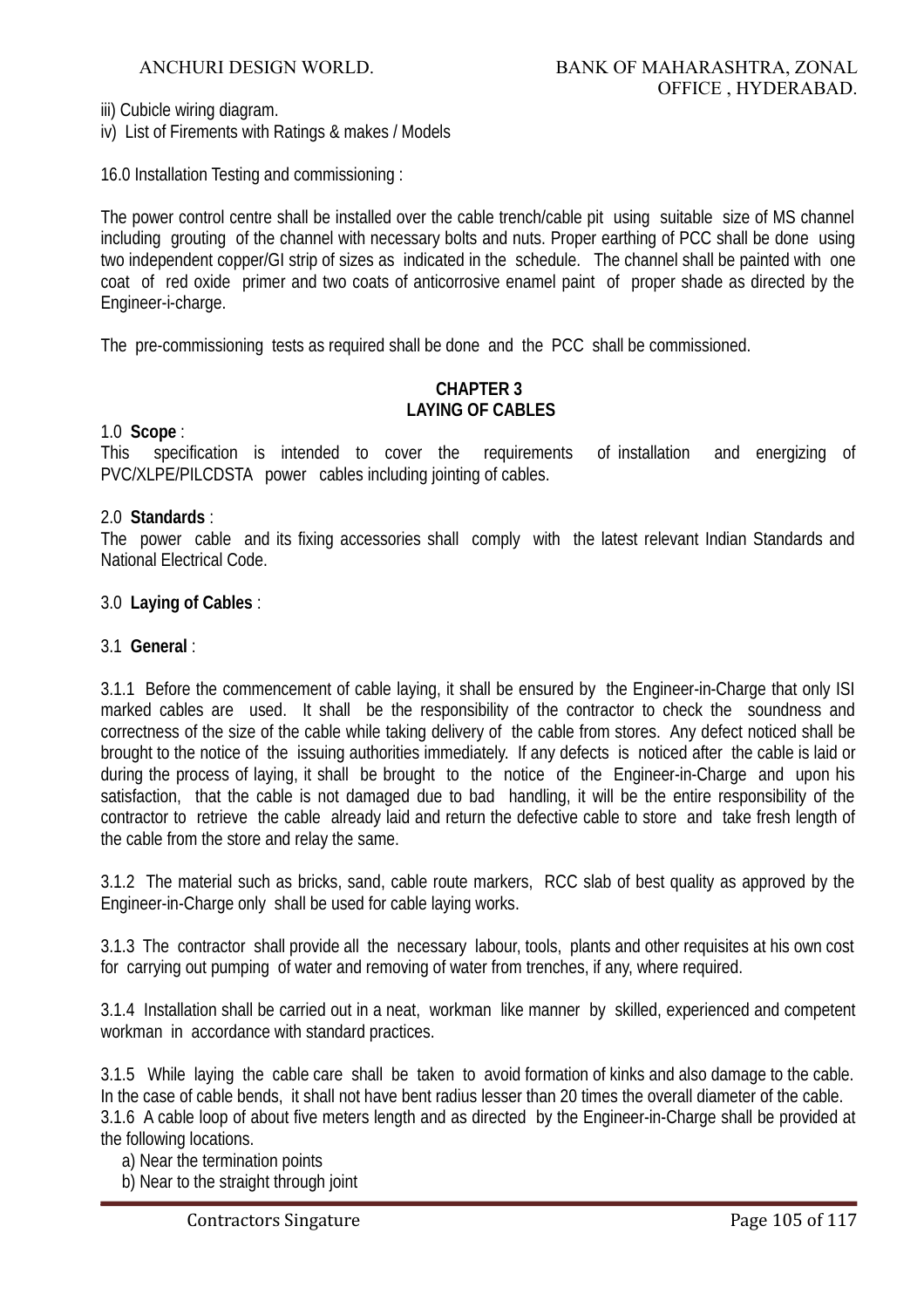iii) Cubicle wiring diagram.

iv) List of Firements with Ratings & makes / Models

16.0 Installation Testing and commissioning :

The power control centre shall be installed over the cable trench/cable pit using suitable size of MS channel including grouting of the channel with necessary bolts and nuts. Proper earthing of PCC shall be done using two independent copper/GI strip of sizes as indicated in the schedule. The channel shall be painted with one coat of red oxide primer and two coats of anticorrosive enamel paint of proper shade as directed by the Engineer-i-charge.

The pre-commissioning tests as required shall be done and the PCC shall be commissioned.

## CHAPTER 3
## LAYING OF CABLES

1.0 **Scope** :
This specification is intended to cover the requirements of installation and energizing of PVC/XLPE/PILCDSTA power cables including jointing of cables.

2.0 **Standards** :
The power cable and its fixing accessories shall comply with the latest relevant Indian Standards and National Electrical Code.

3.0 **Laying of Cables** :

3.1 **General** :

3.1.1 Before the commencement of cable laying, it shall be ensured by the Engineer-in-Charge that only ISI marked cables are used. It shall be the responsibility of the contractor to check the soundness and correctness of the size of the cable while taking delivery of the cable from stores. Any defect noticed shall be brought to the notice of the issuing authorities immediately. If any defects is noticed after the cable is laid or during the process of laying, it shall be brought to the notice of the Engineer-in-Charge and upon his satisfaction, that the cable is not damaged due to bad handling, it will be the entire responsibility of the contractor to retrieve the cable already laid and return the defective cable to store and take fresh length of the cable from the store and relay the same.

3.1.2 The material such as bricks, sand, cable route markers, RCC slab of best quality as approved by the Engineer-in-Charge only shall be used for cable laying works.

3.1.3 The contractor shall provide all the necessary labour, tools, plants and other requisites at his own cost for carrying out pumping of water and removing of water from trenches, if any, where required.

3.1.4 Installation shall be carried out in a neat, workman like manner by skilled, experienced and competent workman in accordance with standard practices.

3.1.5 While laying the cable care shall be taken to avoid formation of kinks and also damage to the cable. In the case of cable bends, it shall not have bent radius lesser than 20 times the overall diameter of the cable.

3.1.6 A cable loop of about five meters length and as directed by the Engineer-in-Charge shall be provided at the following locations.

a) Near the termination points
b) Near to the straight through joint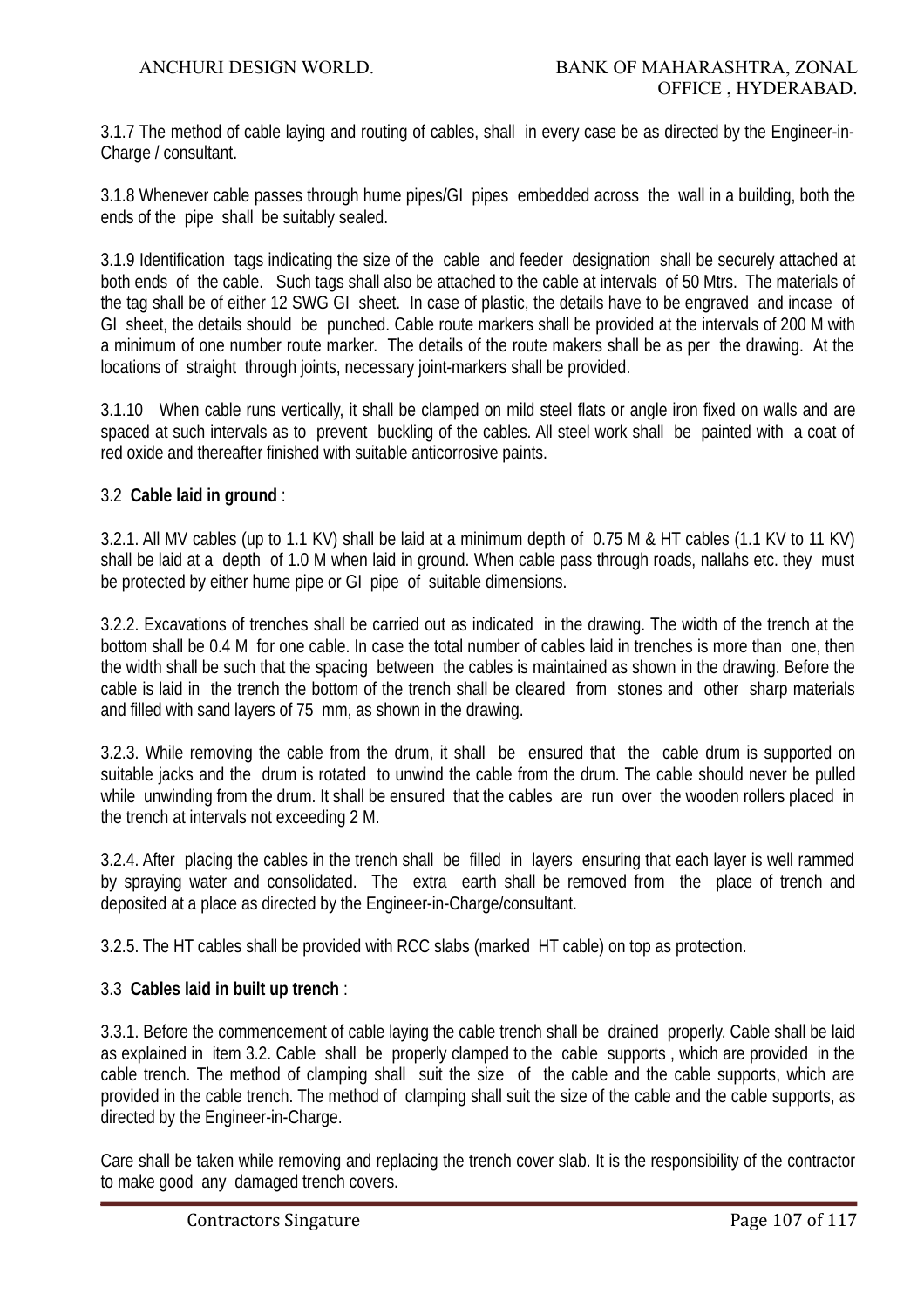3.1.7 The method of cable laying and routing of cables, shall in every case be as directed by the Engineer-in-Charge / consultant.

3.1.8 Whenever cable passes through hume pipes/GI pipes embedded across the wall in a building, both the ends of the pipe shall be suitably sealed.

3.1.9 Identification tags indicating the size of the cable and feeder designation shall be securely attached at both ends of the cable. Such tags shall also be attached to the cable at intervals of 50 Mtrs. The materials of the tag shall be of either 12 SWG GI sheet. In case of plastic, the details have to be engraved and incase of GI sheet, the details should be punched. Cable route markers shall be provided at the intervals of 200 M with a minimum of one number route marker. The details of the route makers shall be as per the drawing. At the locations of straight through joints, necessary joint-markers shall be provided.

3.1.10 When cable runs vertically, it shall be clamped on mild steel flats or angle iron fixed on walls and are spaced at such intervals as to prevent buckling of the cables. All steel work shall be painted with a coat of red oxide and thereafter finished with suitable anticorrosive paints.

3.2 **Cable laid in ground** :

3.2.1. All MV cables (up to 1.1 KV) shall be laid at a minimum depth of 0.75 M & HT cables (1.1 KV to 11 KV) shall be laid at a depth of 1.0 M when laid in ground. When cable pass through roads, nallahs etc. they must be protected by either hume pipe or GI pipe of suitable dimensions.

3.2.2. Excavations of trenches shall be carried out as indicated in the drawing. The width of the trench at the bottom shall be 0.4 M for one cable. In case the total number of cables laid in trenches is more than one, then the width shall be such that the spacing between the cables is maintained as shown in the drawing. Before the cable is laid in the trench the bottom of the trench shall be cleared from stones and other sharp materials and filled with sand layers of 75 mm, as shown in the drawing.

3.2.3. While removing the cable from the drum, it shall be ensured that the cable drum is supported on suitable jacks and the drum is rotated to unwind the cable from the drum. The cable should never be pulled while unwinding from the drum. It shall be ensured that the cables are run over the wooden rollers placed in the trench at intervals not exceeding 2 M.

3.2.4. After placing the cables in the trench shall be filled in layers ensuring that each layer is well rammed by spraying water and consolidated. The extra earth shall be removed from the place of trench and deposited at a place as directed by the Engineer-in-Charge/consultant.

3.2.5. The HT cables shall be provided with RCC slabs (marked HT cable) on top as protection.

3.3 **Cables laid in built up trench** :

3.3.1. Before the commencement of cable laying the cable trench shall be drained properly. Cable shall be laid as explained in item 3.2. Cable shall be properly clamped to the cable supports , which are provided in the cable trench. The method of clamping shall suit the size of the cable and the cable supports, which are provided in the cable trench. The method of clamping shall suit the size of the cable and the cable supports, as directed by the Engineer-in-Charge.

Care shall be taken while removing and replacing the trench cover slab. It is the responsibility of the contractor to make good any damaged trench covers.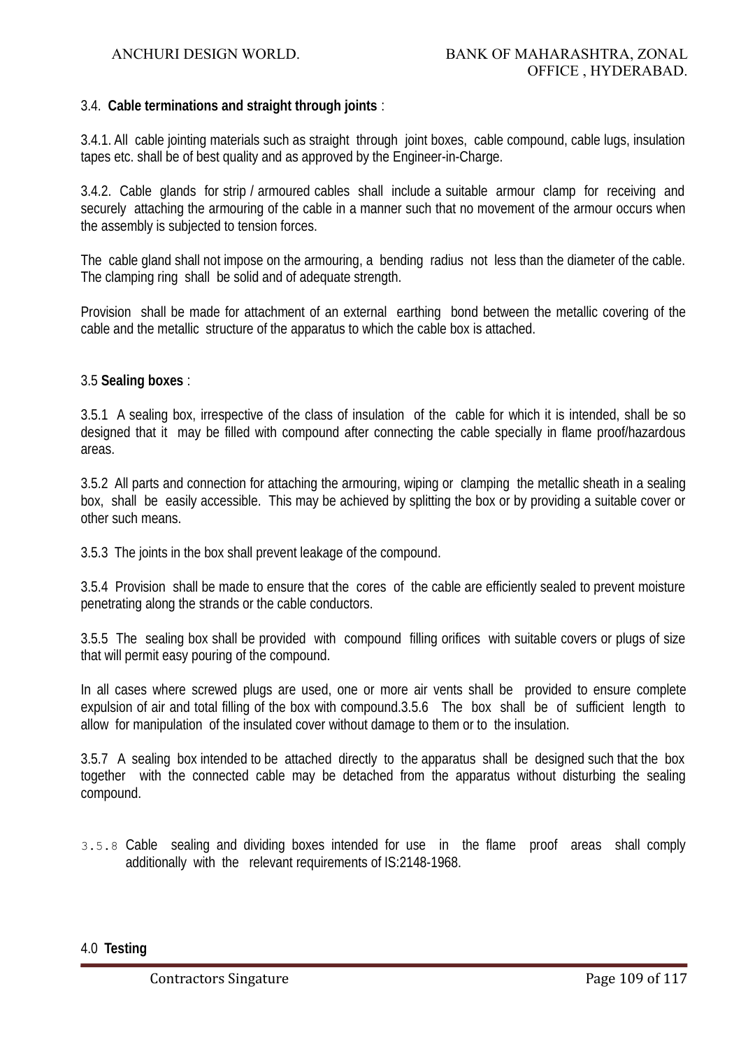3.4. **Cable terminations and straight through joints** :

3.4.1. All cable jointing materials such as straight through joint boxes, cable compound, cable lugs, insulation tapes etc. shall be of best quality and as approved by the Engineer-in-Charge.

3.4.2. Cable glands for strip / armoured cables shall include a suitable armour clamp for receiving and securely attaching the armouring of the cable in a manner such that no movement of the armour occurs when the assembly is subjected to tension forces.

The cable gland shall not impose on the armouring, a bending radius not less than the diameter of the cable. The clamping ring shall be solid and of adequate strength.

Provision shall be made for attachment of an external earthing bond between the metallic covering of the cable and the metallic structure of the apparatus to which the cable box is attached.

3.5 **Sealing boxes** :

3.5.1 A sealing box, irrespective of the class of insulation of the cable for which it is intended, shall be so designed that it may be filled with compound after connecting the cable specially in flame proof/hazardous areas.

3.5.2 All parts and connection for attaching the armouring, wiping or clamping the metallic sheath in a sealing box, shall be easily accessible. This may be achieved by splitting the box or by providing a suitable cover or other such means.

3.5.3 The joints in the box shall prevent leakage of the compound.

3.5.4 Provision shall be made to ensure that the cores of the cable are efficiently sealed to prevent moisture penetrating along the strands or the cable conductors.

3.5.5 The sealing box shall be provided with compound filling orifices with suitable covers or plugs of size that will permit easy pouring of the compound.

In all cases where screwed plugs are used, one or more air vents shall be provided to ensure complete expulsion of air and total filling of the box with compound.3.5.6 The box shall be of sufficient length to allow for manipulation of the insulated cover without damage to them or to the insulation.

3.5.7 A sealing box intended to be attached directly to the apparatus shall be designed such that the box together with the connected cable may be detached from the apparatus without disturbing the sealing compound.

3.5.8 Cable sealing and dividing boxes intended for use in the flame proof areas shall comply additionally with the relevant requirements of IS:2148-1968.

4.0 **Testing**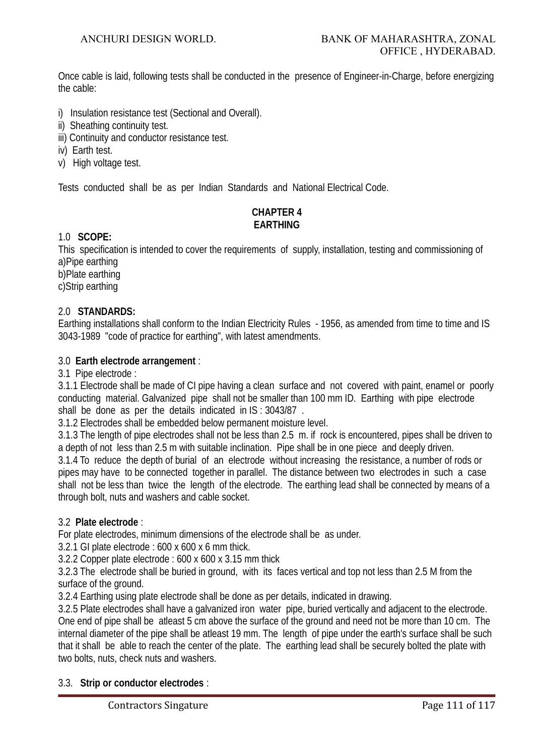Once cable is laid, following tests shall be conducted in the presence of Engineer-in-Charge, before energizing the cable:

i) Insulation resistance test (Sectional and Overall).
ii) Sheathing continuity test.
iii) Continuity and conductor resistance test.
iv) Earth test.
v) High voltage test.

Tests conducted shall be as per Indian Standards and National Electrical Code.

## CHAPTER 4
## EARTHING

1.0 **SCOPE:**

This specification is intended to cover the requirements of supply, installation, testing and commissioning of
a)Pipe earthing
b)Plate earthing
c)Strip earthing

2.0 **STANDARDS:**

Earthing installations shall conform to the Indian Electricity Rules - 1956, as amended from time to time and IS 3043-1989 "code of practice for earthing", with latest amendments.

3.0 **Earth electrode arrangement** :

3.1 Pipe electrode :

3.1.1 Electrode shall be made of CI pipe having a clean surface and not covered with paint, enamel or poorly conducting material. Galvanized pipe shall not be smaller than 100 mm ID. Earthing with pipe electrode shall be done as per the details indicated in IS : 3043/87 .

3.1.2 Electrodes shall be embedded below permanent moisture level.

3.1.3 The length of pipe electrodes shall not be less than 2.5 m. if rock is encountered, pipes shall be driven to a depth of not less than 2.5 m with suitable inclination. Pipe shall be in one piece and deeply driven.

3.1.4 To reduce the depth of burial of an electrode without increasing the resistance, a number of rods or pipes may have to be connected together in parallel. The distance between two electrodes in such a case shall not be less than twice the length of the electrode. The earthing lead shall be connected by means of a through bolt, nuts and washers and cable socket.

3.2 **Plate electrode** :

For plate electrodes, minimum dimensions of the electrode shall be as under.

3.2.1 GI plate electrode : 600 x 600 x 6 mm thick.

3.2.2 Copper plate electrode : 600 x 600 x 3.15 mm thick

3.2.3 The electrode shall be buried in ground, with its faces vertical and top not less than 2.5 M from the surface of the ground.

3.2.4 Earthing using plate electrode shall be done as per details, indicated in drawing.

3.2.5 Plate electrodes shall have a galvanized iron water pipe, buried vertically and adjacent to the electrode. One end of pipe shall be atleast 5 cm above the surface of the ground and need not be more than 10 cm. The internal diameter of the pipe shall be atleast 19 mm. The length of pipe under the earth's surface shall be such that it shall be able to reach the center of the plate. The earthing lead shall be securely bolted the plate with two bolts, nuts, check nuts and washers.

3.3. **Strip or conductor electrodes** :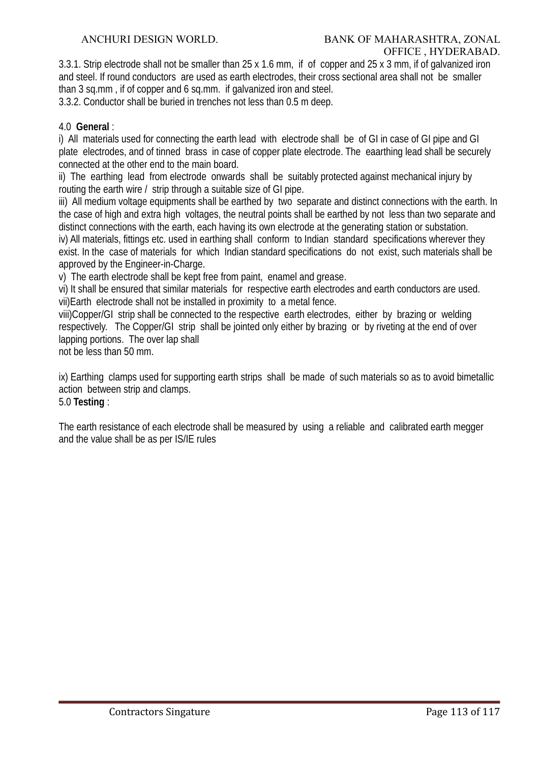3.3.1. Strip electrode shall not be smaller than 25 x 1.6 mm, if of copper and 25 x 3 mm, if of galvanized iron and steel. If round conductors are used as earth electrodes, their cross sectional area shall not be smaller than 3 sq.mm , if of copper and 6 sq.mm. if galvanized iron and steel.

3.3.2. Conductor shall be buried in trenches not less than 0.5 m deep.

4.0 **General** :

i) All materials used for connecting the earth lead with electrode shall be of GI in case of GI pipe and GI plate electrodes, and of tinned brass in case of copper plate electrode. The eaarthing lead shall be securely connected at the other end to the main board.

ii) The earthing lead from electrode onwards shall be suitably protected against mechanical injury by routing the earth wire / strip through a suitable size of GI pipe.

iii) All medium voltage equipments shall be earthed by two separate and distinct connections with the earth. In the case of high and extra high voltages, the neutral points shall be earthed by not less than two separate and distinct connections with the earth, each having its own electrode at the generating station or substation.

iv) All materials, fittings etc. used in earthing shall conform to Indian standard specifications wherever they exist. In the case of materials for which Indian standard specifications do not exist, such materials shall be approved by the Engineer-in-Charge.

v) The earth electrode shall be kept free from paint, enamel and grease.

vi) It shall be ensured that similar materials for respective earth electrodes and earth conductors are used.

vii)Earth electrode shall not be installed in proximity to a metal fence.

viii)Copper/GI strip shall be connected to the respective earth electrodes, either by brazing or welding respectively. The Copper/GI strip shall be jointed only either by brazing or by riveting at the end of over lapping portions. The over lap shall not be less than 50 mm.

ix) Earthing clamps used for supporting earth strips shall be made of such materials so as to avoid bimetallic action between strip and clamps.

5.0 **Testing** :

The earth resistance of each electrode shall be measured by using a reliable and calibrated earth megger and the value shall be as per IS/IE rules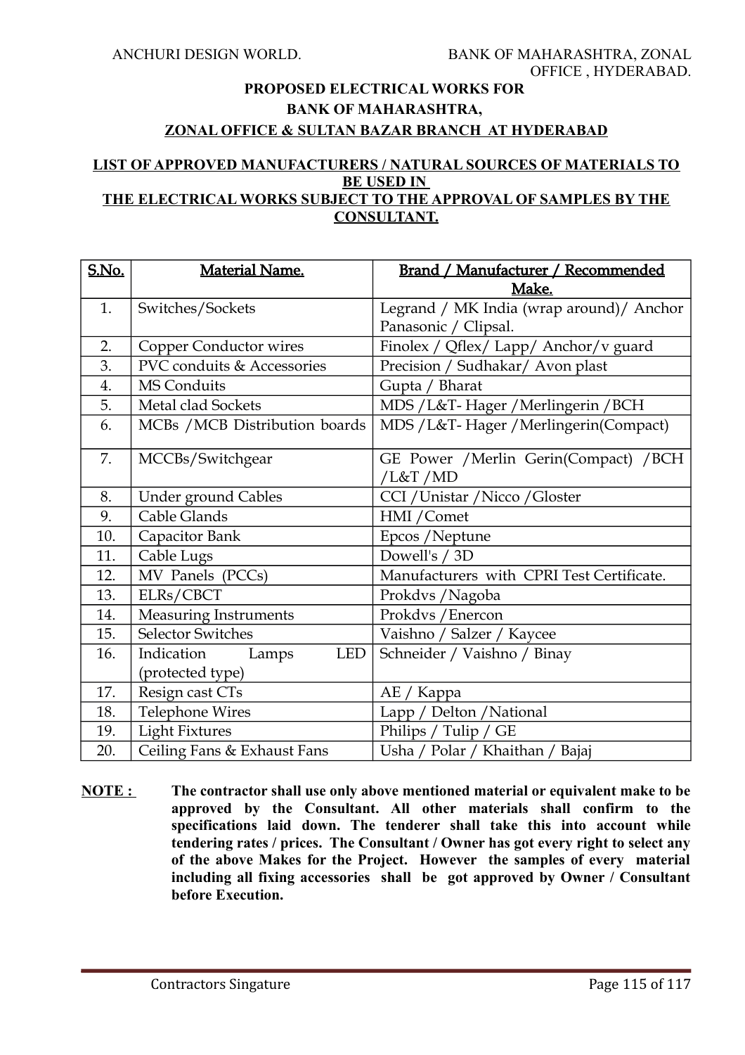**PROPOSED ELECTRICAL WORKS FOR**
**BANK OF MAHARASHTRA,**
**ZONAL OFFICE & SULTAN BAZAR BRANCH AT HYDERABAD**

## LIST OF APPROVED MANUFACTURERS / NATURAL SOURCES OF MATERIALS TO BE USED IN THE ELECTRICAL WORKS SUBJECT TO THE APPROVAL OF SAMPLES BY THE CONSULTANT.

| S.No. | Material Name. | Brand / Manufacturer / Recommended Make. |
|---|---|---|
| 1. | Switches/Sockets | Legrand / MK India (wrap around)/ Anchor Panasonic / Clipsal. |
| 2. | Copper Conductor wires | Finolex / Qflex/ Lapp/ Anchor/v guard |
| 3. | PVC conduits & Accessories | Precision / Sudhakar/ Avon plast |
| 4. | MS Conduits | Gupta / Bharat |
| 5. | Metal clad Sockets | MDS /L&T- Hager /Merlingerin /BCH |
| 6. | MCBs /MCB Distribution boards | MDS /L&T- Hager /Merlingerin(Compact) |
| 7. | MCCBs/Switchgear | GE Power /Merlin Gerin(Compact) /BCH /L&T /MD |
| 8. | Under ground Cables | CCI /Unistar /Nicco /Gloster |
| 9. | Cable Glands | HMI /Comet |
| 10. | Capacitor Bank | Epcos /Neptune |
| 11. | Cable Lugs | Dowell's / 3D |
| 12. | MV Panels (PCCs) | Manufacturers with CPRI Test Certificate. |
| 13. | ELRs/CBCT | Prokdvs /Nagoba |
| 14. | Measuring Instruments | Prokdvs /Enercon |
| 15. | Selector Switches | Vaishno / Salzer / Kaycee |
| 16. | Indication Lamps LED (protected type) | Schneider / Vaishno / Binay |
| 17. | Resign cast CTs | AE / Kappa |
| 18. | Telephone Wires | Lapp / Delton /National |
| 19. | Light Fixtures | Philips / Tulip / GE |
| 20. | Ceiling Fans & Exhaust Fans | Usha / Polar / Khaithan / Bajaj |

**NOTE :** **The contractor shall use only above mentioned material or equivalent make to be approved by the Consultant. All other materials shall confirm to the specifications laid down. The tenderer shall take this into account while tendering rates / prices. The Consultant / Owner has got every right to select any of the above Makes for the Project. However the samples of every material including all fixing accessories shall be got approved by Owner / Consultant before Execution.**

Contractors Singature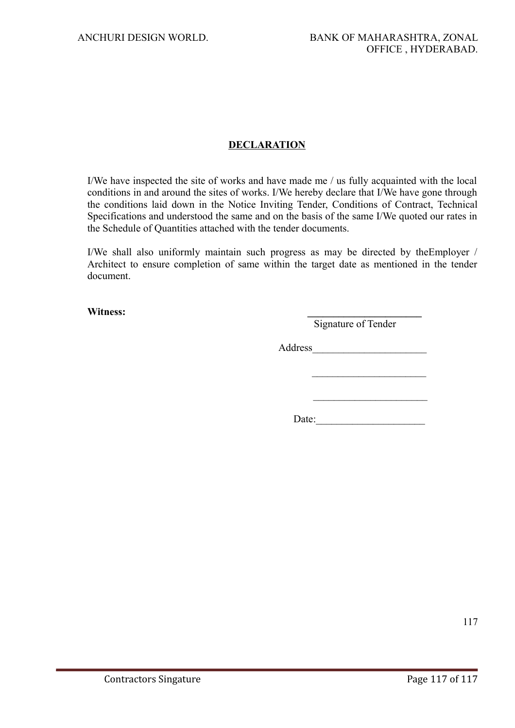## DECLARATION

I/We have inspected the site of works and have made me / us fully acquainted with the local conditions in and around the sites of works. I/We hereby declare that I/We have gone through the conditions laid down in the Notice Inviting Tender, Conditions of Contract, Technical Specifications and understood the same and on the basis of the same I/We quoted our rates in the Schedule of Quantities attached with the tender documents.

I/We shall also uniformly maintain such progress as may be directed by theEmployer / Architect to ensure completion of same within the target date as mentioned in the tender document.

**Witness:**

______________________
Signature of Tender

Address______________________

______________________

______________________

Date:____________________